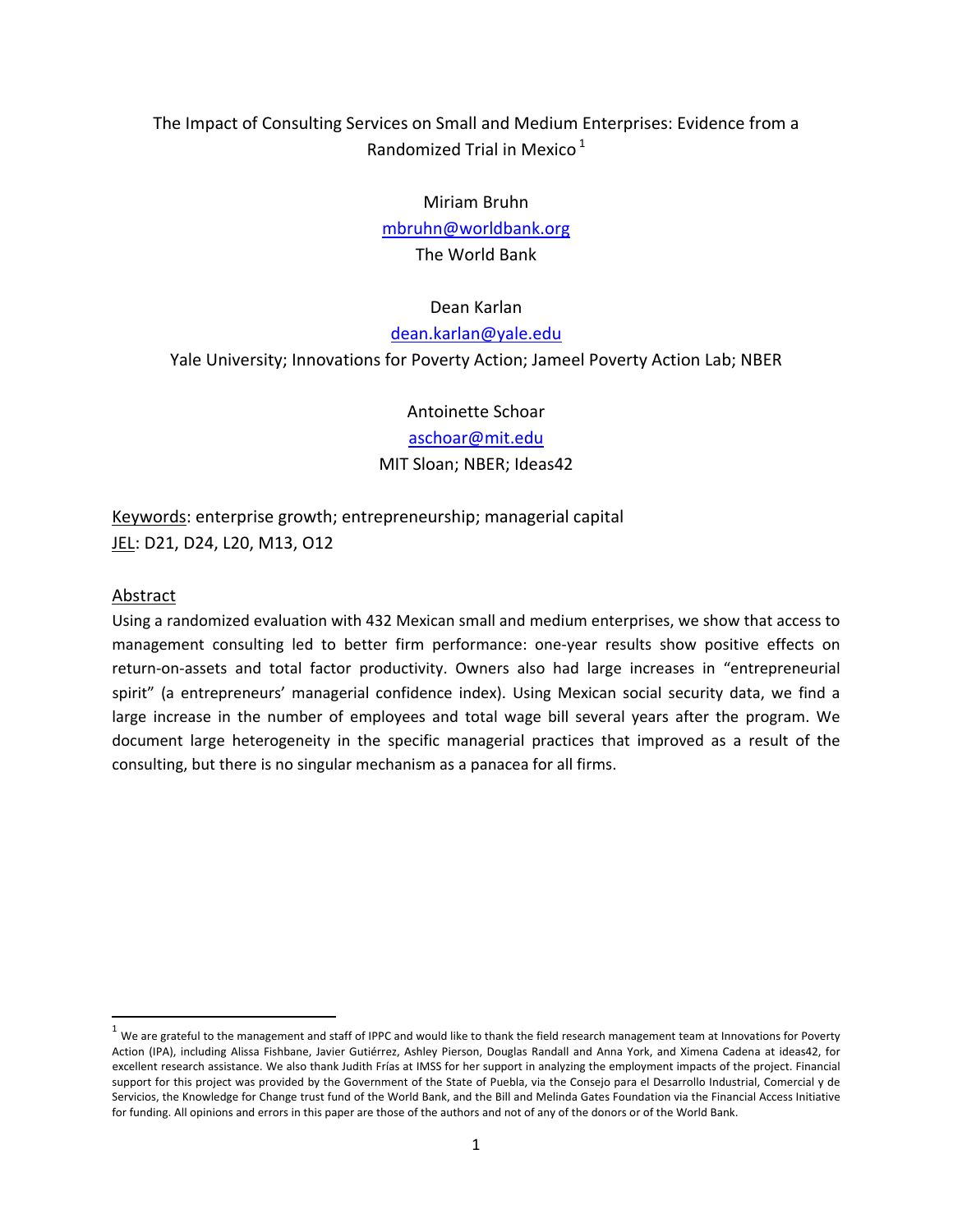# The Impact of Consulting Services on Small and Medium Enterprises: Evidence from a Randomized Trial in Mexico [1]

Miriam Bruhn
mbruhn@worldbank.org
The World Bank

Dean Karlan
dean.karlan@yale.edu
Yale University; Innovations for Poverty Action; Jameel Poverty Action Lab; NBER

Antoinette Schoar
aschoar@mit.edu
MIT Sloan; NBER; Ideas42

Keywords: enterprise growth; entrepreneurship; managerial capital
JEL: D21, D24, L20, M13, O12

## Abstract

Using a randomized evaluation with 432 Mexican small and medium enterprises, we show that access to management consulting led to better firm performance: one-year results show positive effects on return-on-assets and total factor productivity. Owners also had large increases in "entrepreneurial spirit" (a entrepreneurs' managerial confidence index). Using Mexican social security data, we find a large increase in the number of employees and total wage bill several years after the program. We document large heterogeneity in the specific managerial practices that improved as a result of the consulting, but there is no singular mechanism as a panacea for all firms.

[1] We are grateful to the management and staff of IPPC and would like to thank the field research management team at Innovations for Poverty Action (IPA), including Alissa Fishbane, Javier Gutiérrez, Ashley Pierson, Douglas Randall and Anna York, and Ximena Cadena at ideas42, for excellent research assistance. We also thank Judith Frías at IMSS for her support in analyzing the employment impacts of the project. Financial support for this project was provided by the Government of the State of Puebla, via the Consejo para el Desarrollo Industrial, Comercial y de Servicios, the Knowledge for Change trust fund of the World Bank, and the Bill and Melinda Gates Foundation via the Financial Access Initiative for funding. All opinions and errors in this paper are those of the authors and not of any of the donors or of the World Bank.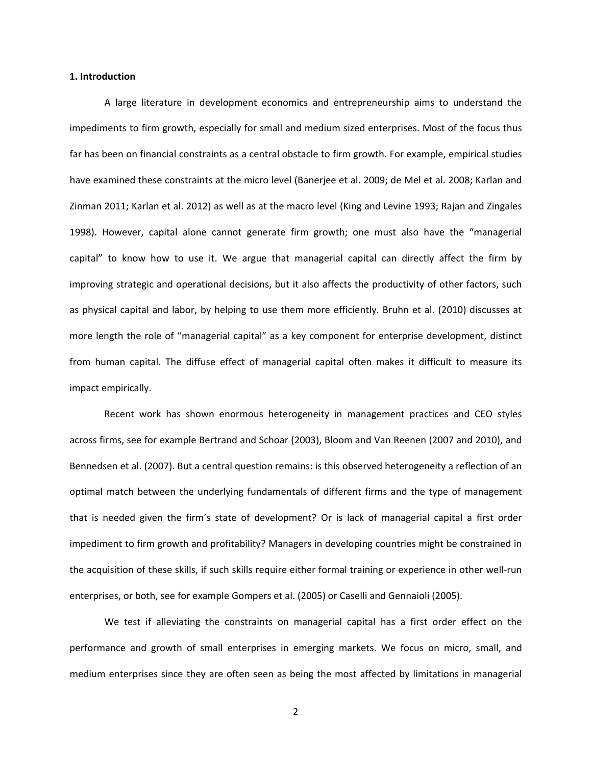## 1. Introduction

A large literature in development economics and entrepreneurship aims to understand the impediments to firm growth, especially for small and medium sized enterprises. Most of the focus thus far has been on financial constraints as a central obstacle to firm growth. For example, empirical studies have examined these constraints at the micro level (Banerjee et al. 2009; de Mel et al. 2008; Karlan and Zinman 2011; Karlan et al. 2012) as well as at the macro level (King and Levine 1993; Rajan and Zingales 1998). However, capital alone cannot generate firm growth; one must also have the "managerial capital" to know how to use it. We argue that managerial capital can directly affect the firm by improving strategic and operational decisions, but it also affects the productivity of other factors, such as physical capital and labor, by helping to use them more efficiently. Bruhn et al. (2010) discusses at more length the role of "managerial capital" as a key component for enterprise development, distinct from human capital. The diffuse effect of managerial capital often makes it difficult to measure its impact empirically.

Recent work has shown enormous heterogeneity in management practices and CEO styles across firms, see for example Bertrand and Schoar (2003), Bloom and Van Reenen (2007 and 2010), and Bennedsen et al. (2007). But a central question remains: is this observed heterogeneity a reflection of an optimal match between the underlying fundamentals of different firms and the type of management that is needed given the firm's state of development? Or is lack of managerial capital a first order impediment to firm growth and profitability? Managers in developing countries might be constrained in the acquisition of these skills, if such skills require either formal training or experience in other well-run enterprises, or both, see for example Gompers et al. (2005) or Caselli and Gennaioli (2005).

We test if alleviating the constraints on managerial capital has a first order effect on the performance and growth of small enterprises in emerging markets. We focus on micro, small, and medium enterprises since they are often seen as being the most affected by limitations in managerial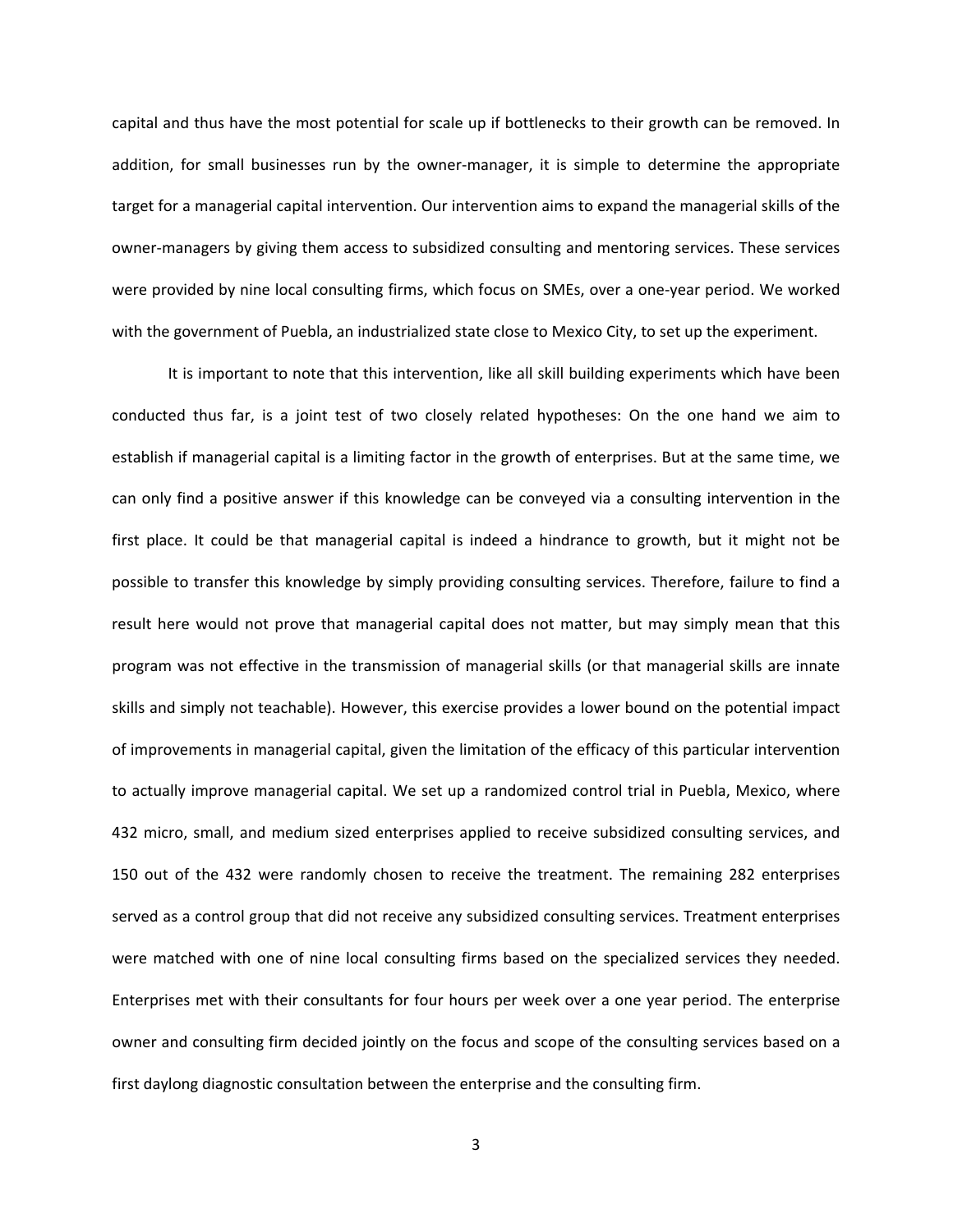capital and thus have the most potential for scale up if bottlenecks to their growth can be removed. In addition, for small businesses run by the owner-manager, it is simple to determine the appropriate target for a managerial capital intervention. Our intervention aims to expand the managerial skills of the owner-managers by giving them access to subsidized consulting and mentoring services. These services were provided by nine local consulting firms, which focus on SMEs, over a one-year period. We worked with the government of Puebla, an industrialized state close to Mexico City, to set up the experiment.

It is important to note that this intervention, like all skill building experiments which have been conducted thus far, is a joint test of two closely related hypotheses: On the one hand we aim to establish if managerial capital is a limiting factor in the growth of enterprises. But at the same time, we can only find a positive answer if this knowledge can be conveyed via a consulting intervention in the first place. It could be that managerial capital is indeed a hindrance to growth, but it might not be possible to transfer this knowledge by simply providing consulting services. Therefore, failure to find a result here would not prove that managerial capital does not matter, but may simply mean that this program was not effective in the transmission of managerial skills (or that managerial skills are innate skills and simply not teachable). However, this exercise provides a lower bound on the potential impact of improvements in managerial capital, given the limitation of the efficacy of this particular intervention to actually improve managerial capital. We set up a randomized control trial in Puebla, Mexico, where 432 micro, small, and medium sized enterprises applied to receive subsidized consulting services, and 150 out of the 432 were randomly chosen to receive the treatment. The remaining 282 enterprises served as a control group that did not receive any subsidized consulting services. Treatment enterprises were matched with one of nine local consulting firms based on the specialized services they needed. Enterprises met with their consultants for four hours per week over a one year period. The enterprise owner and consulting firm decided jointly on the focus and scope of the consulting services based on a first daylong diagnostic consultation between the enterprise and the consulting firm.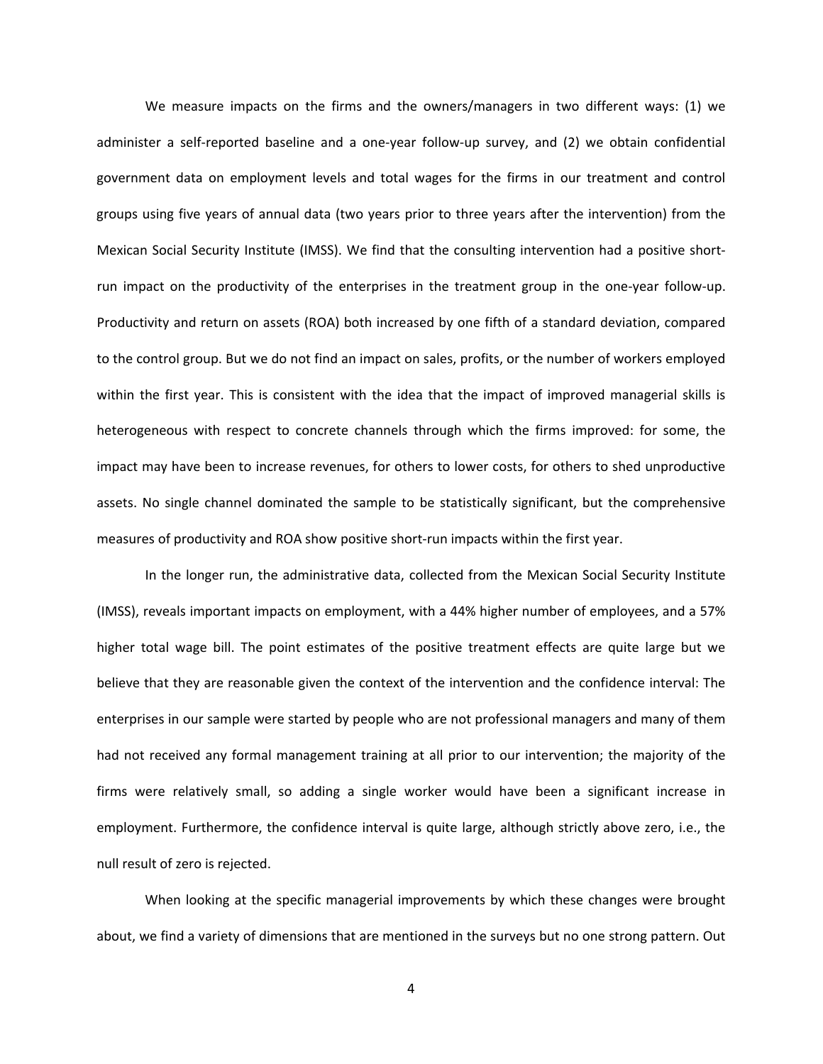We measure impacts on the firms and the owners/managers in two different ways: (1) we administer a self-reported baseline and a one-year follow-up survey, and (2) we obtain confidential government data on employment levels and total wages for the firms in our treatment and control groups using five years of annual data (two years prior to three years after the intervention) from the Mexican Social Security Institute (IMSS). We find that the consulting intervention had a positive short-run impact on the productivity of the enterprises in the treatment group in the one-year follow-up. Productivity and return on assets (ROA) both increased by one fifth of a standard deviation, compared to the control group. But we do not find an impact on sales, profits, or the number of workers employed within the first year. This is consistent with the idea that the impact of improved managerial skills is heterogeneous with respect to concrete channels through which the firms improved: for some, the impact may have been to increase revenues, for others to lower costs, for others to shed unproductive assets. No single channel dominated the sample to be statistically significant, but the comprehensive measures of productivity and ROA show positive short-run impacts within the first year.

In the longer run, the administrative data, collected from the Mexican Social Security Institute (IMSS), reveals important impacts on employment, with a 44% higher number of employees, and a 57% higher total wage bill. The point estimates of the positive treatment effects are quite large but we believe that they are reasonable given the context of the intervention and the confidence interval: The enterprises in our sample were started by people who are not professional managers and many of them had not received any formal management training at all prior to our intervention; the majority of the firms were relatively small, so adding a single worker would have been a significant increase in employment. Furthermore, the confidence interval is quite large, although strictly above zero, i.e., the null result of zero is rejected.

When looking at the specific managerial improvements by which these changes were brought about, we find a variety of dimensions that are mentioned in the surveys but no one strong pattern. Out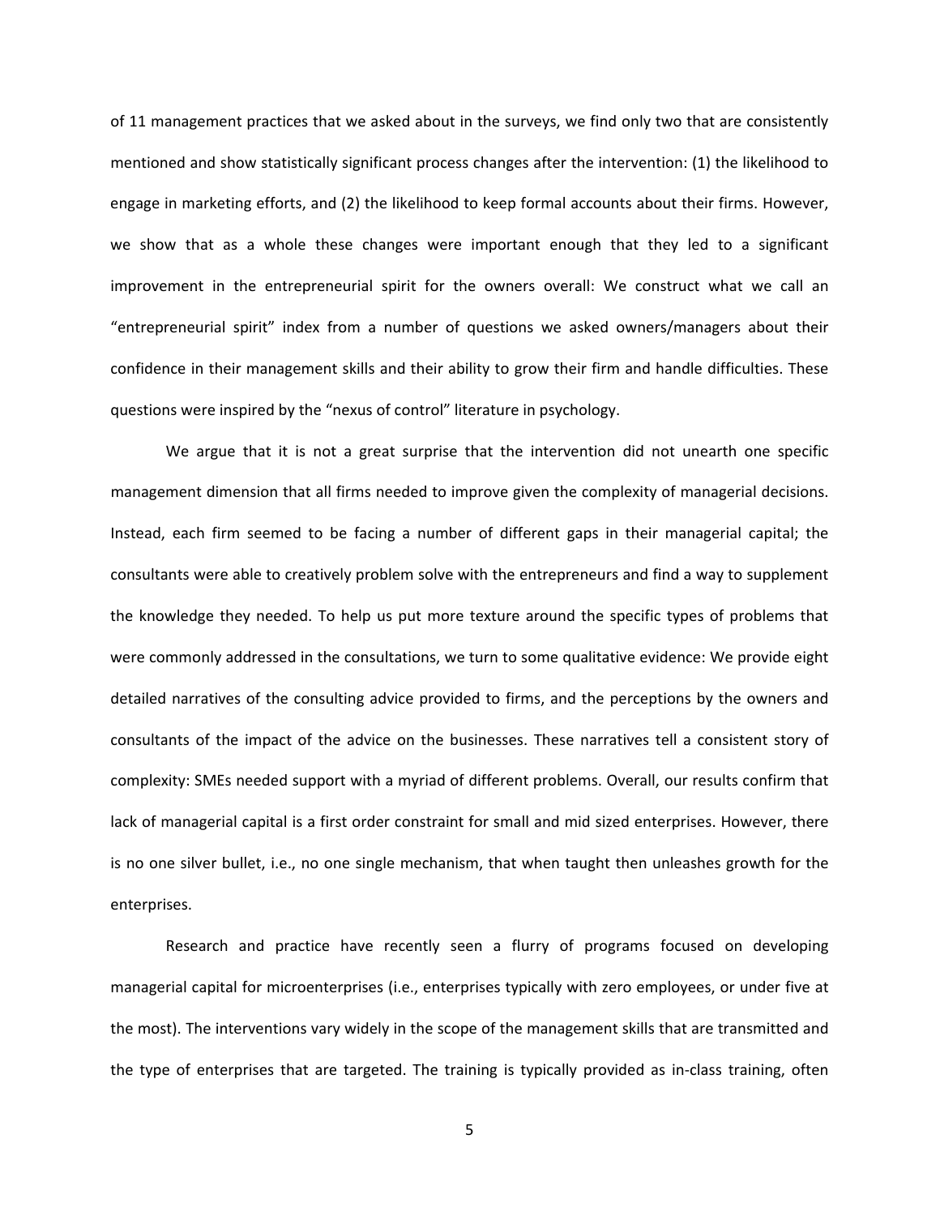of 11 management practices that we asked about in the surveys, we find only two that are consistently mentioned and show statistically significant process changes after the intervention: (1) the likelihood to engage in marketing efforts, and (2) the likelihood to keep formal accounts about their firms. However, we show that as a whole these changes were important enough that they led to a significant improvement in the entrepreneurial spirit for the owners overall: We construct what we call an "entrepreneurial spirit" index from a number of questions we asked owners/managers about their confidence in their management skills and their ability to grow their firm and handle difficulties. These questions were inspired by the "nexus of control" literature in psychology.

We argue that it is not a great surprise that the intervention did not unearth one specific management dimension that all firms needed to improve given the complexity of managerial decisions. Instead, each firm seemed to be facing a number of different gaps in their managerial capital; the consultants were able to creatively problem solve with the entrepreneurs and find a way to supplement the knowledge they needed. To help us put more texture around the specific types of problems that were commonly addressed in the consultations, we turn to some qualitative evidence: We provide eight detailed narratives of the consulting advice provided to firms, and the perceptions by the owners and consultants of the impact of the advice on the businesses. These narratives tell a consistent story of complexity: SMEs needed support with a myriad of different problems. Overall, our results confirm that lack of managerial capital is a first order constraint for small and mid sized enterprises. However, there is no one silver bullet, i.e., no one single mechanism, that when taught then unleashes growth for the enterprises.

Research and practice have recently seen a flurry of programs focused on developing managerial capital for microenterprises (i.e., enterprises typically with zero employees, or under five at the most). The interventions vary widely in the scope of the management skills that are transmitted and the type of enterprises that are targeted. The training is typically provided as in-class training, often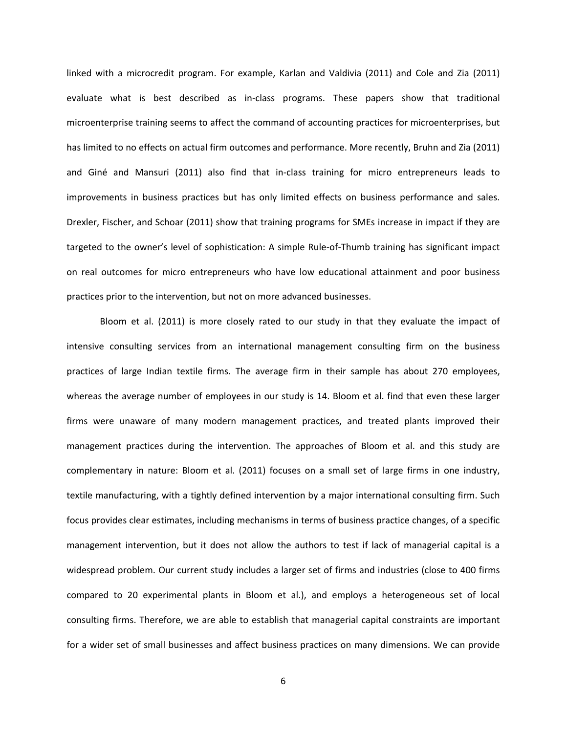linked with a microcredit program. For example, Karlan and Valdivia (2011) and Cole and Zia (2011) evaluate what is best described as in-class programs. These papers show that traditional microenterprise training seems to affect the command of accounting practices for microenterprises, but has limited to no effects on actual firm outcomes and performance. More recently, Bruhn and Zia (2011) and Giné and Mansuri (2011) also find that in-class training for micro entrepreneurs leads to improvements in business practices but has only limited effects on business performance and sales. Drexler, Fischer, and Schoar (2011) show that training programs for SMEs increase in impact if they are targeted to the owner's level of sophistication: A simple Rule-of-Thumb training has significant impact on real outcomes for micro entrepreneurs who have low educational attainment and poor business practices prior to the intervention, but not on more advanced businesses.

Bloom et al. (2011) is more closely rated to our study in that they evaluate the impact of intensive consulting services from an international management consulting firm on the business practices of large Indian textile firms. The average firm in their sample has about 270 employees, whereas the average number of employees in our study is 14. Bloom et al. find that even these larger firms were unaware of many modern management practices, and treated plants improved their management practices during the intervention. The approaches of Bloom et al. and this study are complementary in nature: Bloom et al. (2011) focuses on a small set of large firms in one industry, textile manufacturing, with a tightly defined intervention by a major international consulting firm. Such focus provides clear estimates, including mechanisms in terms of business practice changes, of a specific management intervention, but it does not allow the authors to test if lack of managerial capital is a widespread problem. Our current study includes a larger set of firms and industries (close to 400 firms compared to 20 experimental plants in Bloom et al.), and employs a heterogeneous set of local consulting firms. Therefore, we are able to establish that managerial capital constraints are important for a wider set of small businesses and affect business practices on many dimensions. We can provide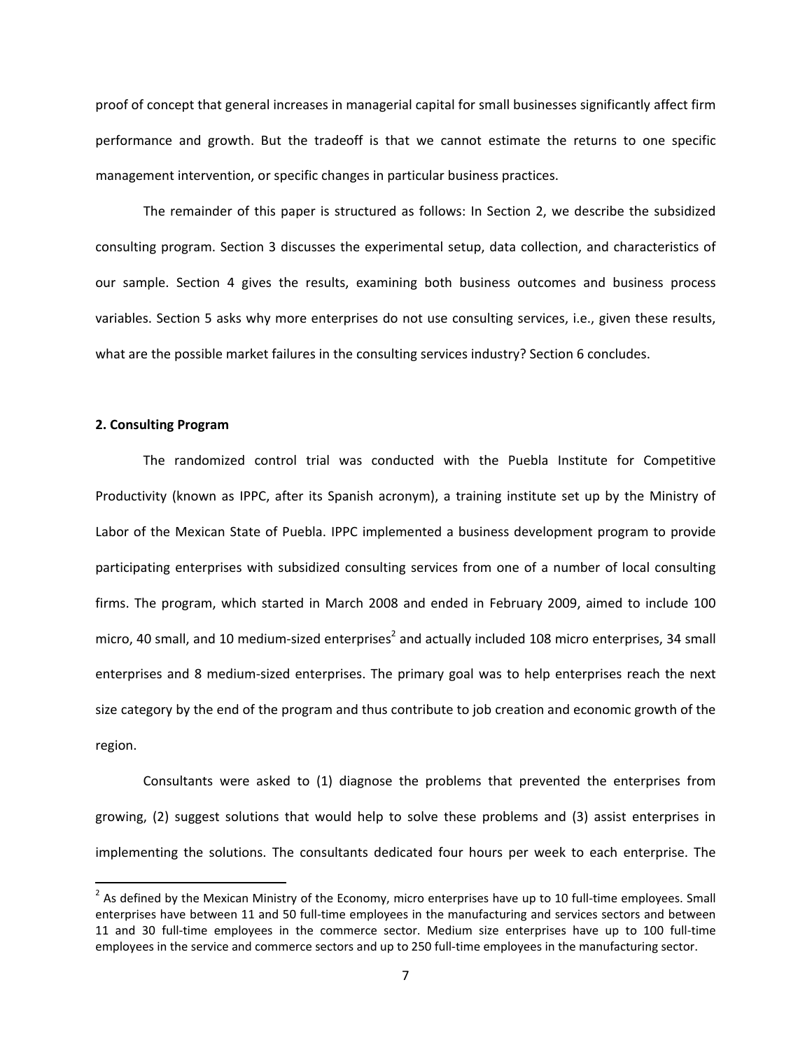proof of concept that general increases in managerial capital for small businesses significantly affect firm performance and growth. But the tradeoff is that we cannot estimate the returns to one specific management intervention, or specific changes in particular business practices.

The remainder of this paper is structured as follows: In Section 2, we describe the subsidized consulting program. Section 3 discusses the experimental setup, data collection, and characteristics of our sample. Section 4 gives the results, examining both business outcomes and business process variables. Section 5 asks why more enterprises do not use consulting services, i.e., given these results, what are the possible market failures in the consulting services industry? Section 6 concludes.

## 2. Consulting Program

The randomized control trial was conducted with the Puebla Institute for Competitive Productivity (known as IPPC, after its Spanish acronym), a training institute set up by the Ministry of Labor of the Mexican State of Puebla. IPPC implemented a business development program to provide participating enterprises with subsidized consulting services from one of a number of local consulting firms. The program, which started in March 2008 and ended in February 2009, aimed to include 100 micro, 40 small, and 10 medium-sized enterprises[2] and actually included 108 micro enterprises, 34 small enterprises and 8 medium-sized enterprises. The primary goal was to help enterprises reach the next size category by the end of the program and thus contribute to job creation and economic growth of the region.

Consultants were asked to (1) diagnose the problems that prevented the enterprises from growing, (2) suggest solutions that would help to solve these problems and (3) assist enterprises in implementing the solutions. The consultants dedicated four hours per week to each enterprise. The

[2] As defined by the Mexican Ministry of the Economy, micro enterprises have up to 10 full-time employees. Small enterprises have between 11 and 50 full-time employees in the manufacturing and services sectors and between 11 and 30 full-time employees in the commerce sector. Medium size enterprises have up to 100 full-time employees in the service and commerce sectors and up to 250 full-time employees in the manufacturing sector.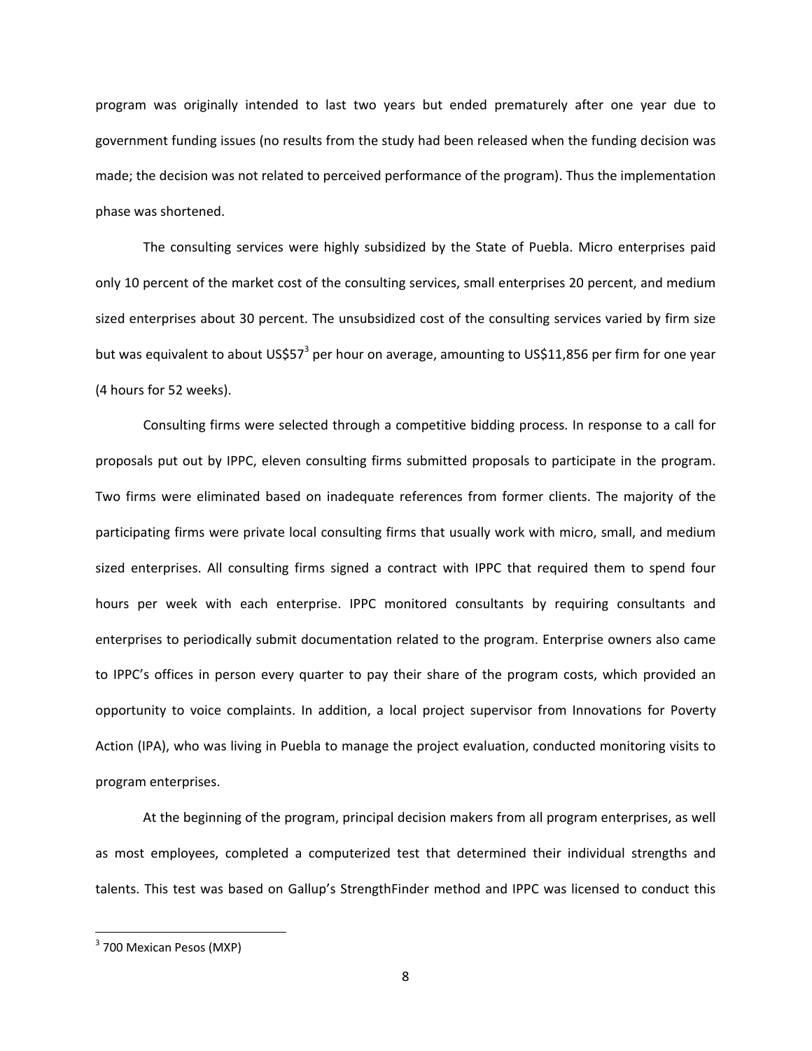program was originally intended to last two years but ended prematurely after one year due to government funding issues (no results from the study had been released when the funding decision was made; the decision was not related to perceived performance of the program). Thus the implementation phase was shortened.

The consulting services were highly subsidized by the State of Puebla. Micro enterprises paid only 10 percent of the market cost of the consulting services, small enterprises 20 percent, and medium sized enterprises about 30 percent. The unsubsidized cost of the consulting services varied by firm size but was equivalent to about US$57[3] per hour on average, amounting to US$11,856 per firm for one year (4 hours for 52 weeks).

Consulting firms were selected through a competitive bidding process. In response to a call for proposals put out by IPPC, eleven consulting firms submitted proposals to participate in the program. Two firms were eliminated based on inadequate references from former clients. The majority of the participating firms were private local consulting firms that usually work with micro, small, and medium sized enterprises. All consulting firms signed a contract with IPPC that required them to spend four hours per week with each enterprise. IPPC monitored consultants by requiring consultants and enterprises to periodically submit documentation related to the program. Enterprise owners also came to IPPC's offices in person every quarter to pay their share of the program costs, which provided an opportunity to voice complaints. In addition, a local project supervisor from Innovations for Poverty Action (IPA), who was living in Puebla to manage the project evaluation, conducted monitoring visits to program enterprises.

At the beginning of the program, principal decision makers from all program enterprises, as well as most employees, completed a computerized test that determined their individual strengths and talents. This test was based on Gallup's StrengthFinder method and IPPC was licensed to conduct this

[3] 700 Mexican Pesos (MXP)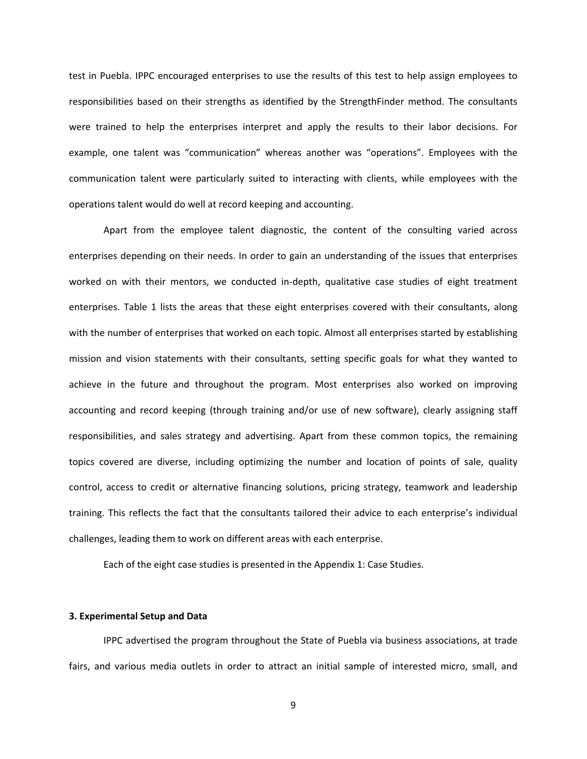test in Puebla. IPPC encouraged enterprises to use the results of this test to help assign employees to responsibilities based on their strengths as identified by the StrengthFinder method. The consultants were trained to help the enterprises interpret and apply the results to their labor decisions. For example, one talent was "communication" whereas another was "operations". Employees with the communication talent were particularly suited to interacting with clients, while employees with the operations talent would do well at record keeping and accounting.

Apart from the employee talent diagnostic, the content of the consulting varied across enterprises depending on their needs. In order to gain an understanding of the issues that enterprises worked on with their mentors, we conducted in-depth, qualitative case studies of eight treatment enterprises. Table 1 lists the areas that these eight enterprises covered with their consultants, along with the number of enterprises that worked on each topic. Almost all enterprises started by establishing mission and vision statements with their consultants, setting specific goals for what they wanted to achieve in the future and throughout the program. Most enterprises also worked on improving accounting and record keeping (through training and/or use of new software), clearly assigning staff responsibilities, and sales strategy and advertising. Apart from these common topics, the remaining topics covered are diverse, including optimizing the number and location of points of sale, quality control, access to credit or alternative financing solutions, pricing strategy, teamwork and leadership training. This reflects the fact that the consultants tailored their advice to each enterprise's individual challenges, leading them to work on different areas with each enterprise.

Each of the eight case studies is presented in the Appendix 1: Case Studies.

### 3. Experimental Setup and Data

IPPC advertised the program throughout the State of Puebla via business associations, at trade fairs, and various media outlets in order to attract an initial sample of interested micro, small, and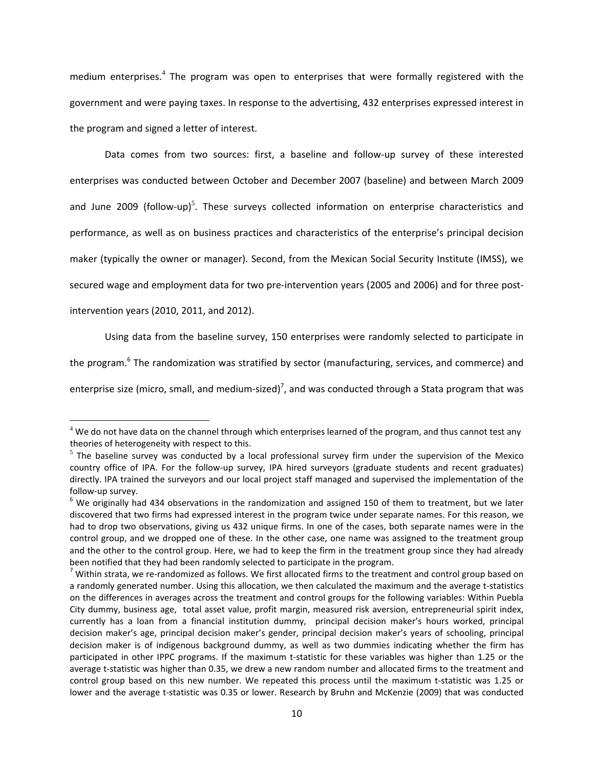medium enterprises.[4] The program was open to enterprises that were formally registered with the government and were paying taxes. In response to the advertising, 432 enterprises expressed interest in the program and signed a letter of interest.

Data comes from two sources: first, a baseline and follow-up survey of these interested enterprises was conducted between October and December 2007 (baseline) and between March 2009 and June 2009 (follow-up)[5]. These surveys collected information on enterprise characteristics and performance, as well as on business practices and characteristics of the enterprise's principal decision maker (typically the owner or manager). Second, from the Mexican Social Security Institute (IMSS), we secured wage and employment data for two pre-intervention years (2005 and 2006) and for three post-intervention years (2010, 2011, and 2012).

Using data from the baseline survey, 150 enterprises were randomly selected to participate in the program.[6] The randomization was stratified by sector (manufacturing, services, and commerce) and enterprise size (micro, small, and medium-sized)[7], and was conducted through a Stata program that was

---

[4] We do not have data on the channel through which enterprises learned of the program, and thus cannot test any theories of heterogeneity with respect to this.

[5] The baseline survey was conducted by a local professional survey firm under the supervision of the Mexico country office of IPA. For the follow-up survey, IPA hired surveyors (graduate students and recent graduates) directly. IPA trained the surveyors and our local project staff managed and supervised the implementation of the follow-up survey.

[6] We originally had 434 observations in the randomization and assigned 150 of them to treatment, but we later discovered that two firms had expressed interest in the program twice under separate names. For this reason, we had to drop two observations, giving us 432 unique firms. In one of the cases, both separate names were in the control group, and we dropped one of these. In the other case, one name was assigned to the treatment group and the other to the control group. Here, we had to keep the firm in the treatment group since they had already been notified that they had been randomly selected to participate in the program.

[7] Within strata, we re-randomized as follows. We first allocated firms to the treatment and control group based on a randomly generated number. Using this allocation, we then calculated the maximum and the average t-statistics on the differences in averages across the treatment and control groups for the following variables: Within Puebla City dummy, business age, total asset value, profit margin, measured risk aversion, entrepreneurial spirit index, currently has a loan from a financial institution dummy, principal decision maker's hours worked, principal decision maker's age, principal decision maker's gender, principal decision maker's years of schooling, principal decision maker is of indigenous background dummy, as well as two dummies indicating whether the firm has participated in other IPPC programs. If the maximum t-statistic for these variables was higher than 1.25 or the average t-statistic was higher than 0.35, we drew a new random number and allocated firms to the treatment and control group based on this new number. We repeated this process until the maximum t-statistic was 1.25 or lower and the average t-statistic was 0.35 or lower. Research by Bruhn and McKenzie (2009) that was conducted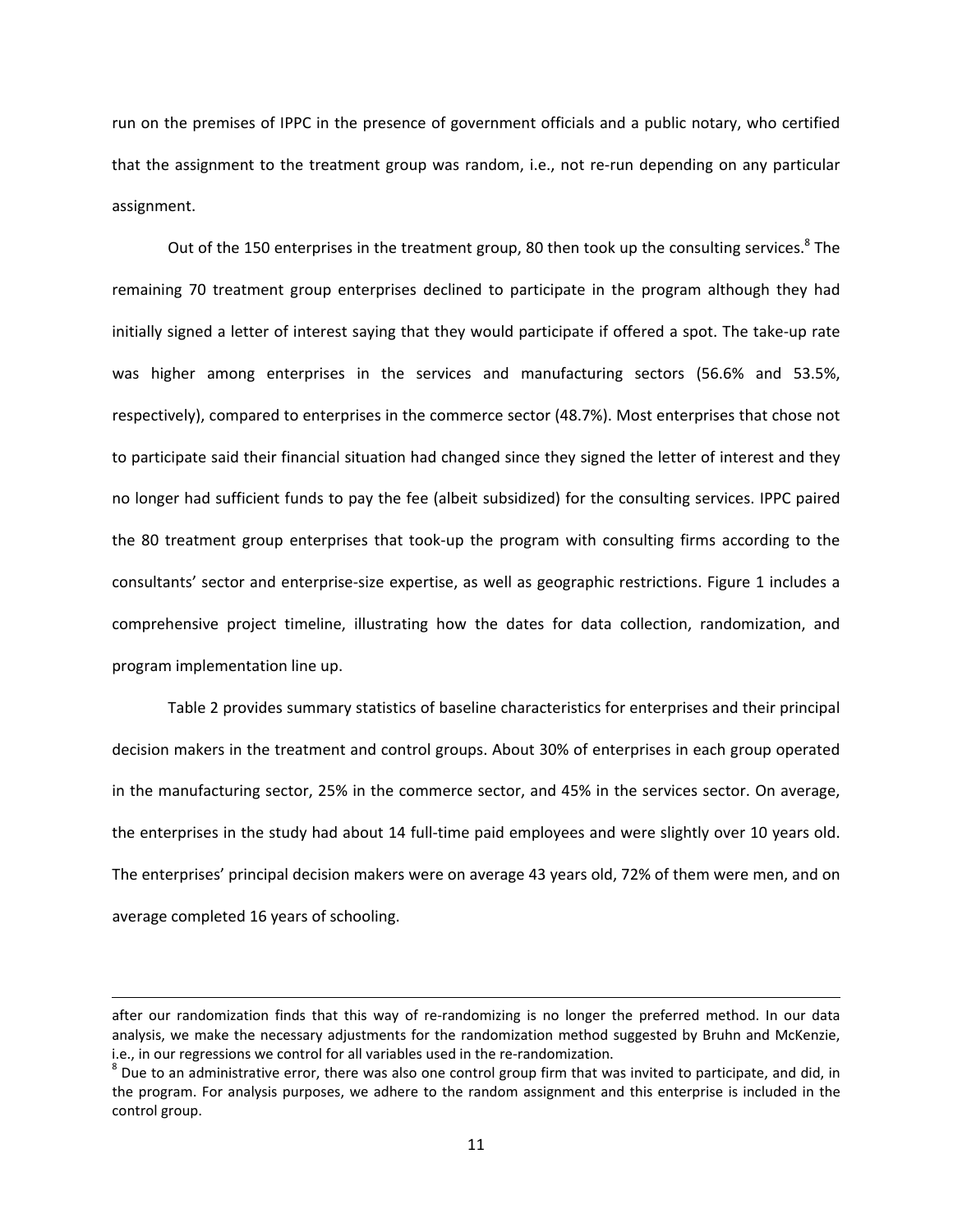run on the premises of IPPC in the presence of government officials and a public notary, who certified that the assignment to the treatment group was random, i.e., not re-run depending on any particular assignment.

Out of the 150 enterprises in the treatment group, 80 then took up the consulting services.[8] The remaining 70 treatment group enterprises declined to participate in the program although they had initially signed a letter of interest saying that they would participate if offered a spot. The take-up rate was higher among enterprises in the services and manufacturing sectors (56.6% and 53.5%, respectively), compared to enterprises in the commerce sector (48.7%). Most enterprises that chose not to participate said their financial situation had changed since they signed the letter of interest and they no longer had sufficient funds to pay the fee (albeit subsidized) for the consulting services. IPPC paired the 80 treatment group enterprises that took-up the program with consulting firms according to the consultants' sector and enterprise-size expertise, as well as geographic restrictions. Figure 1 includes a comprehensive project timeline, illustrating how the dates for data collection, randomization, and program implementation line up.

Table 2 provides summary statistics of baseline characteristics for enterprises and their principal decision makers in the treatment and control groups. About 30% of enterprises in each group operated in the manufacturing sector, 25% in the commerce sector, and 45% in the services sector. On average, the enterprises in the study had about 14 full-time paid employees and were slightly over 10 years old. The enterprises' principal decision makers were on average 43 years old, 72% of them were men, and on average completed 16 years of schooling.

---

after our randomization finds that this way of re-randomizing is no longer the preferred method. In our data analysis, we make the necessary adjustments for the randomization method suggested by Bruhn and McKenzie, i.e., in our regressions we control for all variables used in the re-randomization.

[8] Due to an administrative error, there was also one control group firm that was invited to participate, and did, in the program. For analysis purposes, we adhere to the random assignment and this enterprise is included in the control group.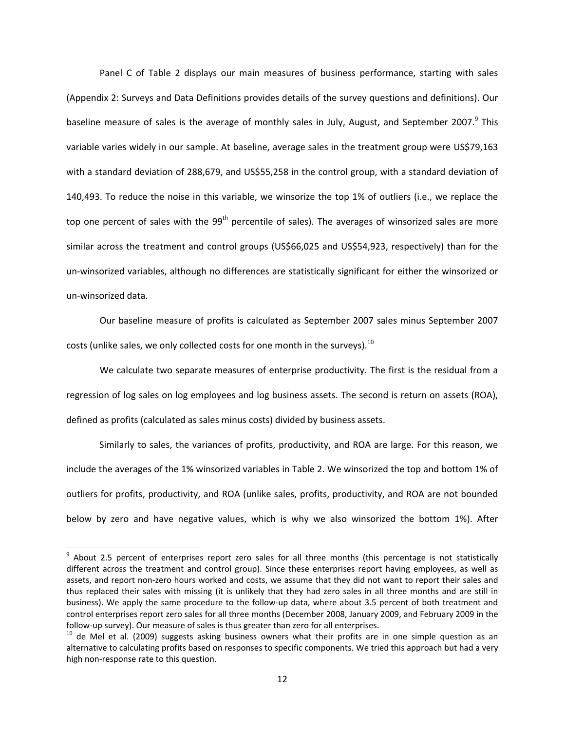Panel C of Table 2 displays our main measures of business performance, starting with sales (Appendix 2: Surveys and Data Definitions provides details of the survey questions and definitions). Our baseline measure of sales is the average of monthly sales in July, August, and September 2007.[9] This variable varies widely in our sample. At baseline, average sales in the treatment group were US$79,163 with a standard deviation of 288,679, and US$55,258 in the control group, with a standard deviation of 140,493. To reduce the noise in this variable, we winsorize the top 1% of outliers (i.e., we replace the top one percent of sales with the 99$^{th}$ percentile of sales). The averages of winsorized sales are more similar across the treatment and control groups (US$66,025 and US$54,923, respectively) than for the un-winsorized variables, although no differences are statistically significant for either the winsorized or un-winsorized data.

Our baseline measure of profits is calculated as September 2007 sales minus September 2007 costs (unlike sales, we only collected costs for one month in the surveys).[10]

We calculate two separate measures of enterprise productivity. The first is the residual from a regression of log sales on log employees and log business assets. The second is return on assets (ROA), defined as profits (calculated as sales minus costs) divided by business assets.

Similarly to sales, the variances of profits, productivity, and ROA are large. For this reason, we include the averages of the 1% winsorized variables in Table 2. We winsorized the top and bottom 1% of outliers for profits, productivity, and ROA (unlike sales, profits, productivity, and ROA are not bounded below by zero and have negative values, which is why we also winsorized the bottom 1%). After

[9] About 2.5 percent of enterprises report zero sales for all three months (this percentage is not statistically different across the treatment and control group). Since these enterprises report having employees, as well as assets, and report non-zero hours worked and costs, we assume that they did not want to report their sales and thus replaced their sales with missing (it is unlikely that they had zero sales in all three months and are still in business). We apply the same procedure to the follow-up data, where about 3.5 percent of both treatment and control enterprises report zero sales for all three months (December 2008, January 2009, and February 2009 in the follow-up survey). Our measure of sales is thus greater than zero for all enterprises.

[10] de Mel et al. (2009) suggests asking business owners what their profits are in one simple question as an alternative to calculating profits based on responses to specific components. We tried this approach but had a very high non-response rate to this question.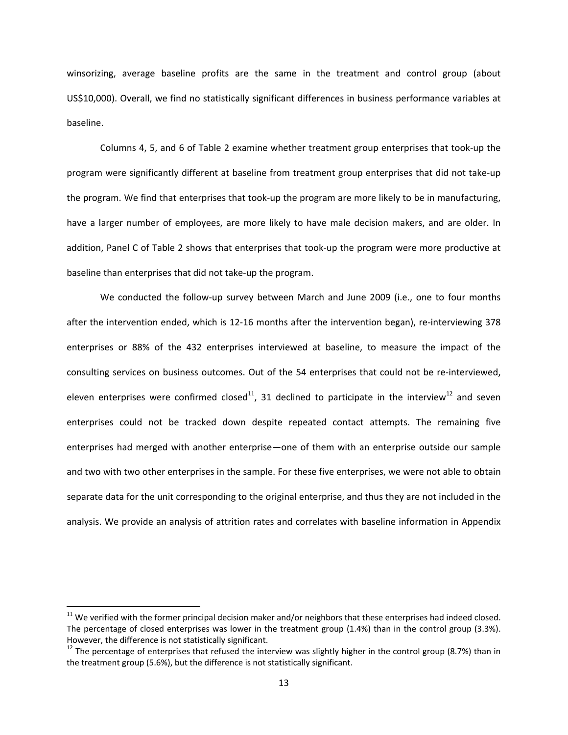winsorizing, average baseline profits are the same in the treatment and control group (about US$10,000). Overall, we find no statistically significant differences in business performance variables at baseline.

Columns 4, 5, and 6 of Table 2 examine whether treatment group enterprises that took-up the program were significantly different at baseline from treatment group enterprises that did not take-up the program. We find that enterprises that took-up the program are more likely to be in manufacturing, have a larger number of employees, are more likely to have male decision makers, and are older. In addition, Panel C of Table 2 shows that enterprises that took-up the program were more productive at baseline than enterprises that did not take-up the program.

We conducted the follow-up survey between March and June 2009 (i.e., one to four months after the intervention ended, which is 12-16 months after the intervention began), re-interviewing 378 enterprises or 88% of the 432 enterprises interviewed at baseline, to measure the impact of the consulting services on business outcomes. Out of the 54 enterprises that could not be re-interviewed, eleven enterprises were confirmed closed[11], 31 declined to participate in the interview[12] and seven enterprises could not be tracked down despite repeated contact attempts. The remaining five enterprises had merged with another enterprise—one of them with an enterprise outside our sample and two with two other enterprises in the sample. For these five enterprises, we were not able to obtain separate data for the unit corresponding to the original enterprise, and thus they are not included in the analysis. We provide an analysis of attrition rates and correlates with baseline information in Appendix

[11] We verified with the former principal decision maker and/or neighbors that these enterprises had indeed closed. The percentage of closed enterprises was lower in the treatment group (1.4%) than in the control group (3.3%). However, the difference is not statistically significant.

[12] The percentage of enterprises that refused the interview was slightly higher in the control group (8.7%) than in the treatment group (5.6%), but the difference is not statistically significant.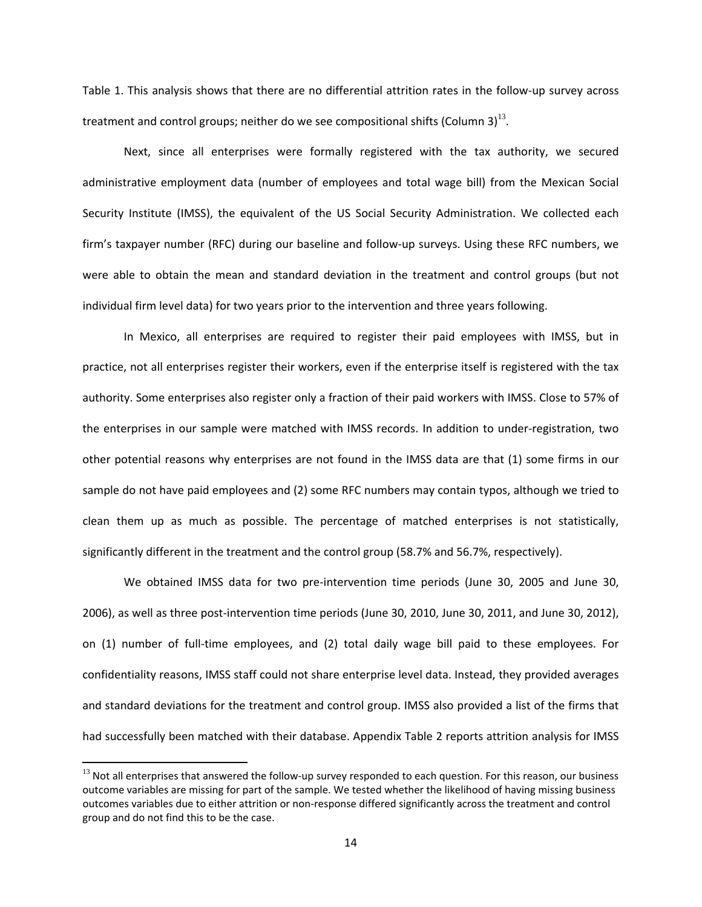Table 1. This analysis shows that there are no differential attrition rates in the follow-up survey across treatment and control groups; neither do we see compositional shifts (Column 3)[13].

Next, since all enterprises were formally registered with the tax authority, we secured administrative employment data (number of employees and total wage bill) from the Mexican Social Security Institute (IMSS), the equivalent of the US Social Security Administration. We collected each firm's taxpayer number (RFC) during our baseline and follow-up surveys. Using these RFC numbers, we were able to obtain the mean and standard deviation in the treatment and control groups (but not individual firm level data) for two years prior to the intervention and three years following.

In Mexico, all enterprises are required to register their paid employees with IMSS, but in practice, not all enterprises register their workers, even if the enterprise itself is registered with the tax authority. Some enterprises also register only a fraction of their paid workers with IMSS. Close to 57% of the enterprises in our sample were matched with IMSS records. In addition to under-registration, two other potential reasons why enterprises are not found in the IMSS data are that (1) some firms in our sample do not have paid employees and (2) some RFC numbers may contain typos, although we tried to clean them up as much as possible. The percentage of matched enterprises is not statistically, significantly different in the treatment and the control group (58.7% and 56.7%, respectively).

We obtained IMSS data for two pre-intervention time periods (June 30, 2005 and June 30, 2006), as well as three post-intervention time periods (June 30, 2010, June 30, 2011, and June 30, 2012), on (1) number of full-time employees, and (2) total daily wage bill paid to these employees. For confidentiality reasons, IMSS staff could not share enterprise level data. Instead, they provided averages and standard deviations for the treatment and control group. IMSS also provided a list of the firms that had successfully been matched with their database. Appendix Table 2 reports attrition analysis for IMSS

[13] Not all enterprises that answered the follow-up survey responded to each question. For this reason, our business outcome variables are missing for part of the sample. We tested whether the likelihood of having missing business outcomes variables due to either attrition or non-response differed significantly across the treatment and control group and do not find this to be the case.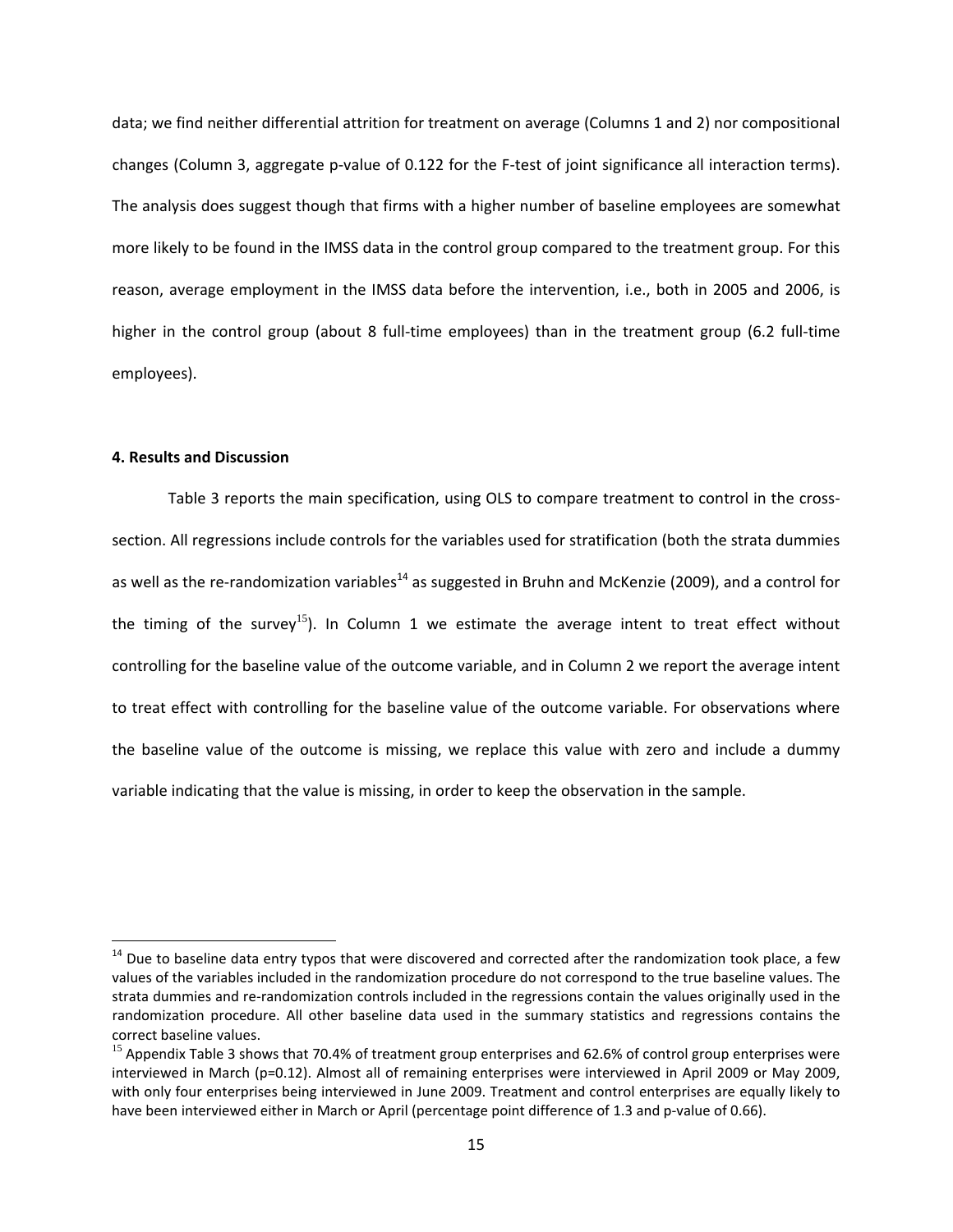data; we find neither differential attrition for treatment on average (Columns 1 and 2) nor compositional changes (Column 3, aggregate p-value of 0.122 for the F-test of joint significance all interaction terms). The analysis does suggest though that firms with a higher number of baseline employees are somewhat more likely to be found in the IMSS data in the control group compared to the treatment group. For this reason, average employment in the IMSS data before the intervention, i.e., both in 2005 and 2006, is higher in the control group (about 8 full-time employees) than in the treatment group (6.2 full-time employees).

#### 4. Results and Discussion

Table 3 reports the main specification, using OLS to compare treatment to control in the cross-section. All regressions include controls for the variables used for stratification (both the strata dummies as well as the re-randomization variables[14] as suggested in Bruhn and McKenzie (2009), and a control for the timing of the survey[15]). In Column 1 we estimate the average intent to treat effect without controlling for the baseline value of the outcome variable, and in Column 2 we report the average intent to treat effect with controlling for the baseline value of the outcome variable. For observations where the baseline value of the outcome is missing, we replace this value with zero and include a dummy variable indicating that the value is missing, in order to keep the observation in the sample.

---

[14] Due to baseline data entry typos that were discovered and corrected after the randomization took place, a few values of the variables included in the randomization procedure do not correspond to the true baseline values. The strata dummies and re-randomization controls included in the regressions contain the values originally used in the randomization procedure. All other baseline data used in the summary statistics and regressions contains the correct baseline values.

[15] Appendix Table 3 shows that 70.4% of treatment group enterprises and 62.6% of control group enterprises were interviewed in March (p=0.12). Almost all of remaining enterprises were interviewed in April 2009 or May 2009, with only four enterprises being interviewed in June 2009. Treatment and control enterprises are equally likely to have been interviewed either in March or April (percentage point difference of 1.3 and p-value of 0.66).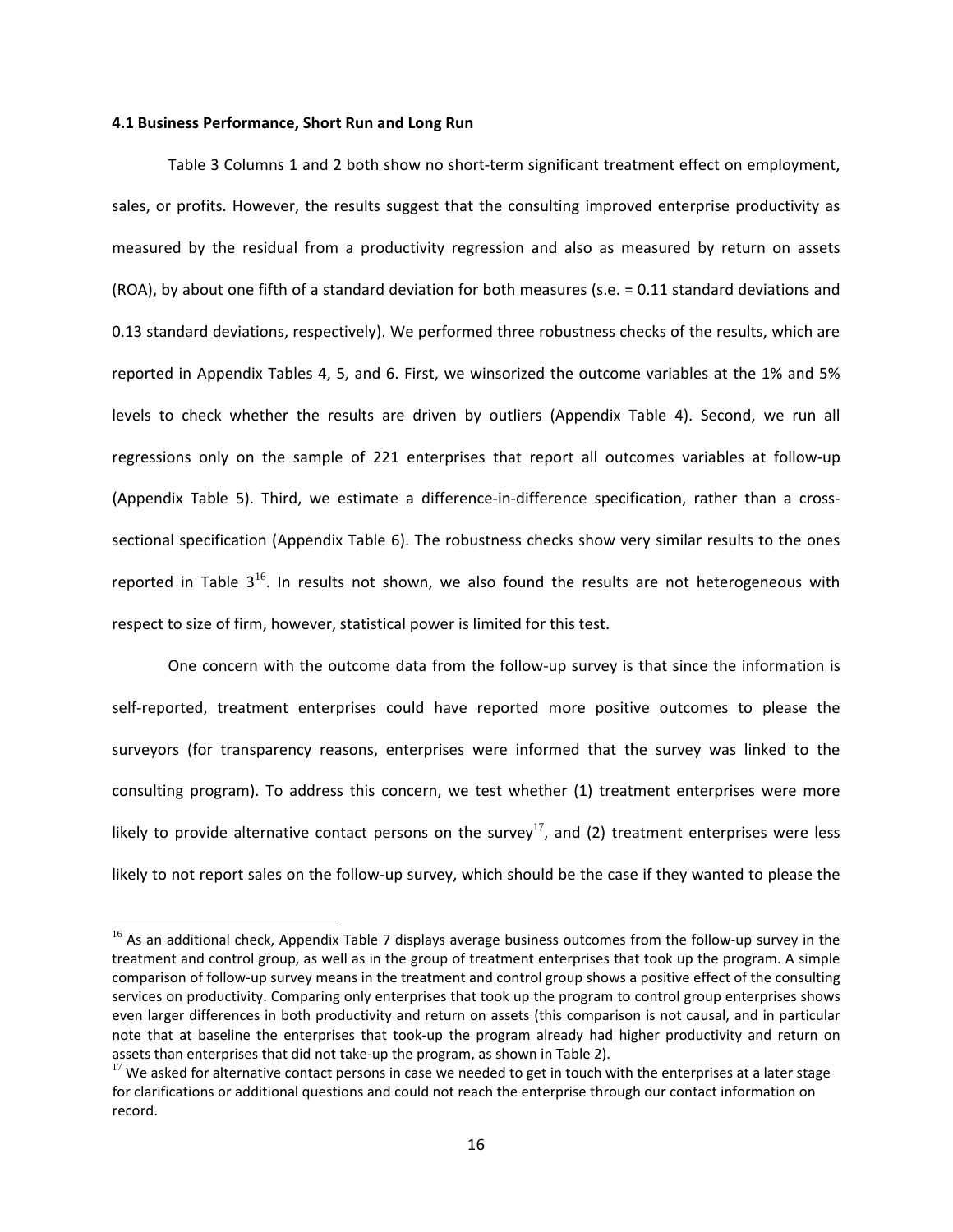**4.1 Business Performance, Short Run and Long Run**

Table 3 Columns 1 and 2 both show no short-term significant treatment effect on employment, sales, or profits. However, the results suggest that the consulting improved enterprise productivity as measured by the residual from a productivity regression and also as measured by return on assets (ROA), by about one fifth of a standard deviation for both measures (s.e. = 0.11 standard deviations and 0.13 standard deviations, respectively). We performed three robustness checks of the results, which are reported in Appendix Tables 4, 5, and 6. First, we winsorized the outcome variables at the 1% and 5% levels to check whether the results are driven by outliers (Appendix Table 4). Second, we run all regressions only on the sample of 221 enterprises that report all outcomes variables at follow-up (Appendix Table 5). Third, we estimate a difference-in-difference specification, rather than a cross-sectional specification (Appendix Table 6). The robustness checks show very similar results to the ones reported in Table 3[16]. In results not shown, we also found the results are not heterogeneous with respect to size of firm, however, statistical power is limited for this test.

One concern with the outcome data from the follow-up survey is that since the information is self-reported, treatment enterprises could have reported more positive outcomes to please the surveyors (for transparency reasons, enterprises were informed that the survey was linked to the consulting program). To address this concern, we test whether (1) treatment enterprises were more likely to provide alternative contact persons on the survey[17], and (2) treatment enterprises were less likely to not report sales on the follow-up survey, which should be the case if they wanted to please the

---

[16] As an additional check, Appendix Table 7 displays average business outcomes from the follow-up survey in the treatment and control group, as well as in the group of treatment enterprises that took up the program. A simple comparison of follow-up survey means in the treatment and control group shows a positive effect of the consulting services on productivity. Comparing only enterprises that took up the program to control group enterprises shows even larger differences in both productivity and return on assets (this comparison is not causal, and in particular note that at baseline the enterprises that took-up the program already had higher productivity and return on assets than enterprises that did not take-up the program, as shown in Table 2).

[17] We asked for alternative contact persons in case we needed to get in touch with the enterprises at a later stage for clarifications or additional questions and could not reach the enterprise through our contact information on record.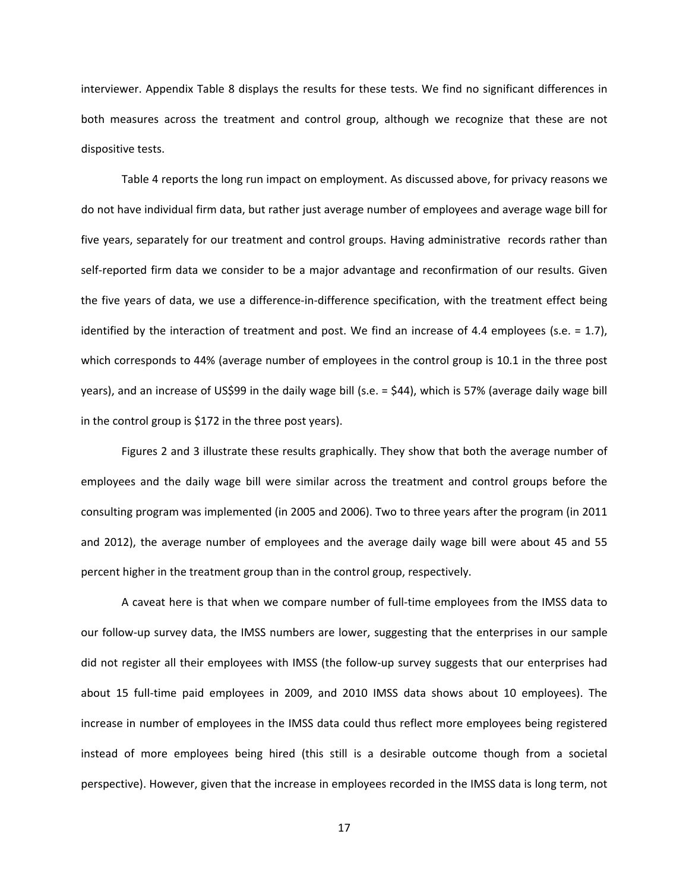interviewer. Appendix Table 8 displays the results for these tests. We find no significant differences in both measures across the treatment and control group, although we recognize that these are not dispositive tests.

Table 4 reports the long run impact on employment. As discussed above, for privacy reasons we do not have individual firm data, but rather just average number of employees and average wage bill for five years, separately for our treatment and control groups. Having administrative records rather than self-reported firm data we consider to be a major advantage and reconfirmation of our results. Given the five years of data, we use a difference-in-difference specification, with the treatment effect being identified by the interaction of treatment and post. We find an increase of 4.4 employees (s.e. = 1.7), which corresponds to 44% (average number of employees in the control group is 10.1 in the three post years), and an increase of US$99 in the daily wage bill (s.e. = $44), which is 57% (average daily wage bill in the control group is $172 in the three post years).

Figures 2 and 3 illustrate these results graphically. They show that both the average number of employees and the daily wage bill were similar across the treatment and control groups before the consulting program was implemented (in 2005 and 2006). Two to three years after the program (in 2011 and 2012), the average number of employees and the average daily wage bill were about 45 and 55 percent higher in the treatment group than in the control group, respectively.

A caveat here is that when we compare number of full-time employees from the IMSS data to our follow-up survey data, the IMSS numbers are lower, suggesting that the enterprises in our sample did not register all their employees with IMSS (the follow-up survey suggests that our enterprises had about 15 full-time paid employees in 2009, and 2010 IMSS data shows about 10 employees). The increase in number of employees in the IMSS data could thus reflect more employees being registered instead of more employees being hired (this still is a desirable outcome though from a societal perspective). However, given that the increase in employees recorded in the IMSS data is long term, not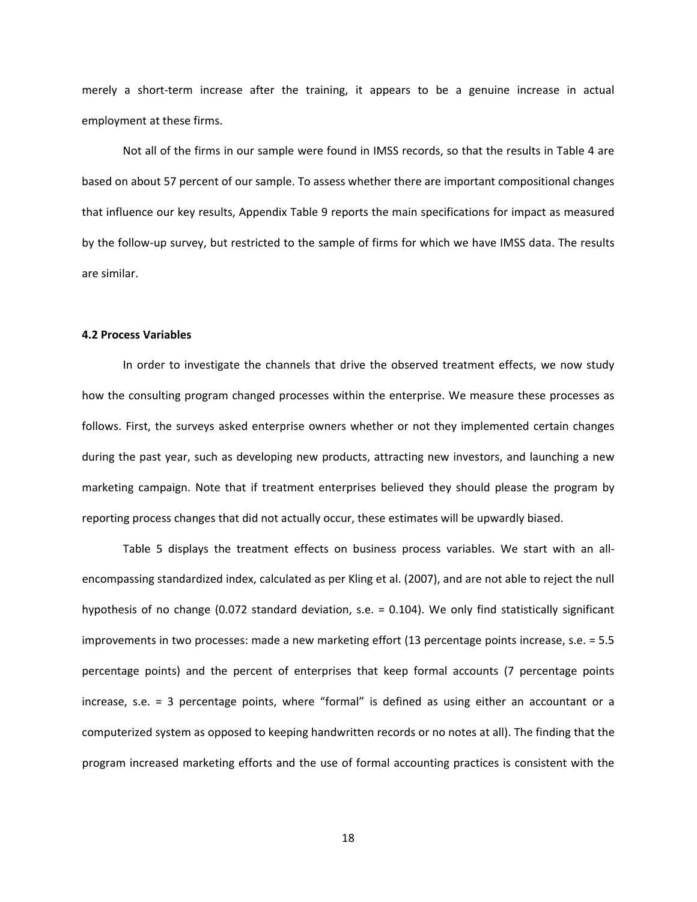merely a short-term increase after the training, it appears to be a genuine increase in actual employment at these firms.

Not all of the firms in our sample were found in IMSS records, so that the results in Table 4 are based on about 57 percent of our sample. To assess whether there are important compositional changes that influence our key results, Appendix Table 9 reports the main specifications for impact as measured by the follow-up survey, but restricted to the sample of firms for which we have IMSS data. The results are similar.

### 4.2 Process Variables

In order to investigate the channels that drive the observed treatment effects, we now study how the consulting program changed processes within the enterprise. We measure these processes as follows. First, the surveys asked enterprise owners whether or not they implemented certain changes during the past year, such as developing new products, attracting new investors, and launching a new marketing campaign. Note that if treatment enterprises believed they should please the program by reporting process changes that did not actually occur, these estimates will be upwardly biased.

Table 5 displays the treatment effects on business process variables. We start with an all-encompassing standardized index, calculated as per Kling et al. (2007), and are not able to reject the null hypothesis of no change (0.072 standard deviation, s.e. = 0.104). We only find statistically significant improvements in two processes: made a new marketing effort (13 percentage points increase, s.e. = 5.5 percentage points) and the percent of enterprises that keep formal accounts (7 percentage points increase, s.e. = 3 percentage points, where "formal" is defined as using either an accountant or a computerized system as opposed to keeping handwritten records or no notes at all). The finding that the program increased marketing efforts and the use of formal accounting practices is consistent with the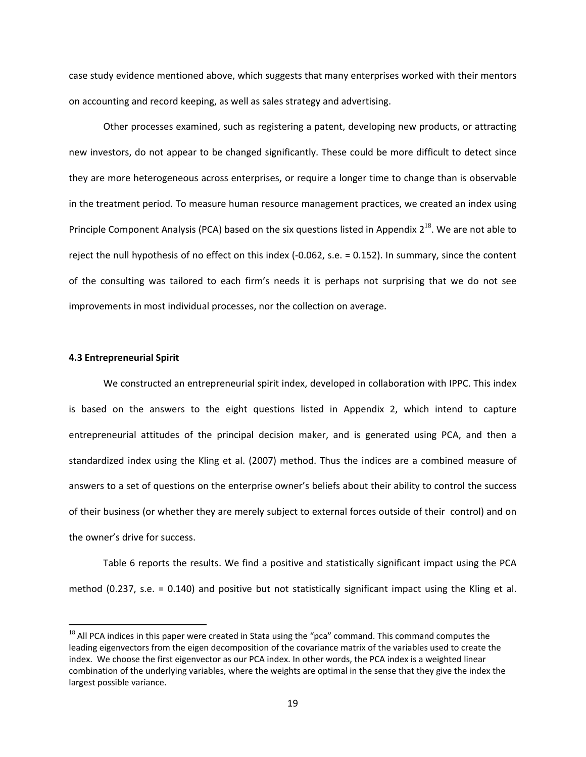case study evidence mentioned above, which suggests that many enterprises worked with their mentors on accounting and record keeping, as well as sales strategy and advertising.

Other processes examined, such as registering a patent, developing new products, or attracting new investors, do not appear to be changed significantly. These could be more difficult to detect since they are more heterogeneous across enterprises, or require a longer time to change than is observable in the treatment period. To measure human resource management practices, we created an index using Principle Component Analysis (PCA) based on the six questions listed in Appendix 2[18]. We are not able to reject the null hypothesis of no effect on this index (-0.062, s.e. = 0.152). In summary, since the content of the consulting was tailored to each firm's needs it is perhaps not surprising that we do not see improvements in most individual processes, nor the collection on average.

#### 4.3 Entrepreneurial Spirit

We constructed an entrepreneurial spirit index, developed in collaboration with IPPC. This index is based on the answers to the eight questions listed in Appendix 2, which intend to capture entrepreneurial attitudes of the principal decision maker, and is generated using PCA, and then a standardized index using the Kling et al. (2007) method. Thus the indices are a combined measure of answers to a set of questions on the enterprise owner's beliefs about their ability to control the success of their business (or whether they are merely subject to external forces outside of their control) and on the owner's drive for success.

Table 6 reports the results. We find a positive and statistically significant impact using the PCA method (0.237, s.e. = 0.140) and positive but not statistically significant impact using the Kling et al.

[18] All PCA indices in this paper were created in Stata using the "pca" command. This command computes the leading eigenvectors from the eigen decomposition of the covariance matrix of the variables used to create the index. We choose the first eigenvector as our PCA index. In other words, the PCA index is a weighted linear combination of the underlying variables, where the weights are optimal in the sense that they give the index the largest possible variance.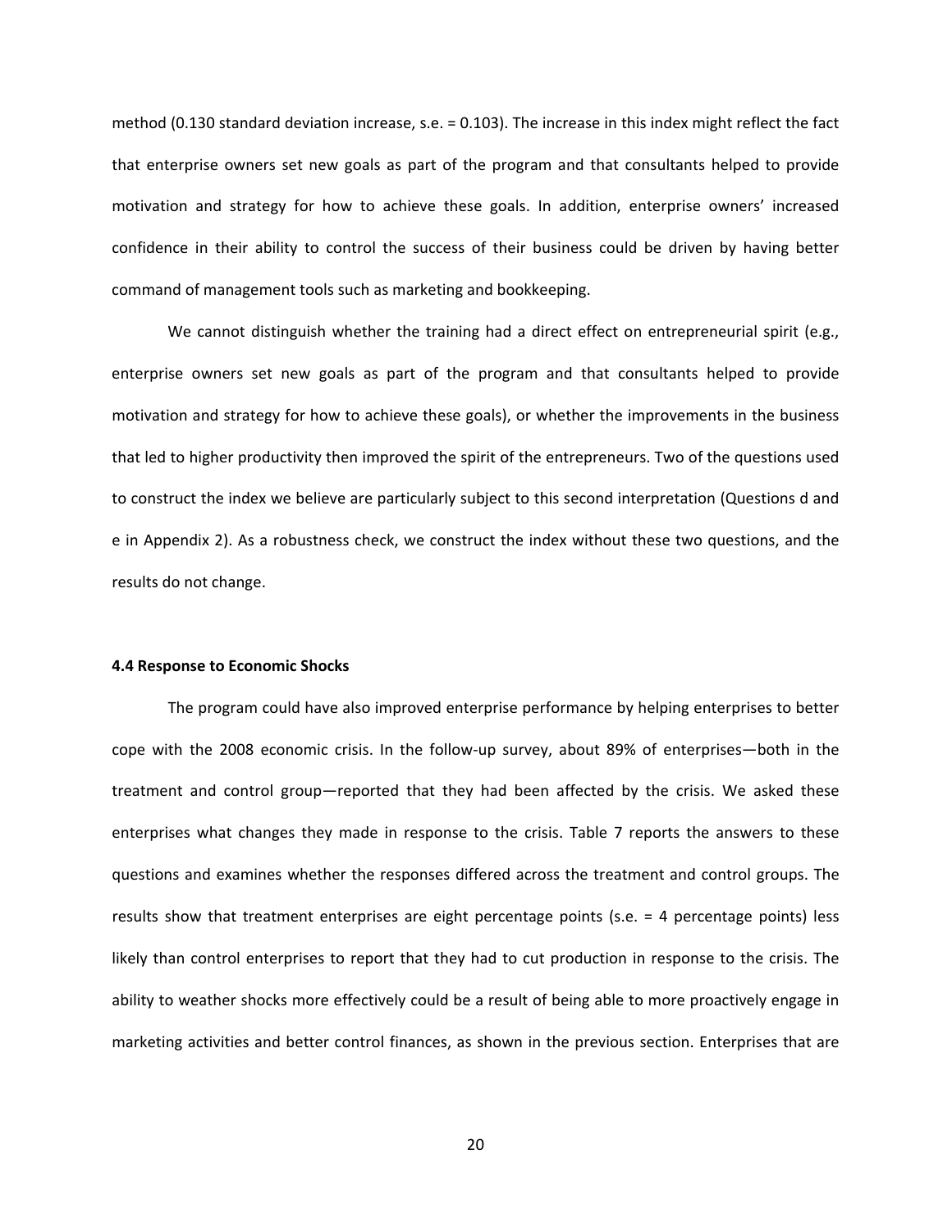method (0.130 standard deviation increase, s.e. = 0.103). The increase in this index might reflect the fact that enterprise owners set new goals as part of the program and that consultants helped to provide motivation and strategy for how to achieve these goals. In addition, enterprise owners' increased confidence in their ability to control the success of their business could be driven by having better command of management tools such as marketing and bookkeeping.

We cannot distinguish whether the training had a direct effect on entrepreneurial spirit (e.g., enterprise owners set new goals as part of the program and that consultants helped to provide motivation and strategy for how to achieve these goals), or whether the improvements in the business that led to higher productivity then improved the spirit of the entrepreneurs. Two of the questions used to construct the index we believe are particularly subject to this second interpretation (Questions d and e in Appendix 2). As a robustness check, we construct the index without these two questions, and the results do not change.

#### 4.4 Response to Economic Shocks

The program could have also improved enterprise performance by helping enterprises to better cope with the 2008 economic crisis. In the follow-up survey, about 89% of enterprises—both in the treatment and control group—reported that they had been affected by the crisis. We asked these enterprises what changes they made in response to the crisis. Table 7 reports the answers to these questions and examines whether the responses differed across the treatment and control groups. The results show that treatment enterprises are eight percentage points (s.e. = 4 percentage points) less likely than control enterprises to report that they had to cut production in response to the crisis. The ability to weather shocks more effectively could be a result of being able to more proactively engage in marketing activities and better control finances, as shown in the previous section. Enterprises that are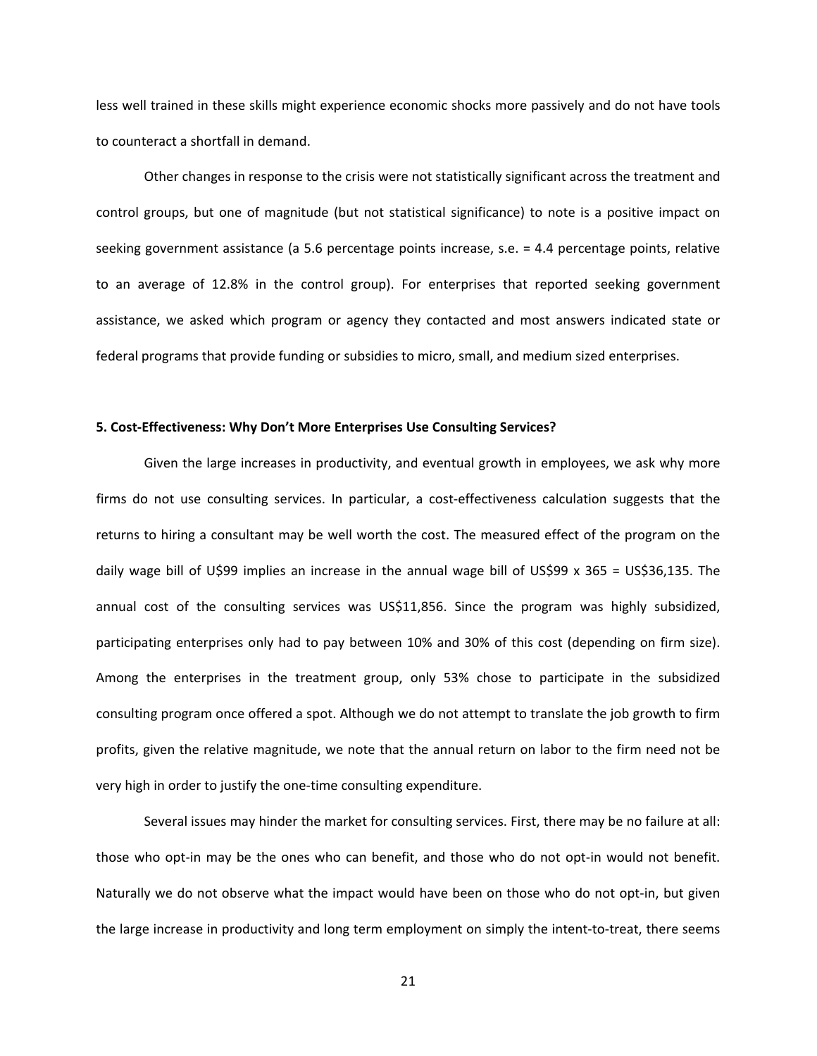less well trained in these skills might experience economic shocks more passively and do not have tools to counteract a shortfall in demand.

Other changes in response to the crisis were not statistically significant across the treatment and control groups, but one of magnitude (but not statistical significance) to note is a positive impact on seeking government assistance (a 5.6 percentage points increase, s.e. = 4.4 percentage points, relative to an average of 12.8% in the control group). For enterprises that reported seeking government assistance, we asked which program or agency they contacted and most answers indicated state or federal programs that provide funding or subsidies to micro, small, and medium sized enterprises.

### 5. Cost-Effectiveness: Why Don't More Enterprises Use Consulting Services?

Given the large increases in productivity, and eventual growth in employees, we ask why more firms do not use consulting services. In particular, a cost-effectiveness calculation suggests that the returns to hiring a consultant may be well worth the cost. The measured effect of the program on the daily wage bill of U$99 implies an increase in the annual wage bill of US$99 x 365 = US$36,135. The annual cost of the consulting services was US$11,856. Since the program was highly subsidized, participating enterprises only had to pay between 10% and 30% of this cost (depending on firm size). Among the enterprises in the treatment group, only 53% chose to participate in the subsidized consulting program once offered a spot. Although we do not attempt to translate the job growth to firm profits, given the relative magnitude, we note that the annual return on labor to the firm need not be very high in order to justify the one-time consulting expenditure.

Several issues may hinder the market for consulting services. First, there may be no failure at all: those who opt-in may be the ones who can benefit, and those who do not opt-in would not benefit. Naturally we do not observe what the impact would have been on those who do not opt-in, but given the large increase in productivity and long term employment on simply the intent-to-treat, there seems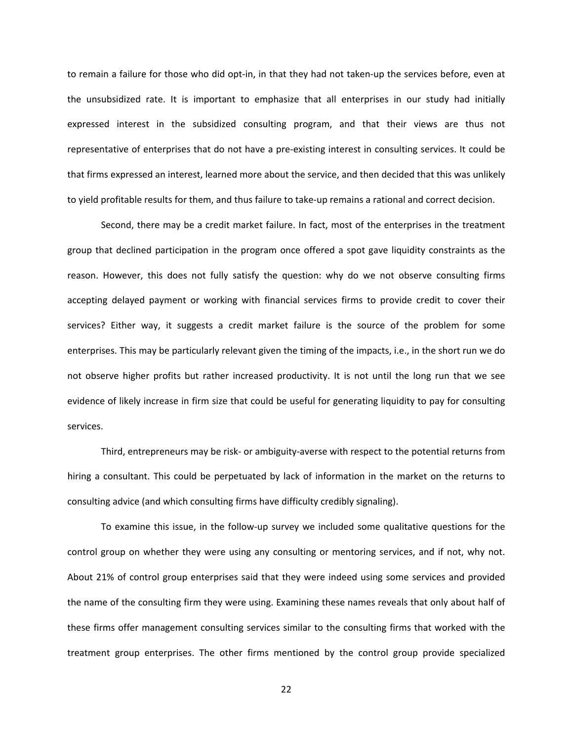to remain a failure for those who did opt-in, in that they had not taken-up the services before, even at the unsubsidized rate. It is important to emphasize that all enterprises in our study had initially expressed interest in the subsidized consulting program, and that their views are thus not representative of enterprises that do not have a pre-existing interest in consulting services. It could be that firms expressed an interest, learned more about the service, and then decided that this was unlikely to yield profitable results for them, and thus failure to take-up remains a rational and correct decision.

Second, there may be a credit market failure. In fact, most of the enterprises in the treatment group that declined participation in the program once offered a spot gave liquidity constraints as the reason. However, this does not fully satisfy the question: why do we not observe consulting firms accepting delayed payment or working with financial services firms to provide credit to cover their services? Either way, it suggests a credit market failure is the source of the problem for some enterprises. This may be particularly relevant given the timing of the impacts, i.e., in the short run we do not observe higher profits but rather increased productivity. It is not until the long run that we see evidence of likely increase in firm size that could be useful for generating liquidity to pay for consulting services.

Third, entrepreneurs may be risk- or ambiguity-averse with respect to the potential returns from hiring a consultant. This could be perpetuated by lack of information in the market on the returns to consulting advice (and which consulting firms have difficulty credibly signaling).

To examine this issue, in the follow-up survey we included some qualitative questions for the control group on whether they were using any consulting or mentoring services, and if not, why not. About 21% of control group enterprises said that they were indeed using some services and provided the name of the consulting firm they were using. Examining these names reveals that only about half of these firms offer management consulting services similar to the consulting firms that worked with the treatment group enterprises. The other firms mentioned by the control group provide specialized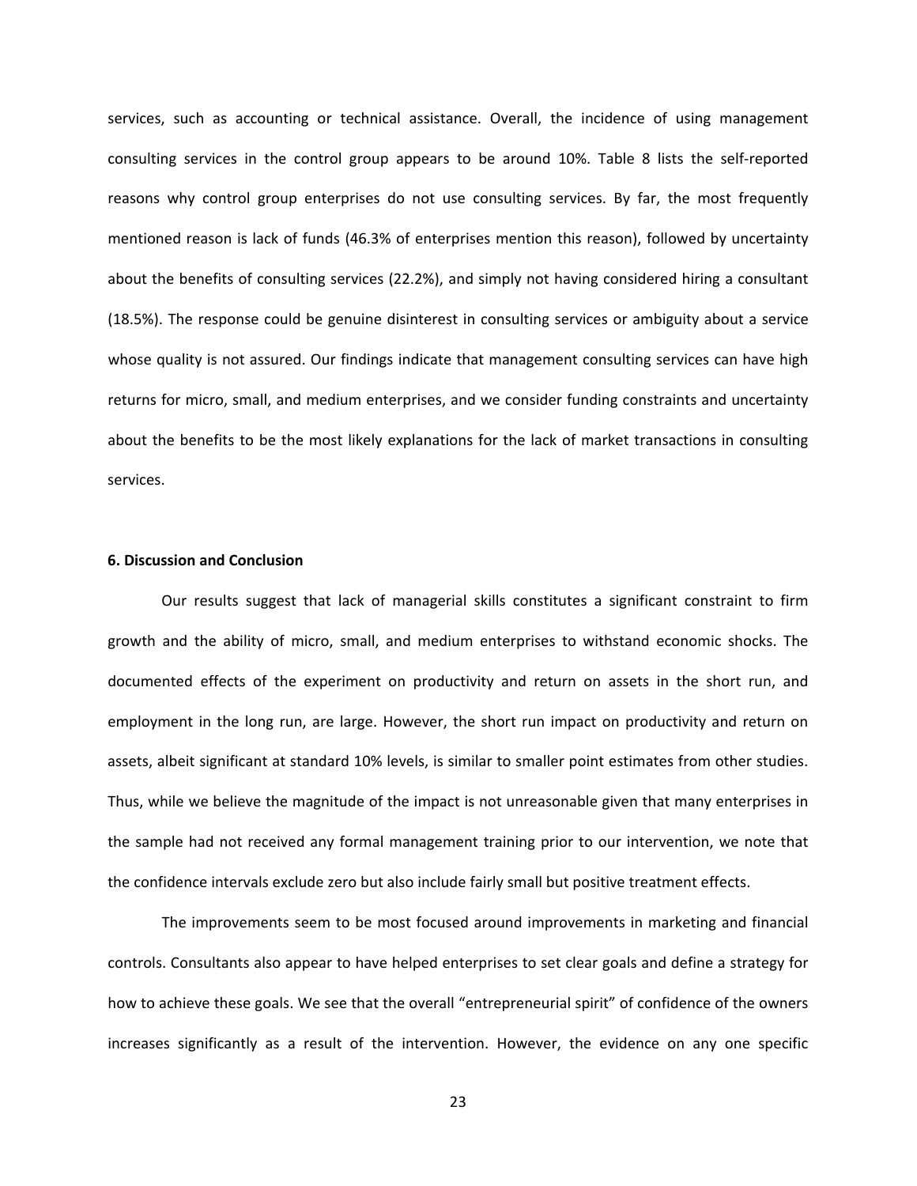services, such as accounting or technical assistance. Overall, the incidence of using management consulting services in the control group appears to be around 10%. Table 8 lists the self-reported reasons why control group enterprises do not use consulting services. By far, the most frequently mentioned reason is lack of funds (46.3% of enterprises mention this reason), followed by uncertainty about the benefits of consulting services (22.2%), and simply not having considered hiring a consultant (18.5%). The response could be genuine disinterest in consulting services or ambiguity about a service whose quality is not assured. Our findings indicate that management consulting services can have high returns for micro, small, and medium enterprises, and we consider funding constraints and uncertainty about the benefits to be the most likely explanations for the lack of market transactions in consulting services.

**6. Discussion and Conclusion**

Our results suggest that lack of managerial skills constitutes a significant constraint to firm growth and the ability of micro, small, and medium enterprises to withstand economic shocks. The documented effects of the experiment on productivity and return on assets in the short run, and employment in the long run, are large. However, the short run impact on productivity and return on assets, albeit significant at standard 10% levels, is similar to smaller point estimates from other studies. Thus, while we believe the magnitude of the impact is not unreasonable given that many enterprises in the sample had not received any formal management training prior to our intervention, we note that the confidence intervals exclude zero but also include fairly small but positive treatment effects.

The improvements seem to be most focused around improvements in marketing and financial controls. Consultants also appear to have helped enterprises to set clear goals and define a strategy for how to achieve these goals. We see that the overall "entrepreneurial spirit" of confidence of the owners increases significantly as a result of the intervention. However, the evidence on any one specific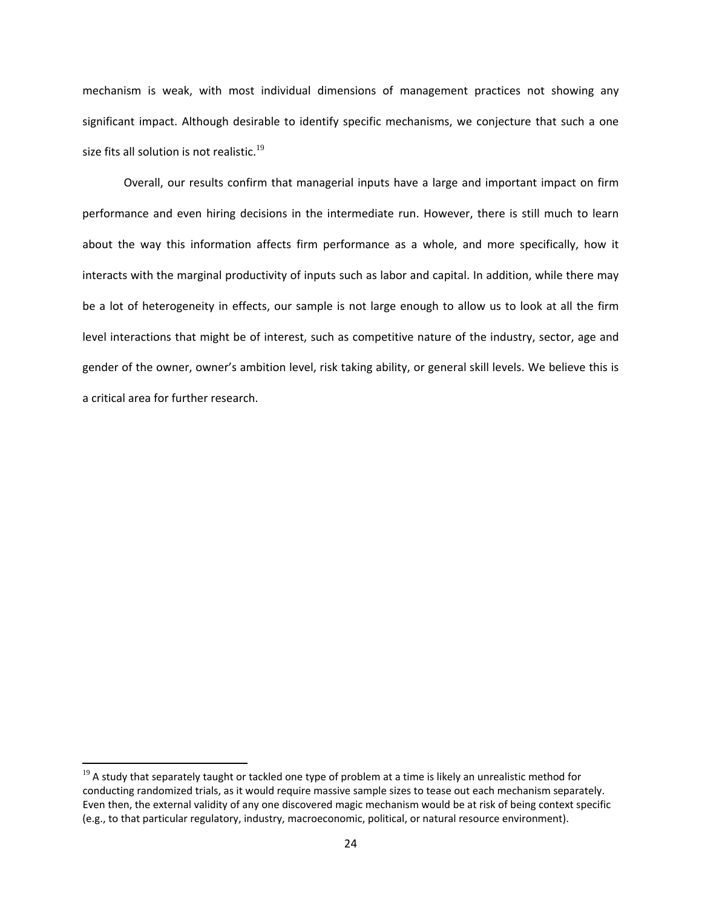mechanism is weak, with most individual dimensions of management practices not showing any significant impact. Although desirable to identify specific mechanisms, we conjecture that such a one size fits all solution is not realistic.[19]

Overall, our results confirm that managerial inputs have a large and important impact on firm performance and even hiring decisions in the intermediate run. However, there is still much to learn about the way this information affects firm performance as a whole, and more specifically, how it interacts with the marginal productivity of inputs such as labor and capital. In addition, while there may be a lot of heterogeneity in effects, our sample is not large enough to allow us to look at all the firm level interactions that might be of interest, such as competitive nature of the industry, sector, age and gender of the owner, owner's ambition level, risk taking ability, or general skill levels. We believe this is a critical area for further research.

[19] A study that separately taught or tackled one type of problem at a time is likely an unrealistic method for conducting randomized trials, as it would require massive sample sizes to tease out each mechanism separately. Even then, the external validity of any one discovered magic mechanism would be at risk of being context specific (e.g., to that particular regulatory, industry, macroeconomic, political, or natural resource environment).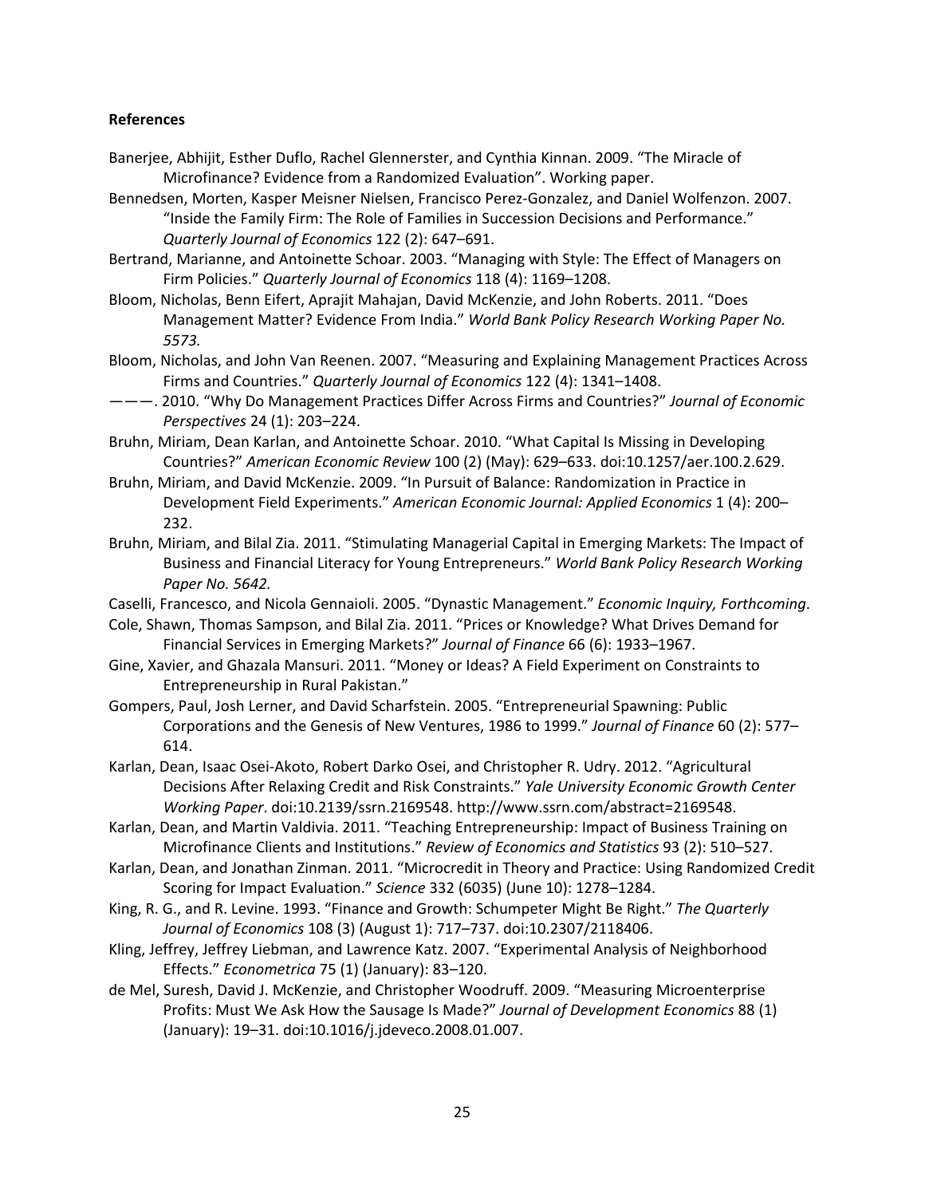**References**

Banerjee, Abhijit, Esther Duflo, Rachel Glennerster, and Cynthia Kinnan. 2009. “The Miracle of Microfinance? Evidence from a Randomized Evaluation”. Working paper.

Bennedsen, Morten, Kasper Meisner Nielsen, Francisco Perez-Gonzalez, and Daniel Wolfenzon. 2007. “Inside the Family Firm: The Role of Families in Succession Decisions and Performance.” *Quarterly Journal of Economics* 122 (2): 647–691.

Bertrand, Marianne, and Antoinette Schoar. 2003. “Managing with Style: The Effect of Managers on Firm Policies.” *Quarterly Journal of Economics* 118 (4): 1169–1208.

Bloom, Nicholas, Benn Eifert, Aprajit Mahajan, David McKenzie, and John Roberts. 2011. “Does Management Matter? Evidence From India.” *World Bank Policy Research Working Paper No. 5573.*

Bloom, Nicholas, and John Van Reenen. 2007. “Measuring and Explaining Management Practices Across Firms and Countries.” *Quarterly Journal of Economics* 122 (4): 1341–1408.

———. 2010. “Why Do Management Practices Differ Across Firms and Countries?” *Journal of Economic Perspectives* 24 (1): 203–224.

Bruhn, Miriam, Dean Karlan, and Antoinette Schoar. 2010. “What Capital Is Missing in Developing Countries?” *American Economic Review* 100 (2) (May): 629–633. doi:10.1257/aer.100.2.629.

Bruhn, Miriam, and David McKenzie. 2009. “In Pursuit of Balance: Randomization in Practice in Development Field Experiments.” *American Economic Journal: Applied Economics* 1 (4): 200–232.

Bruhn, Miriam, and Bilal Zia. 2011. “Stimulating Managerial Capital in Emerging Markets: The Impact of Business and Financial Literacy for Young Entrepreneurs.” *World Bank Policy Research Working Paper No. 5642.*

Caselli, Francesco, and Nicola Gennaioli. 2005. “Dynastic Management.” *Economic Inquiry, Forthcoming*.

Cole, Shawn, Thomas Sampson, and Bilal Zia. 2011. “Prices or Knowledge? What Drives Demand for Financial Services in Emerging Markets?” *Journal of Finance* 66 (6): 1933–1967.

Gine, Xavier, and Ghazala Mansuri. 2011. “Money or Ideas? A Field Experiment on Constraints to Entrepreneurship in Rural Pakistan.”

Gompers, Paul, Josh Lerner, and David Scharfstein. 2005. “Entrepreneurial Spawning: Public Corporations and the Genesis of New Ventures, 1986 to 1999.” *Journal of Finance* 60 (2): 577–614.

Karlan, Dean, Isaac Osei-Akoto, Robert Darko Osei, and Christopher R. Udry. 2012. “Agricultural Decisions After Relaxing Credit and Risk Constraints.” *Yale University Economic Growth Center Working Paper*. doi:10.2139/ssrn.2169548. http://www.ssrn.com/abstract=2169548.

Karlan, Dean, and Martin Valdivia. 2011. “Teaching Entrepreneurship: Impact of Business Training on Microfinance Clients and Institutions.” *Review of Economics and Statistics* 93 (2): 510–527.

Karlan, Dean, and Jonathan Zinman. 2011. “Microcredit in Theory and Practice: Using Randomized Credit Scoring for Impact Evaluation.” *Science* 332 (6035) (June 10): 1278–1284.

King, R. G., and R. Levine. 1993. “Finance and Growth: Schumpeter Might Be Right.” *The Quarterly Journal of Economics* 108 (3) (August 1): 717–737. doi:10.2307/2118406.

Kling, Jeffrey, Jeffrey Liebman, and Lawrence Katz. 2007. “Experimental Analysis of Neighborhood Effects.” *Econometrica* 75 (1) (January): 83–120.

de Mel, Suresh, David J. McKenzie, and Christopher Woodruff. 2009. “Measuring Microenterprise Profits: Must We Ask How the Sausage Is Made?” *Journal of Development Economics* 88 (1) (January): 19–31. doi:10.1016/j.jdeveco.2008.01.007.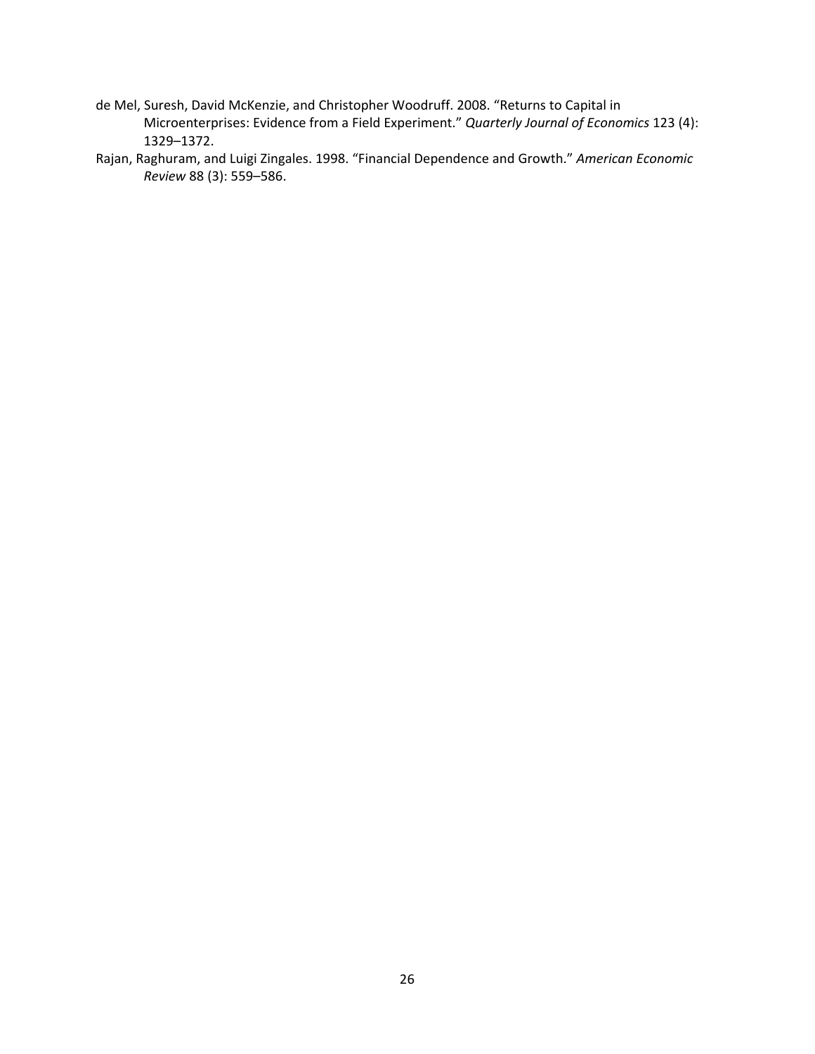de Mel, Suresh, David McKenzie, and Christopher Woodruff. 2008. "Returns to Capital in Microenterprises: Evidence from a Field Experiment." *Quarterly Journal of Economics* 123 (4): 1329–1372.

Rajan, Raghuram, and Luigi Zingales. 1998. "Financial Dependence and Growth." *American Economic Review* 88 (3): 559–586.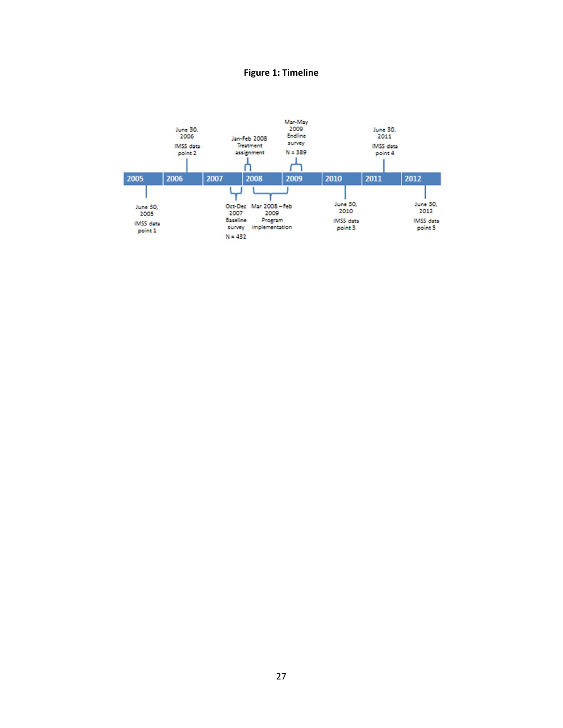**Figure 1: Timeline**

June 30, 2005 IMSS data point 1

June 30, 2006 IMSS data point 2

Oct-Dec 2007 Baseline survey N = 432

Jan-Feb 2008 Treatment assignment

Mar 2008 – Feb 2009 Program implementation

Mar-May 2009 Endline survey N = 389

June 30, 2010 IMSS data point 3

June 30, 2011 IMSS data point 4

June 30, 2012 IMSS data point 5

2005 | 2006 | 2007 | 2008 | 2009 | 2010 | 2011 | 2012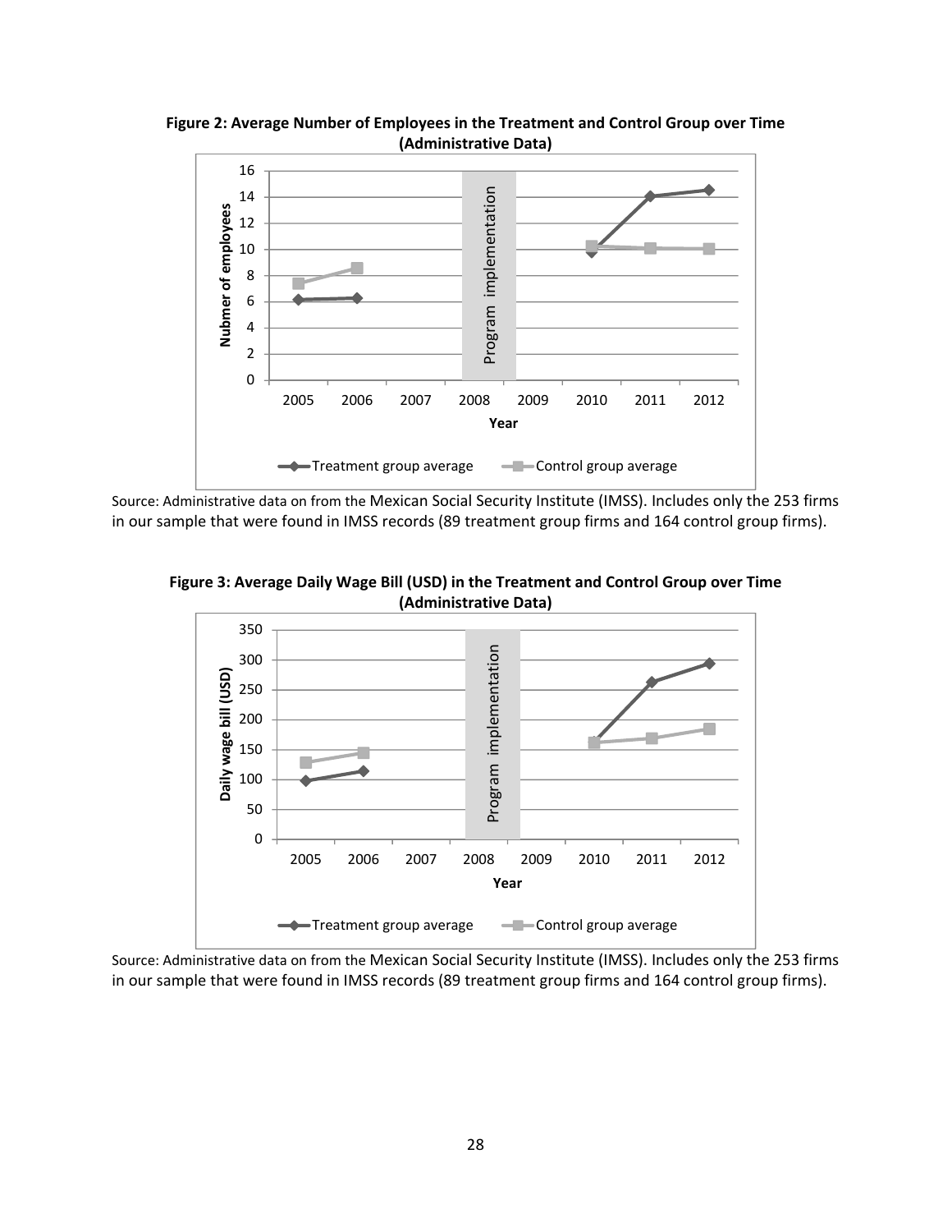**Figure 2: Average Number of Employees in the Treatment and Control Group over Time (Administrative Data)**

Source: Administrative data on from the Mexican Social Security Institute (IMSS). Includes only the 253 firms in our sample that were found in IMSS records (89 treatment group firms and 164 control group firms).

**Figure 3: Average Daily Wage Bill (USD) in the Treatment and Control Group over Time (Administrative Data)**

Source: Administrative data on from the Mexican Social Security Institute (IMSS). Includes only the 253 firms in our sample that were found in IMSS records (89 treatment group firms and 164 control group firms).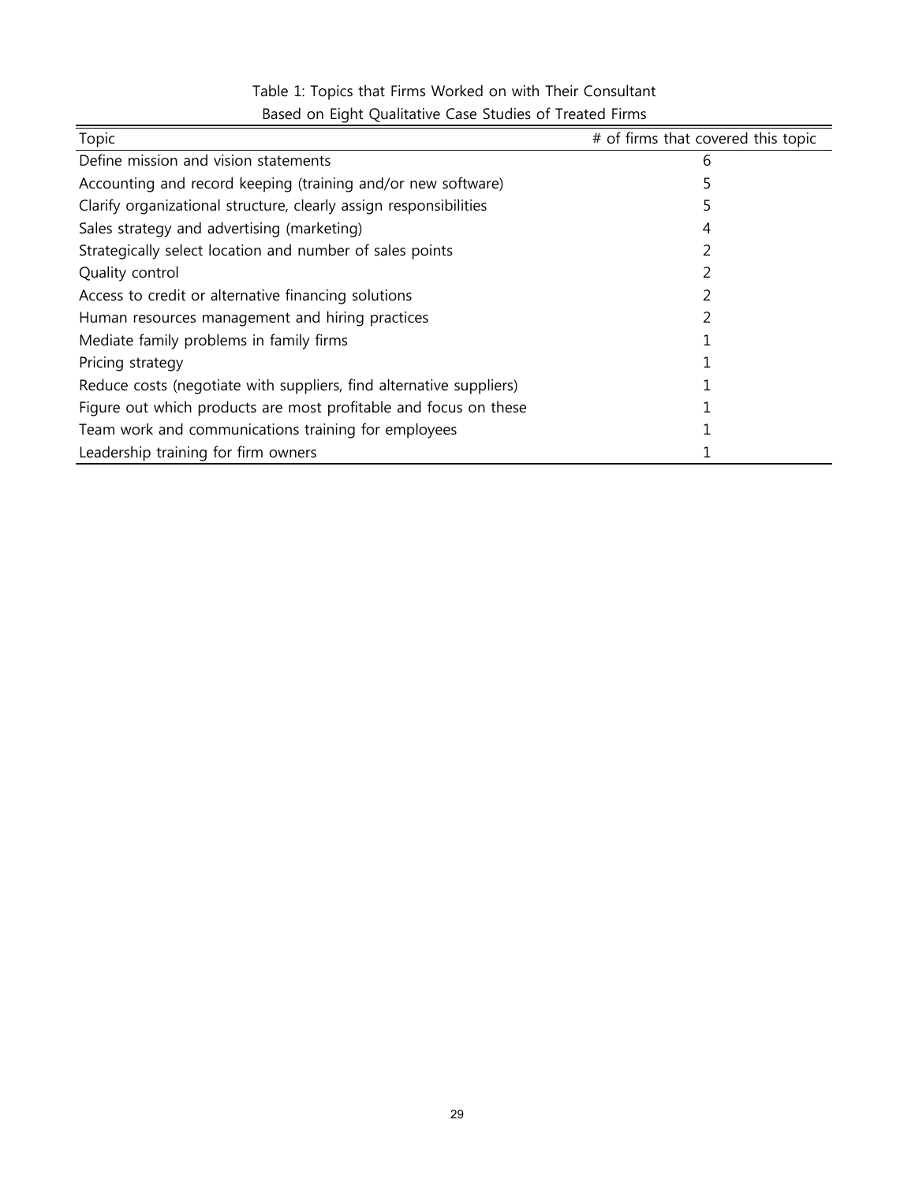Table 1: Topics that Firms Worked on with Their Consultant
Based on Eight Qualitative Case Studies of Treated Firms

| Topic | # of firms that covered this topic |
|---|---|
| Define mission and vision statements | 6 |
| Accounting and record keeping (training and/or new software) | 5 |
| Clarify organizational structure, clearly assign responsibilities | 5 |
| Sales strategy and advertising (marketing) | 4 |
| Strategically select location and number of sales points | 2 |
| Quality control | 2 |
| Access to credit or alternative financing solutions | 2 |
| Human resources management and hiring practices | 2 |
| Mediate family problems in family firms | 1 |
| Pricing strategy | 1 |
| Reduce costs (negotiate with suppliers, find alternative suppliers) | 1 |
| Figure out which products are most profitable and focus on these | 1 |
| Team work and communications training for employees | 1 |
| Leadership training for firm owners | 1 |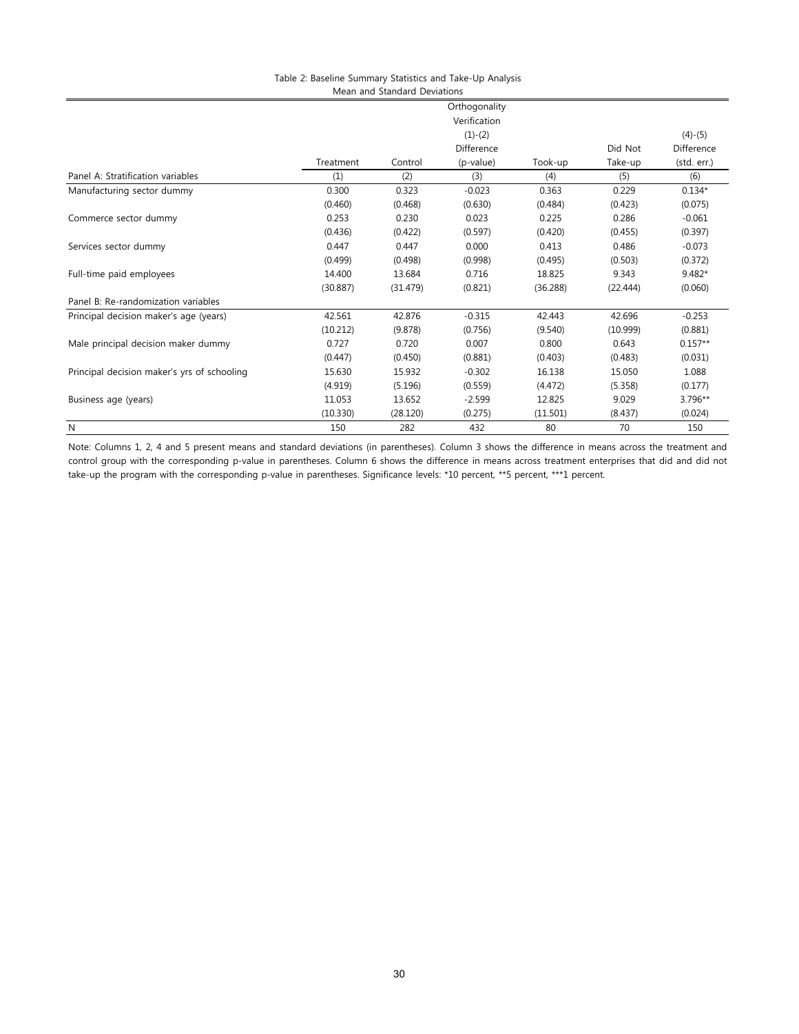Table 2: Baseline Summary Statistics and Take-Up Analysis

Mean and Standard Deviations

| | Treatment | Control | Orthogonality Verification (1)-(2) Difference (p-value) | Took-up | Did Not Take-up | (4)-(5) Difference (std. err.) |
|---|---|---|---|---|---|---|
| Panel A: Stratification variables | (1) | (2) | (3) | (4) | (5) | (6) |
| Manufacturing sector dummy | 0.300 | 0.323 | -0.023 | 0.363 | 0.229 | 0.134* |
| | (0.460) | (0.468) | (0.630) | (0.484) | (0.423) | (0.075) |
| Commerce sector dummy | 0.253 | 0.230 | 0.023 | 0.225 | 0.286 | -0.061 |
| | (0.436) | (0.422) | (0.597) | (0.420) | (0.455) | (0.397) |
| Services sector dummy | 0.447 | 0.447 | 0.000 | 0.413 | 0.486 | -0.073 |
| | (0.499) | (0.498) | (0.998) | (0.495) | (0.503) | (0.372) |
| Full-time paid employees | 14.400 | 13.684 | 0.716 | 18.825 | 9.343 | 9.482* |
| | (30.887) | (31.479) | (0.821) | (36.288) | (22.444) | (0.060) |
| Panel B: Re-randomization variables | | | | | | |
| Principal decision maker's age (years) | 42.561 | 42.876 | -0.315 | 42.443 | 42.696 | -0.253 |
| | (10.212) | (9.878) | (0.756) | (9.540) | (10.999) | (0.881) |
| Male principal decision maker dummy | 0.727 | 0.720 | 0.007 | 0.800 | 0.643 | 0.157** |
| | (0.447) | (0.450) | (0.881) | (0.403) | (0.483) | (0.031) |
| Principal decision maker's yrs of schooling | 15.630 | 15.932 | -0.302 | 16.138 | 15.050 | 1.088 |
| | (4.919) | (5.196) | (0.559) | (4.472) | (5.358) | (0.177) |
| Business age (years) | 11.053 | 13.652 | -2.599 | 12.825 | 9.029 | 3.796** |
| | (10.330) | (28.120) | (0.275) | (11.501) | (8.437) | (0.024) |
| N | 150 | 282 | 432 | 80 | 70 | 150 |

Note: Columns 1, 2, 4 and 5 present means and standard deviations (in parentheses). Column 3 shows the difference in means across the treatment and control group with the corresponding p-value in parentheses. Column 6 shows the difference in means across treatment enterprises that did and did not take-up the program with the corresponding p-value in parentheses. Significance levels: *10 percent, **5 percent, ***1 percent.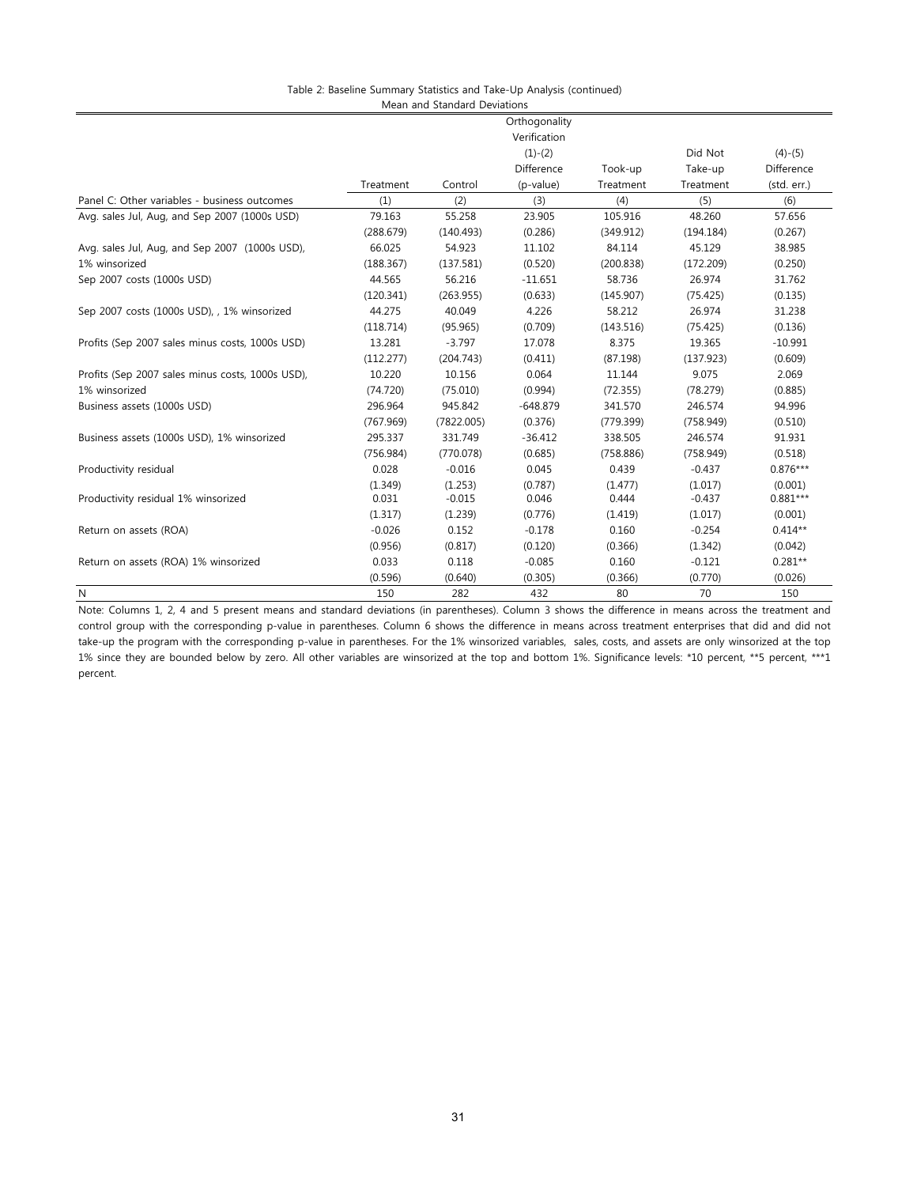Table 2: Baseline Summary Statistics and Take-Up Analysis (continued)

Mean and Standard Deviations

| | Treatment | Control | Orthogonality Verification (1)-(2) Difference (p-value) | Took-up Treatment | Did Not Take-up Treatment | (4)-(5) Difference (std. err.) |
|---|---|---|---|---|---|---|
| Panel C: Other variables - business outcomes | (1) | (2) | (3) | (4) | (5) | (6) |
| Avg. sales Jul, Aug, and Sep 2007 (1000s USD) | 79.163 | 55.258 | 23.905 | 105.916 | 48.260 | 57.656 |
| | (288.679) | (140.493) | (0.286) | (349.912) | (194.184) | (0.267) |
| Avg. sales Jul, Aug, and Sep 2007 (1000s USD), 1% winsorized | 66.025 | 54.923 | 11.102 | 84.114 | 45.129 | 38.985 |
| | (188.367) | (137.581) | (0.520) | (200.838) | (172.209) | (0.250) |
| Sep 2007 costs (1000s USD) | 44.565 | 56.216 | -11.651 | 58.736 | 26.974 | 31.762 |
| | (120.341) | (263.955) | (0.633) | (145.907) | (75.425) | (0.135) |
| Sep 2007 costs (1000s USD), , 1% winsorized | 44.275 | 40.049 | 4.226 | 58.212 | 26.974 | 31.238 |
| | (118.714) | (95.965) | (0.709) | (143.516) | (75.425) | (0.136) |
| Profits (Sep 2007 sales minus costs, 1000s USD) | 13.281 | -3.797 | 17.078 | 8.375 | 19.365 | -10.991 |
| | (112.277) | (204.743) | (0.411) | (87.198) | (137.923) | (0.609) |
| Profits (Sep 2007 sales minus costs, 1000s USD), 1% winsorized | 10.220 | 10.156 | 0.064 | 11.144 | 9.075 | 2.069 |
| | (74.720) | (75.010) | (0.994) | (72.355) | (78.279) | (0.885) |
| Business assets (1000s USD) | 296.964 | 945.842 | -648.879 | 341.570 | 246.574 | 94.996 |
| | (767.969) | (7822.005) | (0.376) | (779.399) | (758.949) | (0.510) |
| Business assets (1000s USD), 1% winsorized | 295.337 | 331.749 | -36.412 | 338.505 | 246.574 | 91.931 |
| | (756.984) | (770.078) | (0.685) | (758.886) | (758.949) | (0.518) |
| Productivity residual | 0.028 | -0.016 | 0.045 | 0.439 | -0.437 | 0.876*** |
| | (1.349) | (1.253) | (0.787) | (1.477) | (1.017) | (0.001) |
| Productivity residual 1% winsorized | 0.031 | -0.015 | 0.046 | 0.444 | -0.437 | 0.881*** |
| | (1.317) | (1.239) | (0.776) | (1.419) | (1.017) | (0.001) |
| Return on assets (ROA) | -0.026 | 0.152 | -0.178 | 0.160 | -0.254 | 0.414** |
| | (0.956) | (0.817) | (0.120) | (0.366) | (1.342) | (0.042) |
| Return on assets (ROA) 1% winsorized | 0.033 | 0.118 | -0.085 | 0.160 | -0.121 | 0.281** |
| | (0.596) | (0.640) | (0.305) | (0.366) | (0.770) | (0.026) |
| N | 150 | 282 | 432 | 80 | 70 | 150 |

Note: Columns 1, 2, 4 and 5 present means and standard deviations (in parentheses). Column 3 shows the difference in means across the treatment and control group with the corresponding p-value in parentheses. Column 6 shows the difference in means across treatment enterprises that did and did not take-up the program with the corresponding p-value in parentheses. For the 1% winsorized variables, sales, costs, and assets are only winsorized at the top 1% since they are bounded below by zero. All other variables are winsorized at the top and bottom 1%. Significance levels: *10 percent, **5 percent, ***1 percent.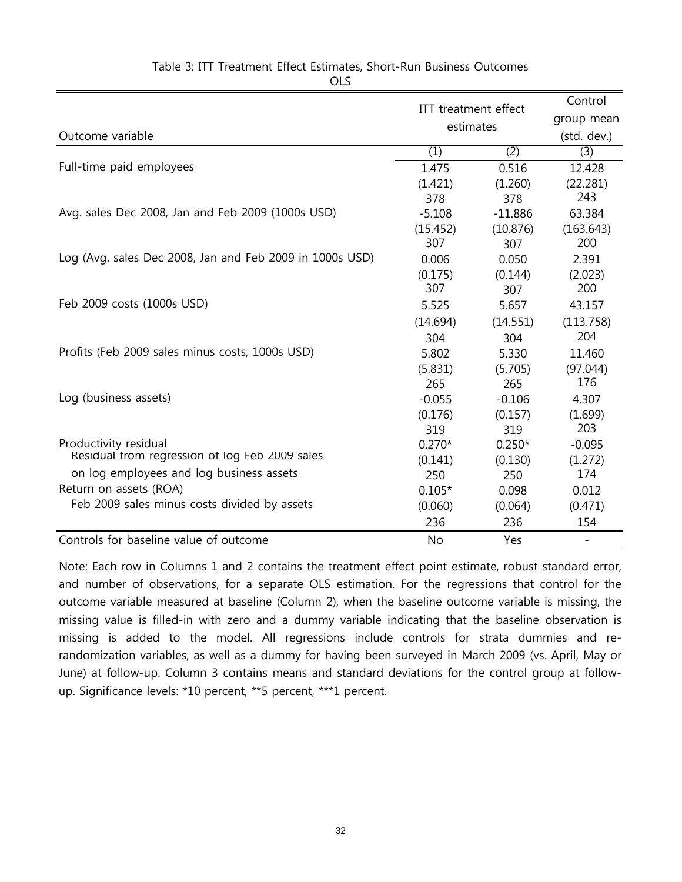Table 3: ITT Treatment Effect Estimates, Short-Run Business Outcomes

OLS

| Outcome variable | ITT treatment effect estimates | | Control group mean (std. dev.) |
|---|---|---|---|
| | (1) | (2) | (3) |
| Full-time paid employees | 1.475 | 0.516 | 12.428 |
| | (1.421) | (1.260) | (22.281) |
| | 378 | 378 | 243 |
| Avg. sales Dec 2008, Jan and Feb 2009 (1000s USD) | -5.108 | -11.886 | 63.384 |
| | (15.452) | (10.876) | (163.643) |
| | 307 | 307 | 200 |
| Log (Avg. sales Dec 2008, Jan and Feb 2009 in 1000s USD) | 0.006 | 0.050 | 2.391 |
| | (0.175) | (0.144) | (2.023) |
| | 307 | 307 | 200 |
| Feb 2009 costs (1000s USD) | 5.525 | 5.657 | 43.157 |
| | (14.694) | (14.551) | (113.758) |
| | 304 | 304 | 204 |
| Profits (Feb 2009 sales minus costs, 1000s USD) | 5.802 | 5.330 | 11.460 |
| | (5.831) | (5.705) | (97.044) |
| | 265 | 265 | 176 |
| Log (business assets) | -0.055 | -0.106 | 4.307 |
| | (0.176) | (0.157) | (1.699) |
| | 319 | 319 | 203 |
| Productivity residual | 0.270* | 0.250* | -0.095 |
| Residual from regression of log Feb 2009 sales | (0.141) | (0.130) | (1.272) |
| on log employees and log business assets | 250 | 250 | 174 |
| Return on assets (ROA) | 0.105* | 0.098 | 0.012 |
| Feb 2009 sales minus costs divided by assets | (0.060) | (0.064) | (0.471) |
| | 236 | 236 | 154 |
| Controls for baseline value of outcome | No | Yes | - |

Note: Each row in Columns 1 and 2 contains the treatment effect point estimate, robust standard error, and number of observations, for a separate OLS estimation. For the regressions that control for the outcome variable measured at baseline (Column 2), when the baseline outcome variable is missing, the missing value is filled-in with zero and a dummy variable indicating that the baseline observation is missing is added to the model. All regressions include controls for strata dummies and re-randomization variables, as well as a dummy for having been surveyed in March 2009 (vs. April, May or June) at follow-up. Column 3 contains means and standard deviations for the control group at follow-up. Significance levels: *10 percent, **5 percent, ***1 percent.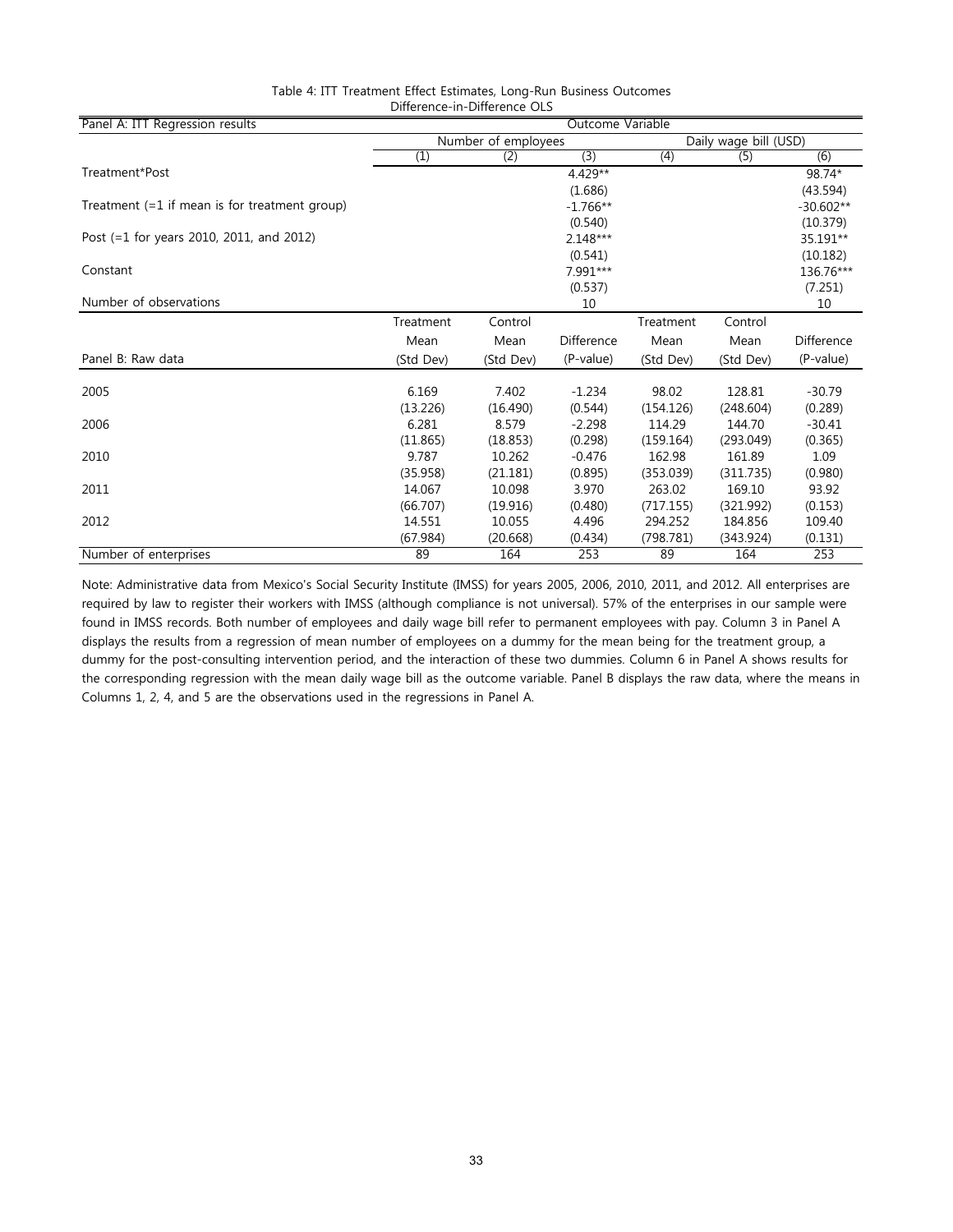Table 4: ITT Treatment Effect Estimates, Long-Run Business Outcomes
Difference-in-Difference OLS

| Panel A: ITT Regression results | Outcome Variable | | | | | |
|---|---|---|---|---|---|---|
| | Number of employees | | | Daily wage bill (USD) | | |
| | (1) | (2) | (3) | (4) | (5) | (6) |
| Treatment*Post | | | 4.429** | | | 98.74* |
| | | | (1.686) | | | (43.594) |
| Treatment (=1 if mean is for treatment group) | | | -1.766** | | | -30.602** |
| | | | (0.540) | | | (10.379) |
| Post (=1 for years 2010, 2011, and 2012) | | | 2.148*** | | | 35.191** |
| | | | (0.541) | | | (10.182) |
| Constant | | | 7.991*** | | | 136.76*** |
| | | | (0.537) | | | (7.251) |
| Number of observations | | | 10 | | | 10 |
| | Treatment | Control | | Treatment | Control | |
| | Mean | Mean | Difference | Mean | Mean | Difference |
| Panel B: Raw data | (Std Dev) | (Std Dev) | (P-value) | (Std Dev) | (Std Dev) | (P-value) |
| 2005 | 6.169 | 7.402 | -1.234 | 98.02 | 128.81 | -30.79 |
| | (13.226) | (16.490) | (0.544) | (154.126) | (248.604) | (0.289) |
| 2006 | 6.281 | 8.579 | -2.298 | 114.29 | 144.70 | -30.41 |
| | (11.865) | (18.853) | (0.298) | (159.164) | (293.049) | (0.365) |
| 2010 | 9.787 | 10.262 | -0.476 | 162.98 | 161.89 | 1.09 |
| | (35.958) | (21.181) | (0.895) | (353.039) | (311.735) | (0.980) |
| 2011 | 14.067 | 10.098 | 3.970 | 263.02 | 169.10 | 93.92 |
| | (66.707) | (19.916) | (0.480) | (717.155) | (321.992) | (0.153) |
| 2012 | 14.551 | 10.055 | 4.496 | 294.252 | 184.856 | 109.40 |
| | (67.984) | (20.668) | (0.434) | (798.781) | (343.924) | (0.131) |
| Number of enterprises | 89 | 164 | 253 | 89 | 164 | 253 |

Note: Administrative data from Mexico's Social Security Institute (IMSS) for years 2005, 2006, 2010, 2011, and 2012. All enterprises are required by law to register their workers with IMSS (although compliance is not universal). 57% of the enterprises in our sample were found in IMSS records. Both number of employees and daily wage bill refer to permanent employees with pay. Column 3 in Panel A displays the results from a regression of mean number of employees on a dummy for the mean being for the treatment group, a dummy for the post-consulting intervention period, and the interaction of these two dummies. Column 6 in Panel A shows results for the corresponding regression with the mean daily wage bill as the outcome variable. Panel B displays the raw data, where the means in Columns 1, 2, 4, and 5 are the observations used in the regressions in Panel A.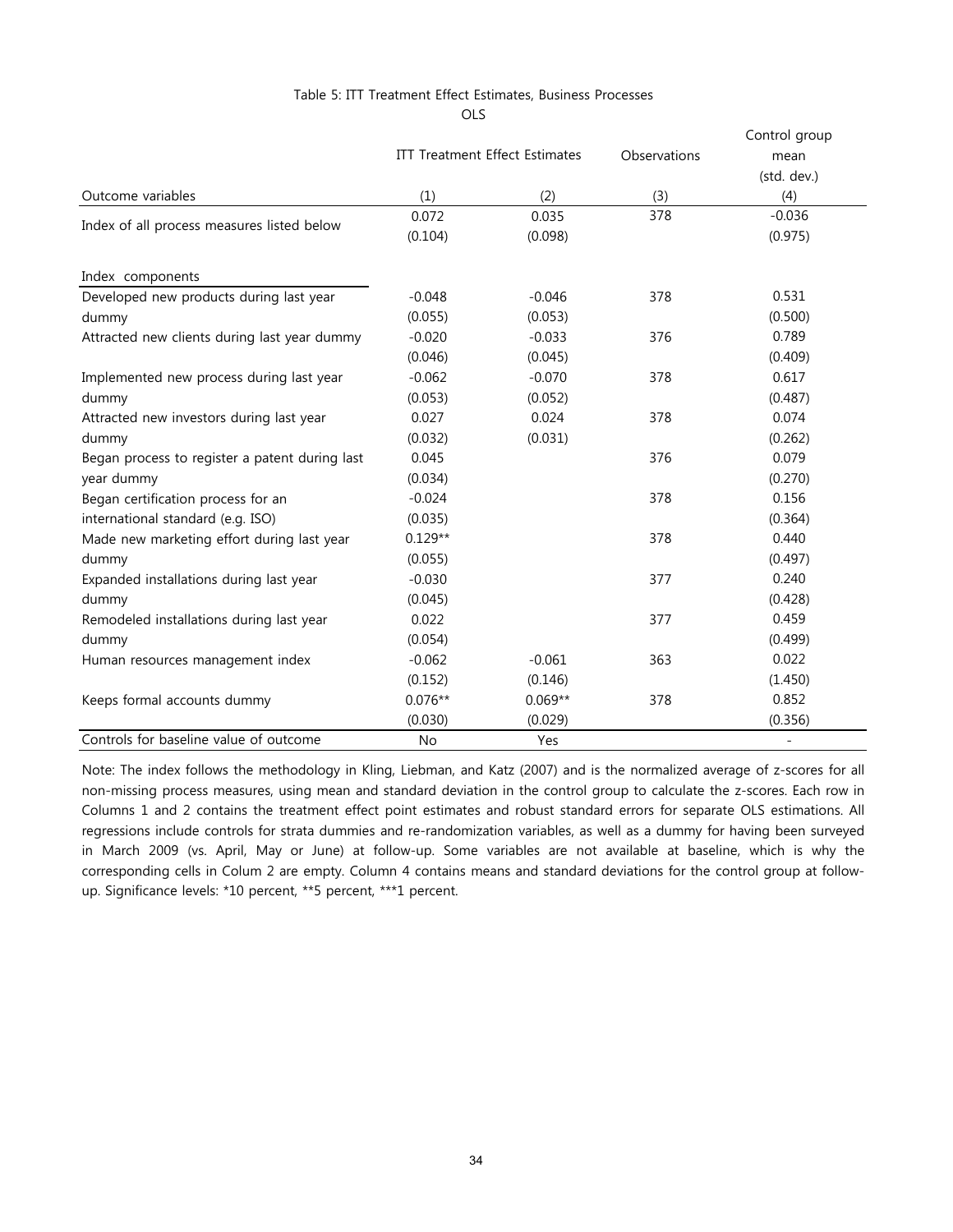Table 5: ITT Treatment Effect Estimates, Business Processes

OLS

| Outcome variables | ITT Treatment Effect Estimates (1) | (2) | Observations (3) | Control group mean (std. dev.) (4) |
|---|---|---|---|---|
| Index of all process measures listed below | 0.072 | 0.035 | 378 | -0.036 |
| | (0.104) | (0.098) | | (0.975) |
| Index components | | | | |
| Developed new products during last year dummy | -0.048 | -0.046 | 378 | 0.531 |
| | (0.055) | (0.053) | | (0.500) |
| Attracted new clients during last year dummy | -0.020 | -0.033 | 376 | 0.789 |
| | (0.046) | (0.045) | | (0.409) |
| Implemented new process during last year dummy | -0.062 | -0.070 | 378 | 0.617 |
| | (0.053) | (0.052) | | (0.487) |
| Attracted new investors during last year dummy | 0.027 | 0.024 | 378 | 0.074 |
| | (0.032) | (0.031) | | (0.262) |
| Began process to register a patent during last year dummy | 0.045 | | 376 | 0.079 |
| | (0.034) | | | (0.270) |
| Began certification process for an international standard (e.g. ISO) | -0.024 | | 378 | 0.156 |
| | (0.035) | | | (0.364) |
| Made new marketing effort during last year dummy | 0.129** | | 378 | 0.440 |
| | (0.055) | | | (0.497) |
| Expanded installations during last year dummy | -0.030 | | 377 | 0.240 |
| | (0.045) | | | (0.428) |
| Remodeled installations during last year dummy | 0.022 | | 377 | 0.459 |
| | (0.054) | | | (0.499) |
| Human resources management index | -0.062 | -0.061 | 363 | 0.022 |
| | (0.152) | (0.146) | | (1.450) |
| Keeps formal accounts dummy | 0.076** | 0.069** | 378 | 0.852 |
| | (0.030) | (0.029) | | (0.356) |
| Controls for baseline value of outcome | No | Yes | | - |

Note: The index follows the methodology in Kling, Liebman, and Katz (2007) and is the normalized average of z-scores for all non-missing process measures, using mean and standard deviation in the control group to calculate the z-scores. Each row in Columns 1 and 2 contains the treatment effect point estimates and robust standard errors for separate OLS estimations. All regressions include controls for strata dummies and re-randomization variables, as well as a dummy for having been surveyed in March 2009 (vs. April, May or June) at follow-up. Some variables are not available at baseline, which is why the corresponding cells in Colum 2 are empty. Column 4 contains means and standard deviations for the control group at follow-up. Significance levels: *10 percent, **5 percent, ***1 percent.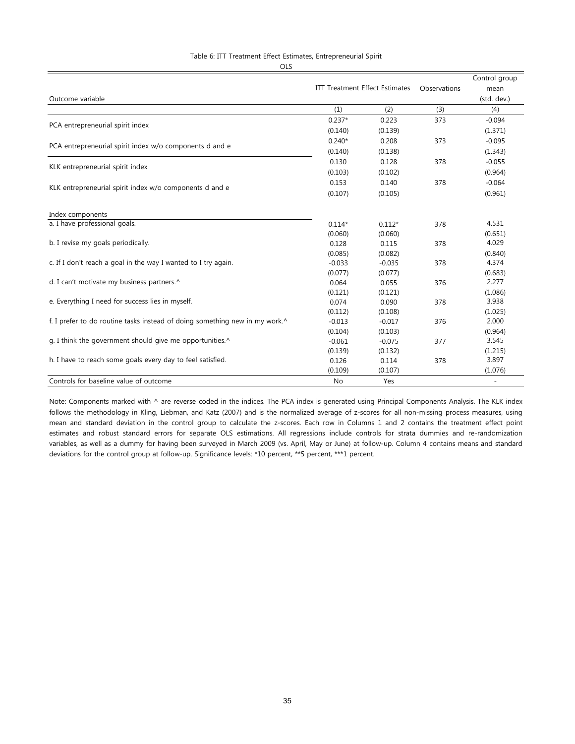Table 6: ITT Treatment Effect Estimates, Entrepreneurial Spirit

OLS

| Outcome variable | ITT Treatment Effect Estimates | | Observations | Control group mean (std. dev.) |
|---|---|---|---|---|
| | (1) | (2) | (3) | (4) |
| PCA entrepreneurial spirit index | 0.237* | 0.223 | 373 | -0.094 |
| | (0.140) | (0.139) | | (1.371) |
| PCA entrepreneurial spirit index w/o components d and e | 0.240* | 0.208 | 373 | -0.095 |
| | (0.140) | (0.138) | | (1.343) |
| KLK entrepreneurial spirit index | 0.130 | 0.128 | 378 | -0.055 |
| | (0.103) | (0.102) | | (0.964) |
| KLK entrepreneurial spirit index w/o components d and e | 0.153 | 0.140 | 378 | -0.064 |
| | (0.107) | (0.105) | | (0.961) |
| Index components | | | | |
| a. I have professional goals. | 0.114* | 0.112* | 378 | 4.531 |
| | (0.060) | (0.060) | | (0.651) |
| b. I revise my goals periodically. | 0.128 | 0.115 | 378 | 4.029 |
| | (0.085) | (0.082) | | (0.840) |
| c. If I don't reach a goal in the way I wanted to I try again. | -0.033 | -0.035 | 378 | 4.374 |
| | (0.077) | (0.077) | | (0.683) |
| d. I can't motivate my business partners.^ | 0.064 | 0.055 | 376 | 2.277 |
| | (0.121) | (0.121) | | (1.086) |
| e. Everything I need for success lies in myself. | 0.074 | 0.090 | 378 | 3.938 |
| | (0.112) | (0.108) | | (1.025) |
| f. I prefer to do routine tasks instead of doing something new in my work.^ | -0.013 | -0.017 | 376 | 2.000 |
| | (0.104) | (0.103) | | (0.964) |
| g. I think the government should give me opportunities.^ | -0.061 | -0.075 | 377 | 3.545 |
| | (0.139) | (0.132) | | (1.215) |
| h. I have to reach some goals every day to feel satisfied. | 0.126 | 0.114 | 378 | 3.897 |
| | (0.109) | (0.107) | | (1.076) |
| Controls for baseline value of outcome | No | Yes | | - |

Note: Components marked with ^ are reverse coded in the indices. The PCA index is generated using Principal Components Analysis. The KLK index follows the methodology in Kling, Liebman, and Katz (2007) and is the normalized average of z-scores for all non-missing process measures, using mean and standard deviation in the control group to calculate the z-scores. Each row in Columns 1 and 2 contains the treatment effect point estimates and robust standard errors for separate OLS estimations. All regressions include controls for strata dummies and re-randomization variables, as well as a dummy for having been surveyed in March 2009 (vs. April, May or June) at follow-up. Column 4 contains means and standard deviations for the control group at follow-up. Significance levels: *10 percent, **5 percent, ***1 percent.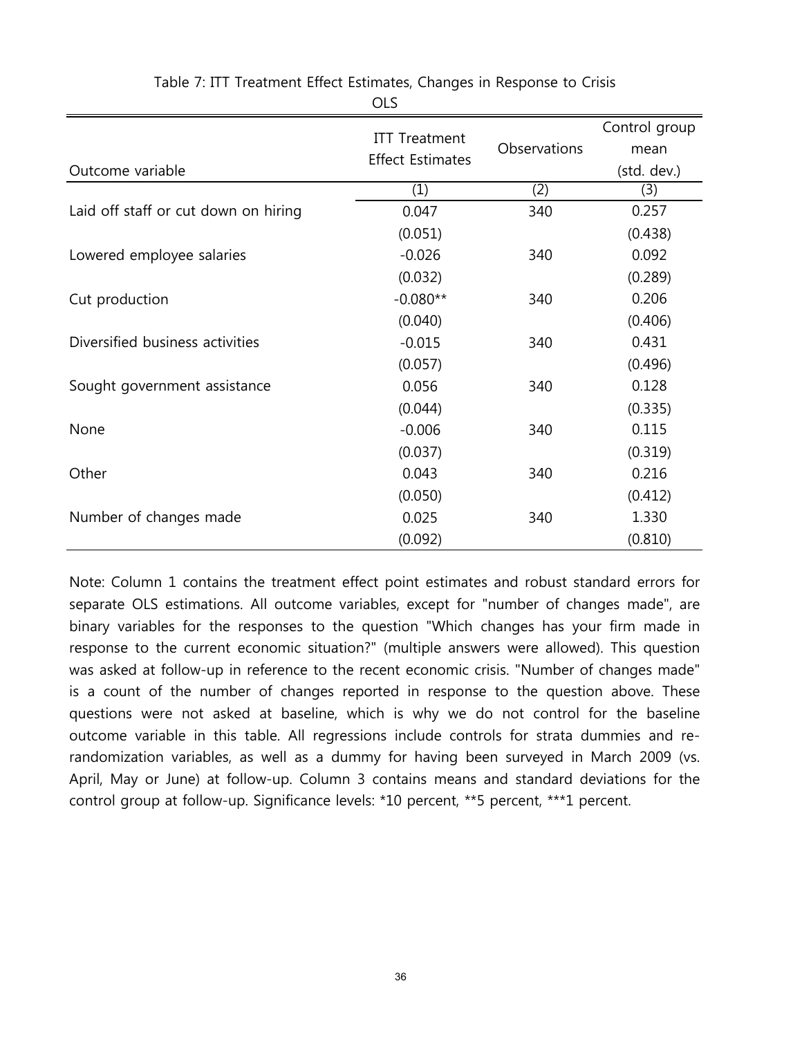Table 7: ITT Treatment Effect Estimates, Changes in Response to Crisis

OLS

| Outcome variable | ITT Treatment Effect Estimates | Observations | Control group mean (std. dev.) |
|---|---|---|---|
| | (1) | (2) | (3) |
| Laid off staff or cut down on hiring | 0.047 | 340 | 0.257 |
| | (0.051) | | (0.438) |
| Lowered employee salaries | -0.026 | 340 | 0.092 |
| | (0.032) | | (0.289) |
| Cut production | -0.080** | 340 | 0.206 |
| | (0.040) | | (0.406) |
| Diversified business activities | -0.015 | 340 | 0.431 |
| | (0.057) | | (0.496) |
| Sought government assistance | 0.056 | 340 | 0.128 |
| | (0.044) | | (0.335) |
| None | -0.006 | 340 | 0.115 |
| | (0.037) | | (0.319) |
| Other | 0.043 | 340 | 0.216 |
| | (0.050) | | (0.412) |
| Number of changes made | 0.025 | 340 | 1.330 |
| | (0.092) | | (0.810) |

Note: Column 1 contains the treatment effect point estimates and robust standard errors for separate OLS estimations. All outcome variables, except for "number of changes made", are binary variables for the responses to the question "Which changes has your firm made in response to the current economic situation?" (multiple answers were allowed). This question was asked at follow-up in reference to the recent economic crisis. "Number of changes made" is a count of the number of changes reported in response to the question above. These questions were not asked at baseline, which is why we do not control for the baseline outcome variable in this table. All regressions include controls for strata dummies and re-randomization variables, as well as a dummy for having been surveyed in March 2009 (vs. April, May or June) at follow-up. Column 3 contains means and standard deviations for the control group at follow-up. Significance levels: *10 percent, **5 percent, ***1 percent.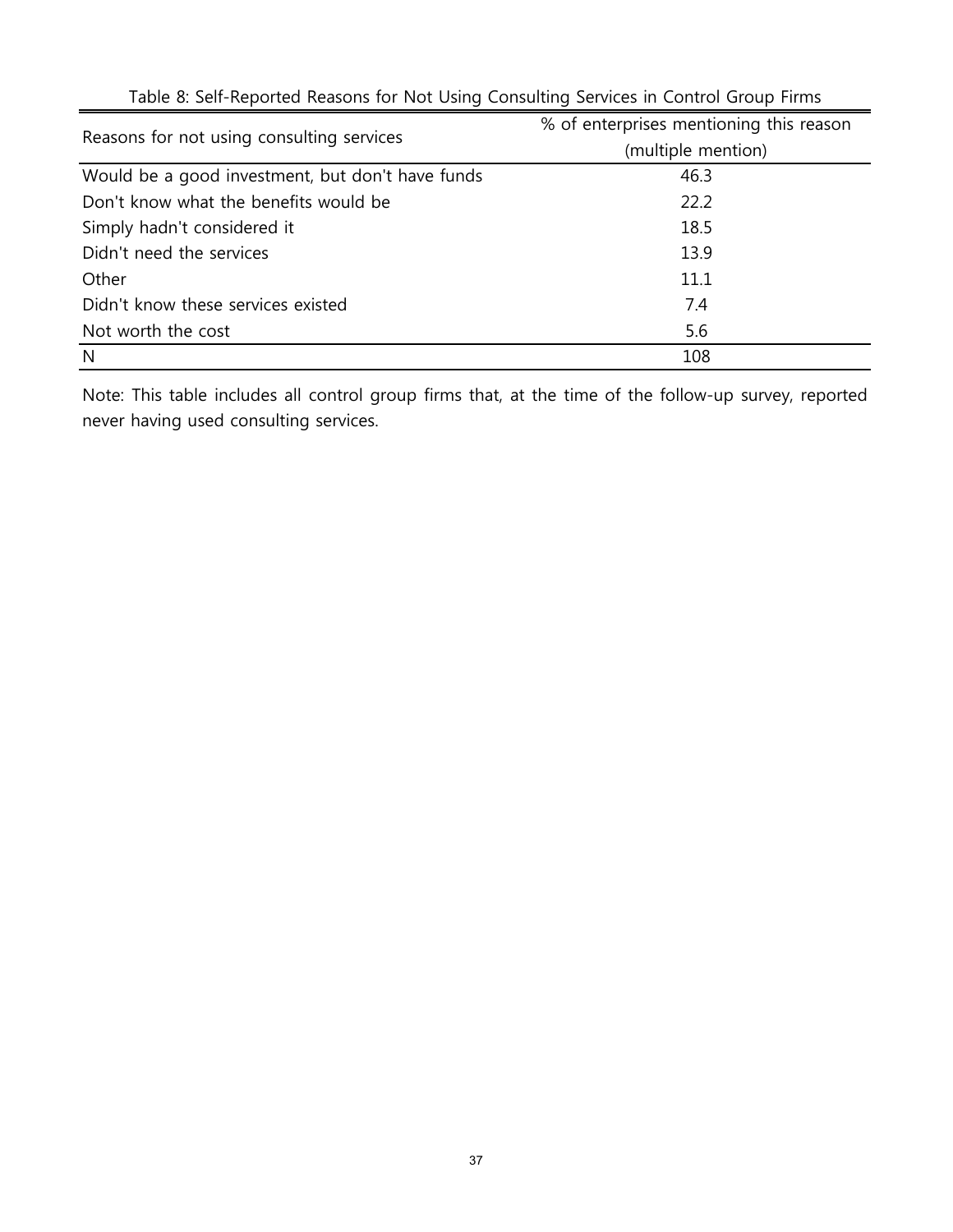Table 8: Self-Reported Reasons for Not Using Consulting Services in Control Group Firms

| Reasons for not using consulting services | % of enterprises mentioning this reason (multiple mention) |
|---|---|
| Would be a good investment, but don't have funds | 46.3 |
| Don't know what the benefits would be | 22.2 |
| Simply hadn't considered it | 18.5 |
| Didn't need the services | 13.9 |
| Other | 11.1 |
| Didn't know these services existed | 7.4 |
| Not worth the cost | 5.6 |
| N | 108 |

Note: This table includes all control group firms that, at the time of the follow-up survey, reported never having used consulting services.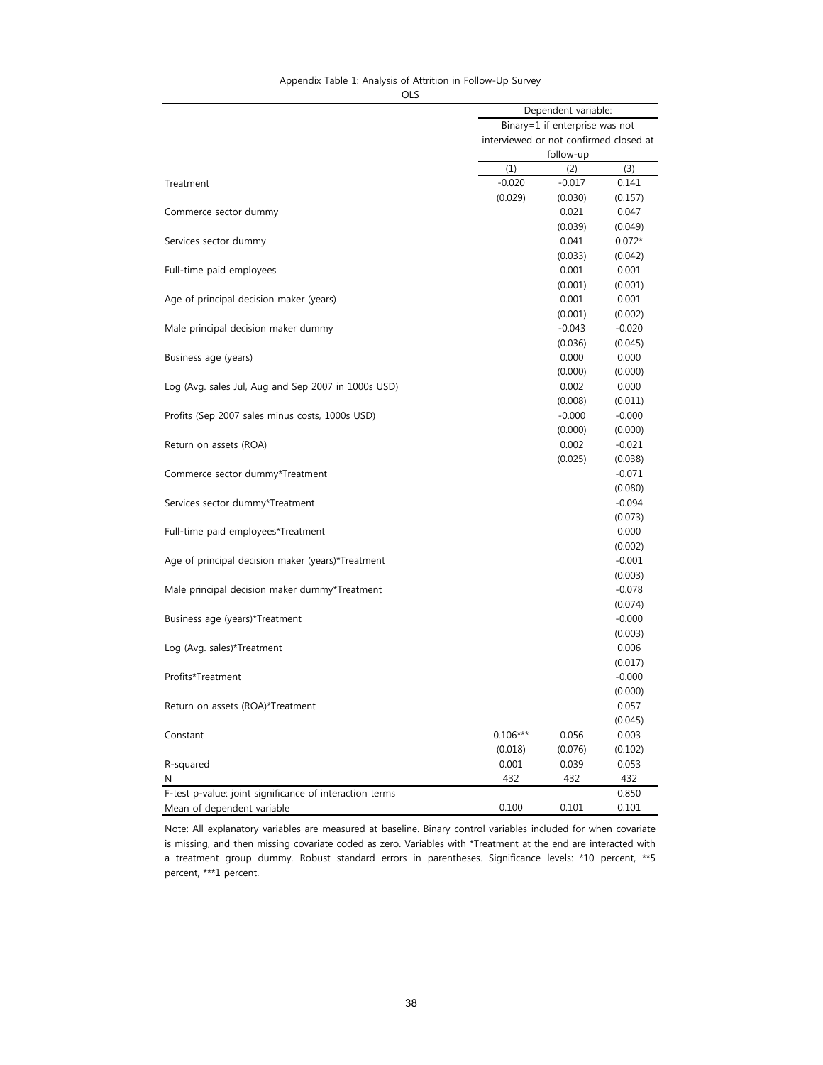Appendix Table 1: Analysis of Attrition in Follow-Up Survey

OLS

| | Dependent variable: Binary=1 if enterprise was not interviewed or not confirmed closed at follow-up | | |
|---|---|---|---|
| | (1) | (2) | (3) |
| Treatment | -0.020 | -0.017 | 0.141 |
| | (0.029) | (0.030) | (0.157) |
| Commerce sector dummy | | 0.021 | 0.047 |
| | | (0.039) | (0.049) |
| Services sector dummy | | 0.041 | 0.072* |
| | | (0.033) | (0.042) |
| Full-time paid employees | | 0.001 | 0.001 |
| | | (0.001) | (0.001) |
| Age of principal decision maker (years) | | 0.001 | 0.001 |
| | | (0.001) | (0.002) |
| Male principal decision maker dummy | | -0.043 | -0.020 |
| | | (0.036) | (0.045) |
| Business age (years) | | 0.000 | 0.000 |
| | | (0.000) | (0.000) |
| Log (Avg. sales Jul, Aug and Sep 2007 in 1000s USD) | | 0.002 | 0.000 |
| | | (0.008) | (0.011) |
| Profits (Sep 2007 sales minus costs, 1000s USD) | | -0.000 | -0.000 |
| | | (0.000) | (0.000) |
| Return on assets (ROA) | | 0.002 | -0.021 |
| | | (0.025) | (0.038) |
| Commerce sector dummy*Treatment | | | -0.071 |
| | | | (0.080) |
| Services sector dummy*Treatment | | | -0.094 |
| | | | (0.073) |
| Full-time paid employees*Treatment | | | 0.000 |
| | | | (0.002) |
| Age of principal decision maker (years)*Treatment | | | -0.001 |
| | | | (0.003) |
| Male principal decision maker dummy*Treatment | | | -0.078 |
| | | | (0.074) |
| Business age (years)*Treatment | | | -0.000 |
| | | | (0.003) |
| Log (Avg. sales)*Treatment | | | 0.006 |
| | | | (0.017) |
| Profits*Treatment | | | -0.000 |
| | | | (0.000) |
| Return on assets (ROA)*Treatment | | | 0.057 |
| | | | (0.045) |
| Constant | 0.106*** | 0.056 | 0.003 |
| | (0.018) | (0.076) | (0.102) |
| R-squared | 0.001 | 0.039 | 0.053 |
| N | 432 | 432 | 432 |
| F-test p-value: joint significance of interaction terms | | | 0.850 |
| Mean of dependent variable | 0.100 | 0.101 | 0.101 |

Note: All explanatory variables are measured at baseline. Binary control variables included for when covariate is missing, and then missing covariate coded as zero. Variables with *Treatment at the end are interacted with a treatment group dummy. Robust standard errors in parentheses. Significance levels: *10 percent, **5 percent, ***1 percent.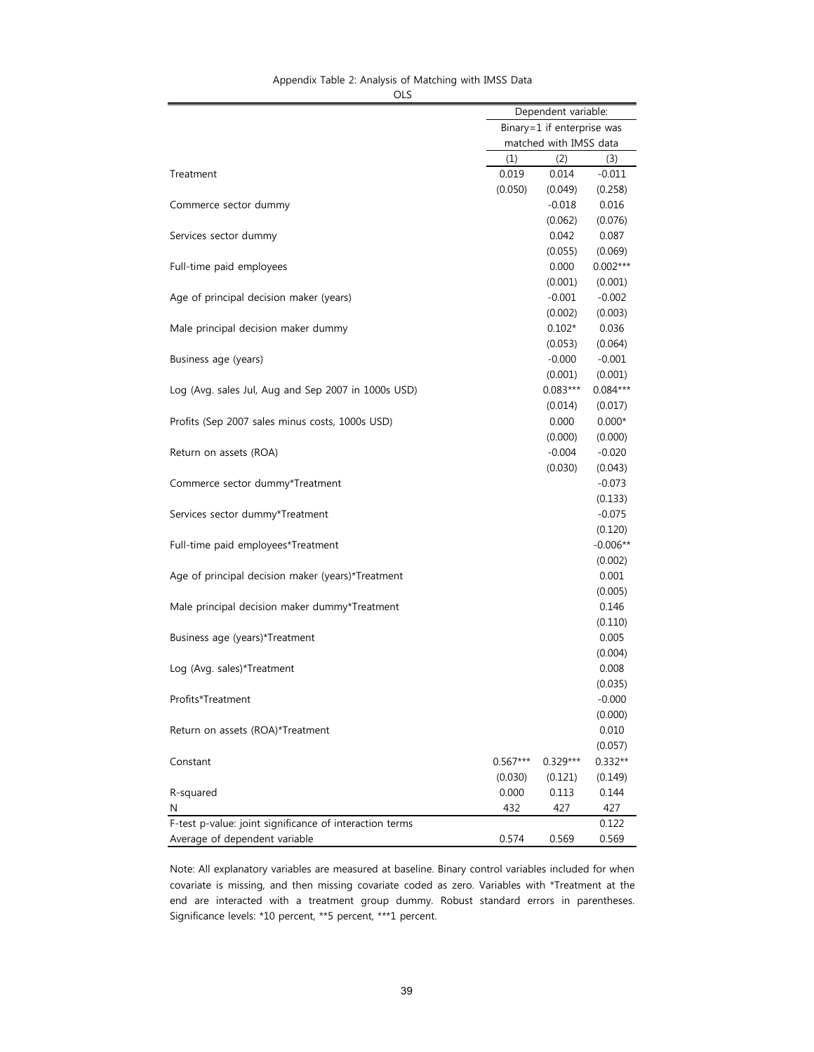Appendix Table 2: Analysis of Matching with IMSS Data

OLS

| | Dependent variable: | | |
|---|---|---|---|
| | Binary=1 if enterprise was matched with IMSS data | | |
| | (1) | (2) | (3) |
| Treatment | 0.019 | 0.014 | -0.011 |
| | (0.050) | (0.049) | (0.258) |
| Commerce sector dummy | | -0.018 | 0.016 |
| | | (0.062) | (0.076) |
| Services sector dummy | | 0.042 | 0.087 |
| | | (0.055) | (0.069) |
| Full-time paid employees | | 0.000 | 0.002*** |
| | | (0.001) | (0.001) |
| Age of principal decision maker (years) | | -0.001 | -0.002 |
| | | (0.002) | (0.003) |
| Male principal decision maker dummy | | 0.102* | 0.036 |
| | | (0.053) | (0.064) |
| Business age (years) | | -0.000 | -0.001 |
| | | (0.001) | (0.001) |
| Log (Avg. sales Jul, Aug and Sep 2007 in 1000s USD) | | 0.083*** | 0.084*** |
| | | (0.014) | (0.017) |
| Profits (Sep 2007 sales minus costs, 1000s USD) | | 0.000 | 0.000* |
| | | (0.000) | (0.000) |
| Return on assets (ROA) | | -0.004 | -0.020 |
| | | (0.030) | (0.043) |
| Commerce sector dummy*Treatment | | | -0.073 |
| | | | (0.133) |
| Services sector dummy*Treatment | | | -0.075 |
| | | | (0.120) |
| Full-time paid employees*Treatment | | | -0.006** |
| | | | (0.002) |
| Age of principal decision maker (years)*Treatment | | | 0.001 |
| | | | (0.005) |
| Male principal decision maker dummy*Treatment | | | 0.146 |
| | | | (0.110) |
| Business age (years)*Treatment | | | 0.005 |
| | | | (0.004) |
| Log (Avg. sales)*Treatment | | | 0.008 |
| | | | (0.035) |
| Profits*Treatment | | | -0.000 |
| | | | (0.000) |
| Return on assets (ROA)*Treatment | | | 0.010 |
| | | | (0.057) |
| Constant | 0.567*** | 0.329*** | 0.332** |
| | (0.030) | (0.121) | (0.149) |
| R-squared | 0.000 | 0.113 | 0.144 |
| N | 432 | 427 | 427 |
| F-test p-value: joint significance of interaction terms | | | 0.122 |
| Average of dependent variable | 0.574 | 0.569 | 0.569 |

Note: All explanatory variables are measured at baseline. Binary control variables included for when covariate is missing, and then missing covariate coded as zero. Variables with *Treatment at the end are interacted with a treatment group dummy. Robust standard errors in parentheses. Significance levels: *10 percent, **5 percent, ***1 percent.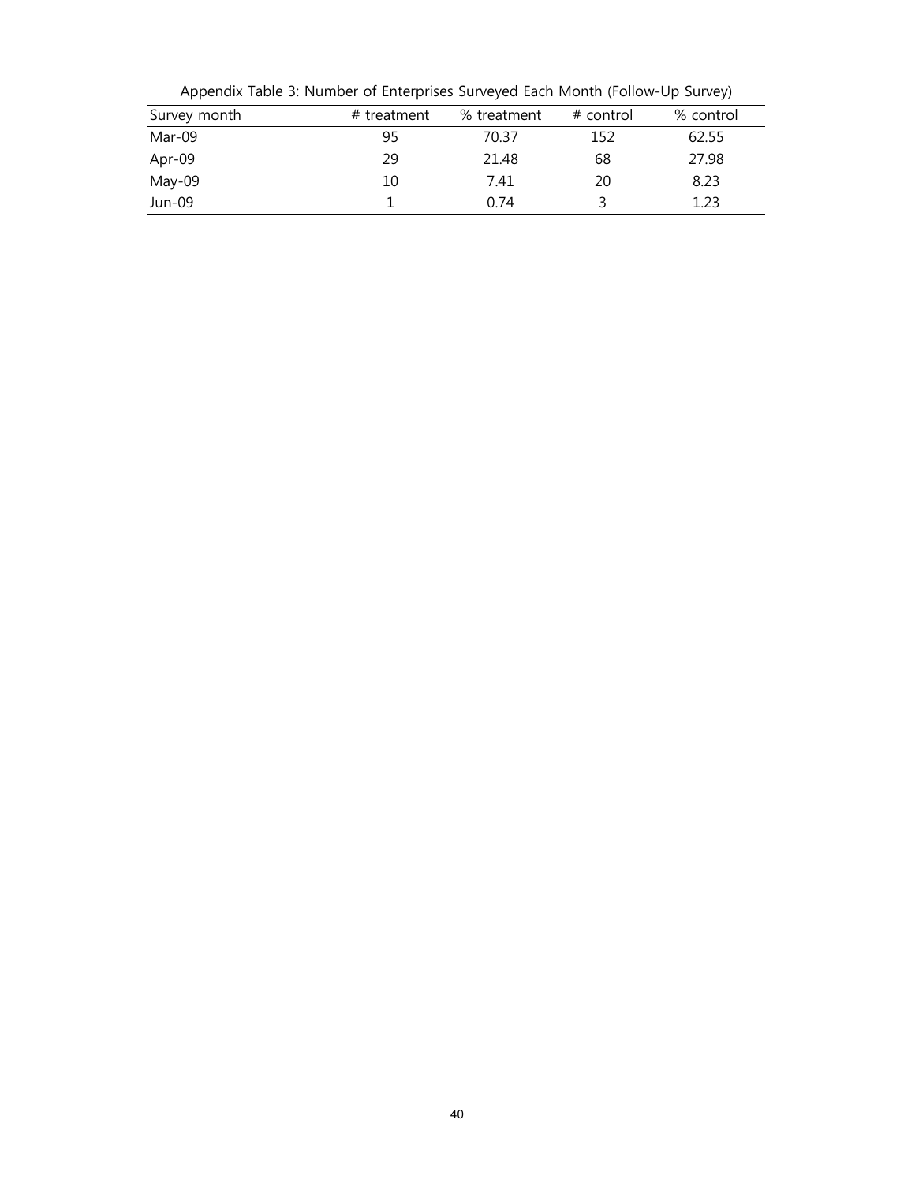Appendix Table 3: Number of Enterprises Surveyed Each Month (Follow-Up Survey)

| Survey month | # treatment | % treatment | # control | % control |
|---|---|---|---|---|
| Mar-09 | 95 | 70.37 | 152 | 62.55 |
| Apr-09 | 29 | 21.48 | 68 | 27.98 |
| May-09 | 10 | 7.41 | 20 | 8.23 |
| Jun-09 | 1 | 0.74 | 3 | 1.23 |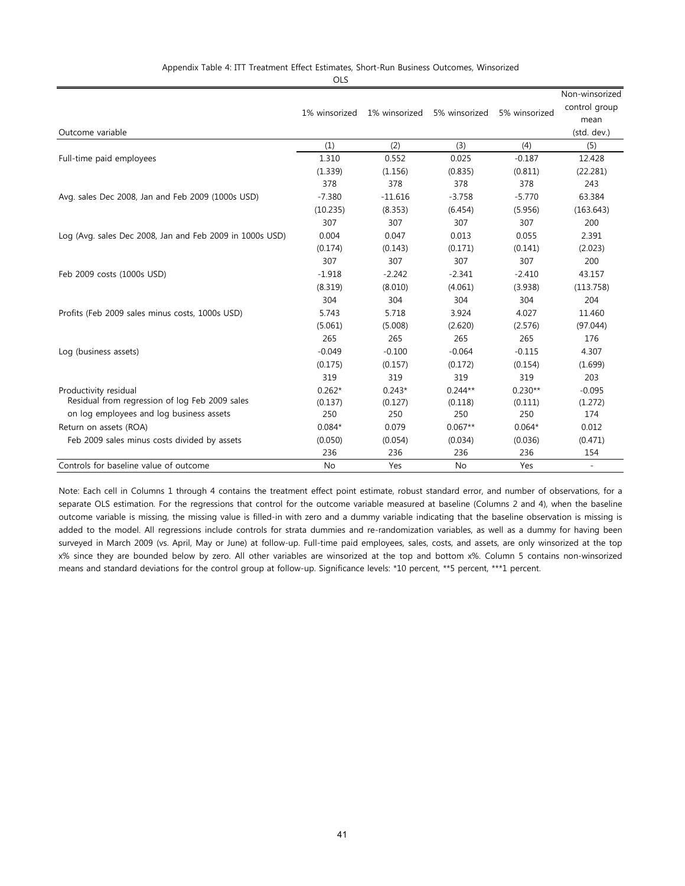Appendix Table 4: ITT Treatment Effect Estimates, Short-Run Business Outcomes, Winsorized

OLS

| Outcome variable | 1% winsorized | 1% winsorized | 5% winsorized | 5% winsorized | Non-winsorized control group mean (std. dev.) |
|---|---|---|---|---|---|
| | (1) | (2) | (3) | (4) | (5) |
| Full-time paid employees | 1.310 | 0.552 | 0.025 | -0.187 | 12.428 |
| | (1.339) | (1.156) | (0.835) | (0.811) | (22.281) |
| | 378 | 378 | 378 | 378 | 243 |
| Avg. sales Dec 2008, Jan and Feb 2009 (1000s USD) | -7.380 | -11.616 | -3.758 | -5.770 | 63.384 |
| | (10.235) | (8.353) | (6.454) | (5.956) | (163.643) |
| | 307 | 307 | 307 | 307 | 200 |
| Log (Avg. sales Dec 2008, Jan and Feb 2009 in 1000s USD) | 0.004 | 0.047 | 0.013 | 0.055 | 2.391 |
| | (0.174) | (0.143) | (0.171) | (0.141) | (2.023) |
| | 307 | 307 | 307 | 307 | 200 |
| Feb 2009 costs (1000s USD) | -1.918 | -2.242 | -2.341 | -2.410 | 43.157 |
| | (8.319) | (8.010) | (4.061) | (3.938) | (113.758) |
| | 304 | 304 | 304 | 304 | 204 |
| Profits (Feb 2009 sales minus costs, 1000s USD) | 5.743 | 5.718 | 3.924 | 4.027 | 11.460 |
| | (5.061) | (5.008) | (2.620) | (2.576) | (97.044) |
| | 265 | 265 | 265 | 265 | 176 |
| Log (business assets) | -0.049 | -0.100 | -0.064 | -0.115 | 4.307 |
| | (0.175) | (0.157) | (0.172) | (0.154) | (1.699) |
| | 319 | 319 | 319 | 319 | 203 |
| Productivity residual | 0.262* | 0.243* | 0.244** | 0.230** | -0.095 |
| Residual from regression of log Feb 2009 sales | (0.137) | (0.127) | (0.118) | (0.111) | (1.272) |
| on log employees and log business assets | 250 | 250 | 250 | 250 | 174 |
| Return on assets (ROA) | 0.084* | 0.079 | 0.067** | 0.064* | 0.012 |
| Feb 2009 sales minus costs divided by assets | (0.050) | (0.054) | (0.034) | (0.036) | (0.471) |
| | 236 | 236 | 236 | 236 | 154 |
| Controls for baseline value of outcome | No | Yes | No | Yes | - |

Note: Each cell in Columns 1 through 4 contains the treatment effect point estimate, robust standard error, and number of observations, for a separate OLS estimation. For the regressions that control for the outcome variable measured at baseline (Columns 2 and 4), when the baseline outcome variable is missing, the missing value is filled-in with zero and a dummy variable indicating that the baseline observation is missing is added to the model. All regressions include controls for strata dummies and re-randomization variables, as well as a dummy for having been surveyed in March 2009 (vs. April, May or June) at follow-up. Full-time paid employees, sales, costs, and assets, are only winsorized at the top x% since they are bounded below by zero. All other variables are winsorized at the top and bottom x%. Column 5 contains non-winsorized means and standard deviations for the control group at follow-up. Significance levels: *10 percent, **5 percent, ***1 percent.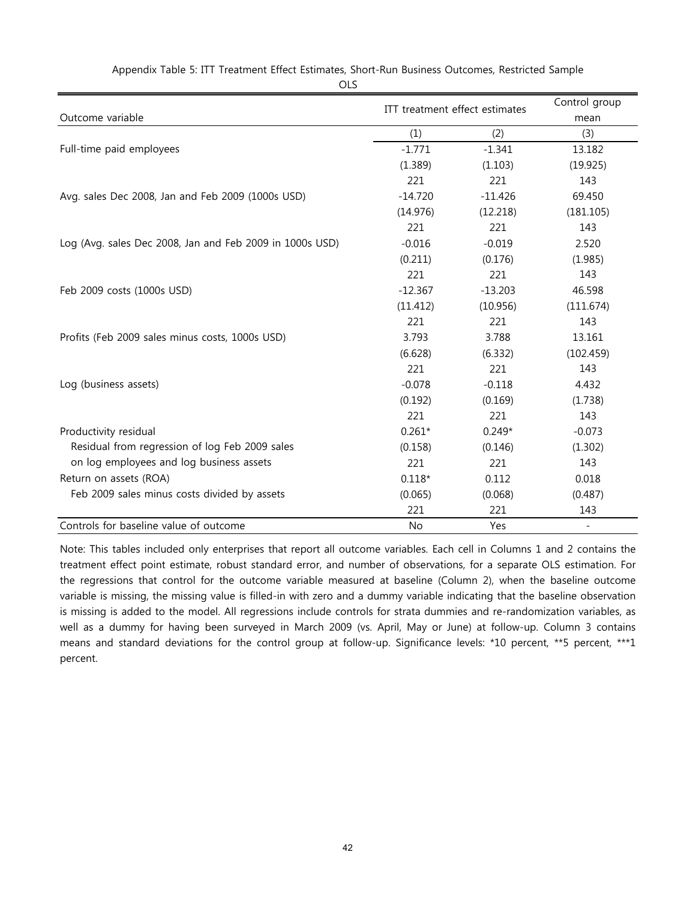Appendix Table 5: ITT Treatment Effect Estimates, Short-Run Business Outcomes, Restricted Sample

OLS

| Outcome variable | ITT treatment effect estimates | | Control group mean |
|---|---|---|---|
| | (1) | (2) | (3) |
| Full-time paid employees | -1.771 | -1.341 | 13.182 |
| | (1.389) | (1.103) | (19.925) |
| | 221 | 221 | 143 |
| Avg. sales Dec 2008, Jan and Feb 2009 (1000s USD) | -14.720 | -11.426 | 69.450 |
| | (14.976) | (12.218) | (181.105) |
| | 221 | 221 | 143 |
| Log (Avg. sales Dec 2008, Jan and Feb 2009 in 1000s USD) | -0.016 | -0.019 | 2.520 |
| | (0.211) | (0.176) | (1.985) |
| | 221 | 221 | 143 |
| Feb 2009 costs (1000s USD) | -12.367 | -13.203 | 46.598 |
| | (11.412) | (10.956) | (111.674) |
| | 221 | 221 | 143 |
| Profits (Feb 2009 sales minus costs, 1000s USD) | 3.793 | 3.788 | 13.161 |
| | (6.628) | (6.332) | (102.459) |
| | 221 | 221 | 143 |
| Log (business assets) | -0.078 | -0.118 | 4.432 |
| | (0.192) | (0.169) | (1.738) |
| | 221 | 221 | 143 |
| Productivity residual | 0.261* | 0.249* | -0.073 |
| Residual from regression of log Feb 2009 sales | (0.158) | (0.146) | (1.302) |
| on log employees and log business assets | 221 | 221 | 143 |
| Return on assets (ROA) | 0.118* | 0.112 | 0.018 |
| Feb 2009 sales minus costs divided by assets | (0.065) | (0.068) | (0.487) |
| | 221 | 221 | 143 |
| Controls for baseline value of outcome | No | Yes | - |

Note: This tables included only enterprises that report all outcome variables. Each cell in Columns 1 and 2 contains the treatment effect point estimate, robust standard error, and number of observations, for a separate OLS estimation. For the regressions that control for the outcome variable measured at baseline (Column 2), when the baseline outcome variable is missing, the missing value is filled-in with zero and a dummy variable indicating that the baseline observation is missing is added to the model. All regressions include controls for strata dummies and re-randomization variables, as well as a dummy for having been surveyed in March 2009 (vs. April, May or June) at follow-up. Column 3 contains means and standard deviations for the control group at follow-up. Significance levels: *10 percent, **5 percent, ***1 percent.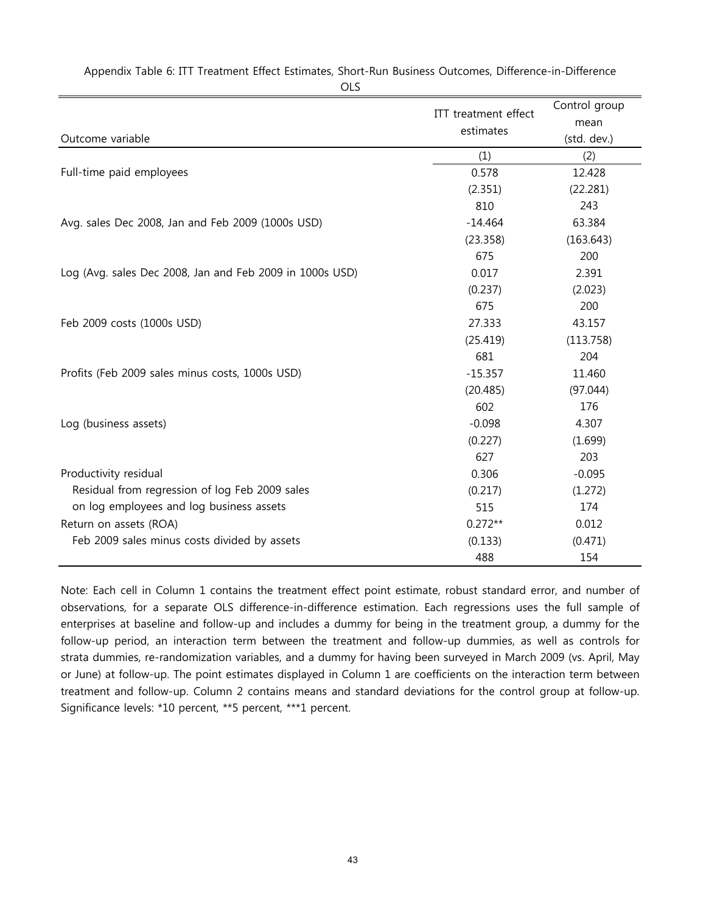Appendix Table 6: ITT Treatment Effect Estimates, Short-Run Business Outcomes, Difference-in-Difference OLS

| Outcome variable | ITT treatment effect estimates | Control group mean (std. dev.) |
|---|---|---|
| | (1) | (2) |
| Full-time paid employees | 0.578 | 12.428 |
| | (2.351) | (22.281) |
| | 810 | 243 |
| Avg. sales Dec 2008, Jan and Feb 2009 (1000s USD) | -14.464 | 63.384 |
| | (23.358) | (163.643) |
| | 675 | 200 |
| Log (Avg. sales Dec 2008, Jan and Feb 2009 in 1000s USD) | 0.017 | 2.391 |
| | (0.237) | (2.023) |
| | 675 | 200 |
| Feb 2009 costs (1000s USD) | 27.333 | 43.157 |
| | (25.419) | (113.758) |
| | 681 | 204 |
| Profits (Feb 2009 sales minus costs, 1000s USD) | -15.357 | 11.460 |
| | (20.485) | (97.044) |
| | 602 | 176 |
| Log (business assets) | -0.098 | 4.307 |
| | (0.227) | (1.699) |
| | 627 | 203 |
| Productivity residual | 0.306 | -0.095 |
| Residual from regression of log Feb 2009 sales | (0.217) | (1.272) |
| on log employees and log business assets | 515 | 174 |
| Return on assets (ROA) | 0.272** | 0.012 |
| Feb 2009 sales minus costs divided by assets | (0.133) | (0.471) |
| | 488 | 154 |

Note: Each cell in Column 1 contains the treatment effect point estimate, robust standard error, and number of observations, for a separate OLS difference-in-difference estimation. Each regressions uses the full sample of enterprises at baseline and follow-up and includes a dummy for being in the treatment group, a dummy for the follow-up period, an interaction term between the treatment and follow-up dummies, as well as controls for strata dummies, re-randomization variables, and a dummy for having been surveyed in March 2009 (vs. April, May or June) at follow-up. The point estimates displayed in Column 1 are coefficients on the interaction term between treatment and follow-up. Column 2 contains means and standard deviations for the control group at follow-up. Significance levels: *10 percent, **5 percent, ***1 percent.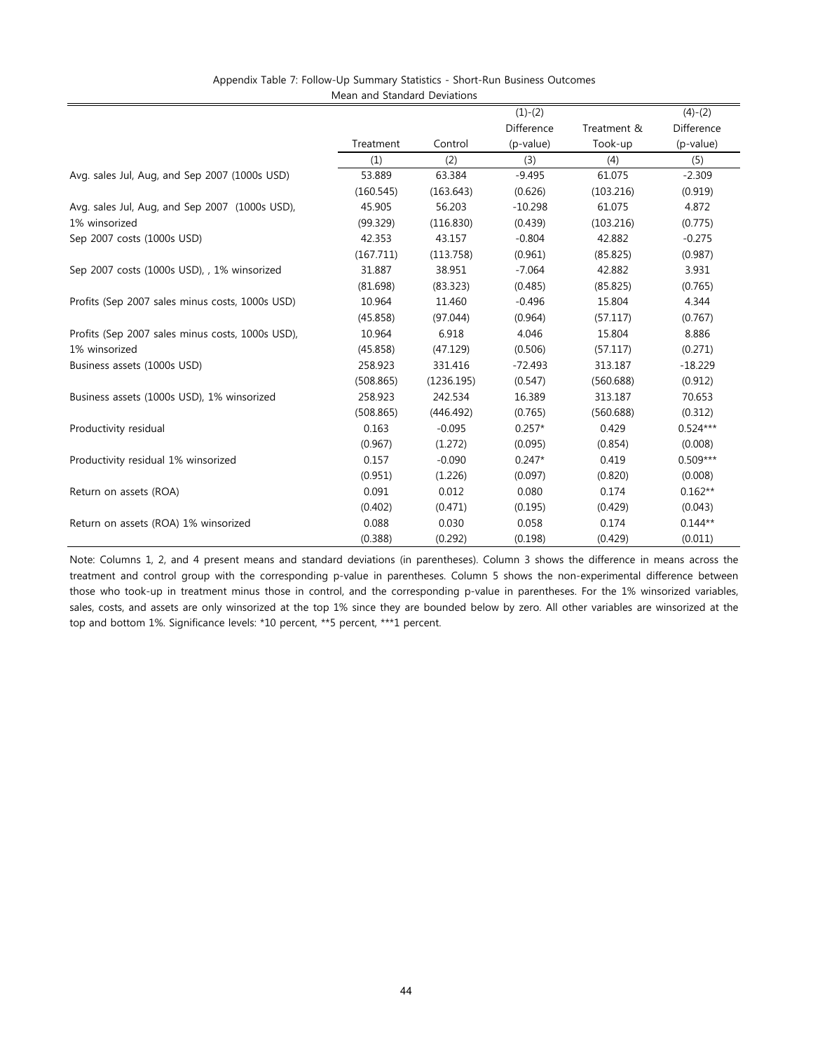Appendix Table 7: Follow-Up Summary Statistics - Short-Run Business Outcomes

Mean and Standard Deviations

| | Treatment | Control | (1)-(2) Difference (p-value) | Treatment & Took-up | (4)-(2) Difference (p-value) |
|---|---|---|---|---|---|
| | (1) | (2) | (3) | (4) | (5) |
| Avg. sales Jul, Aug, and Sep 2007 (1000s USD) | 53.889 | 63.384 | -9.495 | 61.075 | -2.309 |
| | (160.545) | (163.643) | (0.626) | (103.216) | (0.919) |
| Avg. sales Jul, Aug, and Sep 2007 (1000s USD), 1% winsorized | 45.905 | 56.203 | -10.298 | 61.075 | 4.872 |
| | (99.329) | (116.830) | (0.439) | (103.216) | (0.775) |
| Sep 2007 costs (1000s USD) | 42.353 | 43.157 | -0.804 | 42.882 | -0.275 |
| | (167.711) | (113.758) | (0.961) | (85.825) | (0.987) |
| Sep 2007 costs (1000s USD), , 1% winsorized | 31.887 | 38.951 | -7.064 | 42.882 | 3.931 |
| | (81.698) | (83.323) | (0.485) | (85.825) | (0.765) |
| Profits (Sep 2007 sales minus costs, 1000s USD) | 10.964 | 11.460 | -0.496 | 15.804 | 4.344 |
| | (45.858) | (97.044) | (0.964) | (57.117) | (0.767) |
| Profits (Sep 2007 sales minus costs, 1000s USD), 1% winsorized | 10.964 | 6.918 | 4.046 | 15.804 | 8.886 |
| | (45.858) | (47.129) | (0.506) | (57.117) | (0.271) |
| Business assets (1000s USD) | 258.923 | 331.416 | -72.493 | 313.187 | -18.229 |
| | (508.865) | (1236.195) | (0.547) | (560.688) | (0.912) |
| Business assets (1000s USD), 1% winsorized | 258.923 | 242.534 | 16.389 | 313.187 | 70.653 |
| | (508.865) | (446.492) | (0.765) | (560.688) | (0.312) |
| Productivity residual | 0.163 | -0.095 | 0.257* | 0.429 | 0.524*** |
| | (0.967) | (1.272) | (0.095) | (0.854) | (0.008) |
| Productivity residual 1% winsorized | 0.157 | -0.090 | 0.247* | 0.419 | 0.509*** |
| | (0.951) | (1.226) | (0.097) | (0.820) | (0.008) |
| Return on assets (ROA) | 0.091 | 0.012 | 0.080 | 0.174 | 0.162** |
| | (0.402) | (0.471) | (0.195) | (0.429) | (0.043) |
| Return on assets (ROA) 1% winsorized | 0.088 | 0.030 | 0.058 | 0.174 | 0.144** |
| | (0.388) | (0.292) | (0.198) | (0.429) | (0.011) |

Note: Columns 1, 2, and 4 present means and standard deviations (in parentheses). Column 3 shows the difference in means across the treatment and control group with the corresponding p-value in parentheses. Column 5 shows the non-experimental difference between those who took-up in treatment minus those in control, and the corresponding p-value in parentheses. For the 1% winsorized variables, sales, costs, and assets are only winsorized at the top 1% since they are bounded below by zero. All other variables are winsorized at the top and bottom 1%. Significance levels: *10 percent, **5 percent, ***1 percent.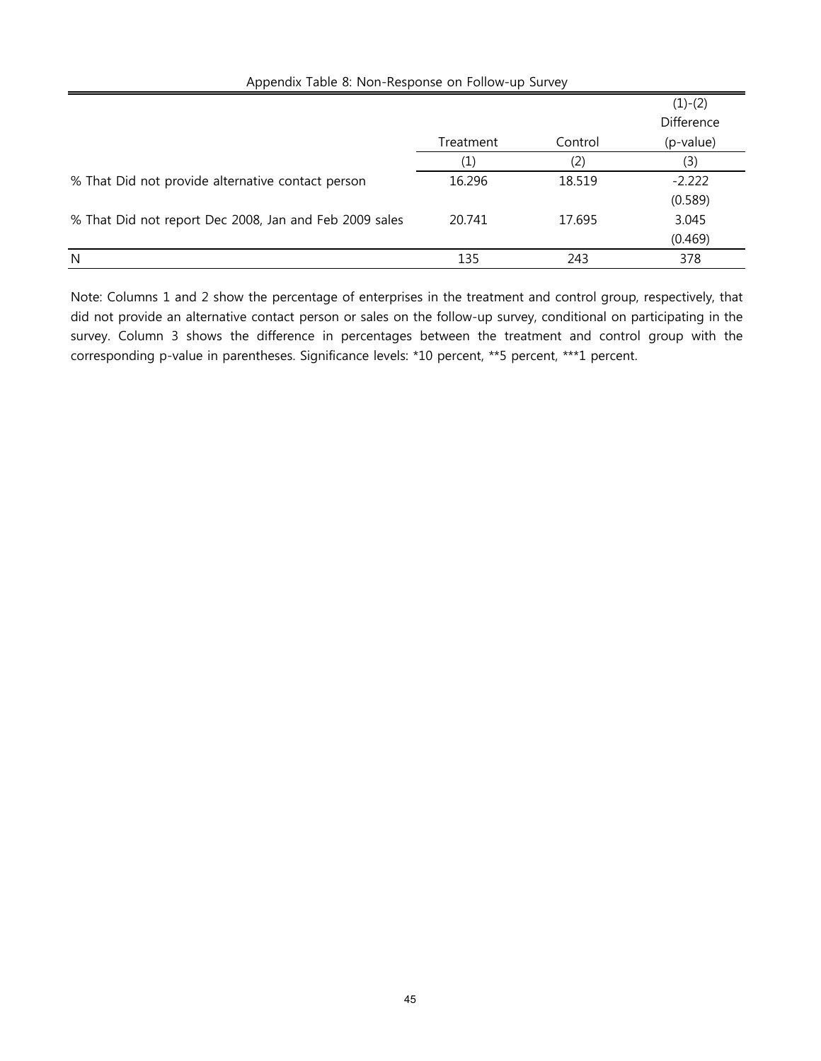Appendix Table 8: Non-Response on Follow-up Survey

| | Treatment | Control | (1)-(2) Difference (p-value) |
|---|---|---|---|
| | (1) | (2) | (3) |
| % That Did not provide alternative contact person | 16.296 | 18.519 | -2.222 |
| | | | (0.589) |
| % That Did not report Dec 2008, Jan and Feb 2009 sales | 20.741 | 17.695 | 3.045 |
| | | | (0.469) |
| N | 135 | 243 | 378 |

Note: Columns 1 and 2 show the percentage of enterprises in the treatment and control group, respectively, that did not provide an alternative contact person or sales on the follow-up survey, conditional on participating in the survey. Column 3 shows the difference in percentages between the treatment and control group with the corresponding p-value in parentheses. Significance levels: *10 percent, **5 percent, ***1 percent.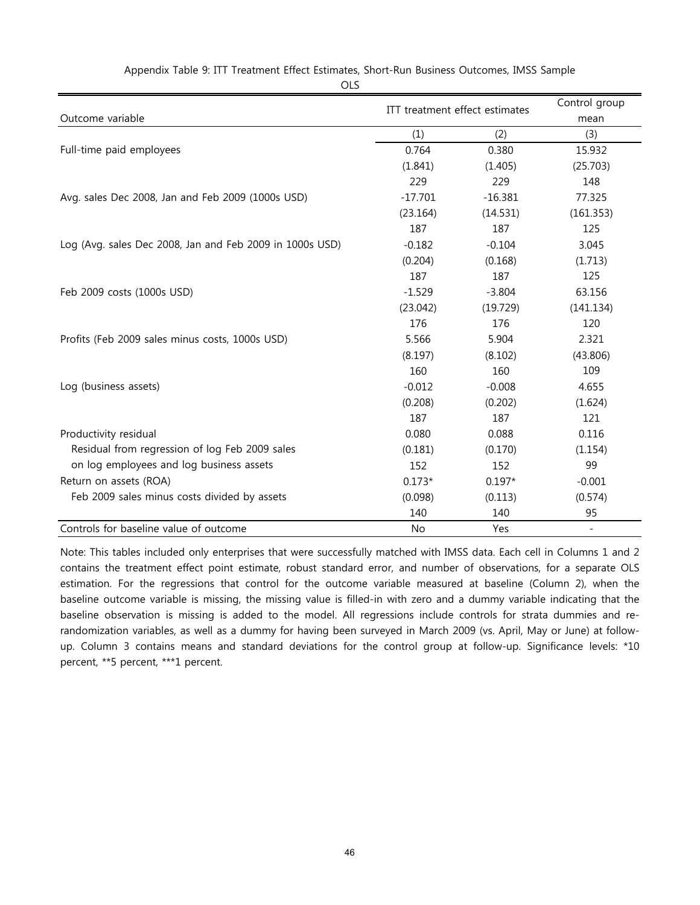Appendix Table 9: ITT Treatment Effect Estimates, Short-Run Business Outcomes, IMSS Sample

OLS

| Outcome variable | ITT treatment effect estimates | | Control group mean |
|---|---|---|---|
| | (1) | (2) | (3) |
| Full-time paid employees | 0.764 | 0.380 | 15.932 |
| | (1.841) | (1.405) | (25.703) |
| | 229 | 229 | 148 |
| Avg. sales Dec 2008, Jan and Feb 2009 (1000s USD) | -17.701 | -16.381 | 77.325 |
| | (23.164) | (14.531) | (161.353) |
| | 187 | 187 | 125 |
| Log (Avg. sales Dec 2008, Jan and Feb 2009 in 1000s USD) | -0.182 | -0.104 | 3.045 |
| | (0.204) | (0.168) | (1.713) |
| | 187 | 187 | 125 |
| Feb 2009 costs (1000s USD) | -1.529 | -3.804 | 63.156 |
| | (23.042) | (19.729) | (141.134) |
| | 176 | 176 | 120 |
| Profits (Feb 2009 sales minus costs, 1000s USD) | 5.566 | 5.904 | 2.321 |
| | (8.197) | (8.102) | (43.806) |
| | 160 | 160 | 109 |
| Log (business assets) | -0.012 | -0.008 | 4.655 |
| | (0.208) | (0.202) | (1.624) |
| | 187 | 187 | 121 |
| Productivity residual | 0.080 | 0.088 | 0.116 |
| Residual from regression of log Feb 2009 sales | (0.181) | (0.170) | (1.154) |
| on log employees and log business assets | 152 | 152 | 99 |
| Return on assets (ROA) | 0.173* | 0.197* | -0.001 |
| Feb 2009 sales minus costs divided by assets | (0.098) | (0.113) | (0.574) |
| | 140 | 140 | 95 |
| Controls for baseline value of outcome | No | Yes | - |

Note: This tables included only enterprises that were successfully matched with IMSS data. Each cell in Columns 1 and 2 contains the treatment effect point estimate, robust standard error, and number of observations, for a separate OLS estimation. For the regressions that control for the outcome variable measured at baseline (Column 2), when the baseline outcome variable is missing, the missing value is filled-in with zero and a dummy variable indicating that the baseline observation is missing is added to the model. All regressions include controls for strata dummies and re-randomization variables, as well as a dummy for having been surveyed in March 2009 (vs. April, May or June) at follow-up. Column 3 contains means and standard deviations for the control group at follow-up. Significance levels: *10 percent, **5 percent, ***1 percent.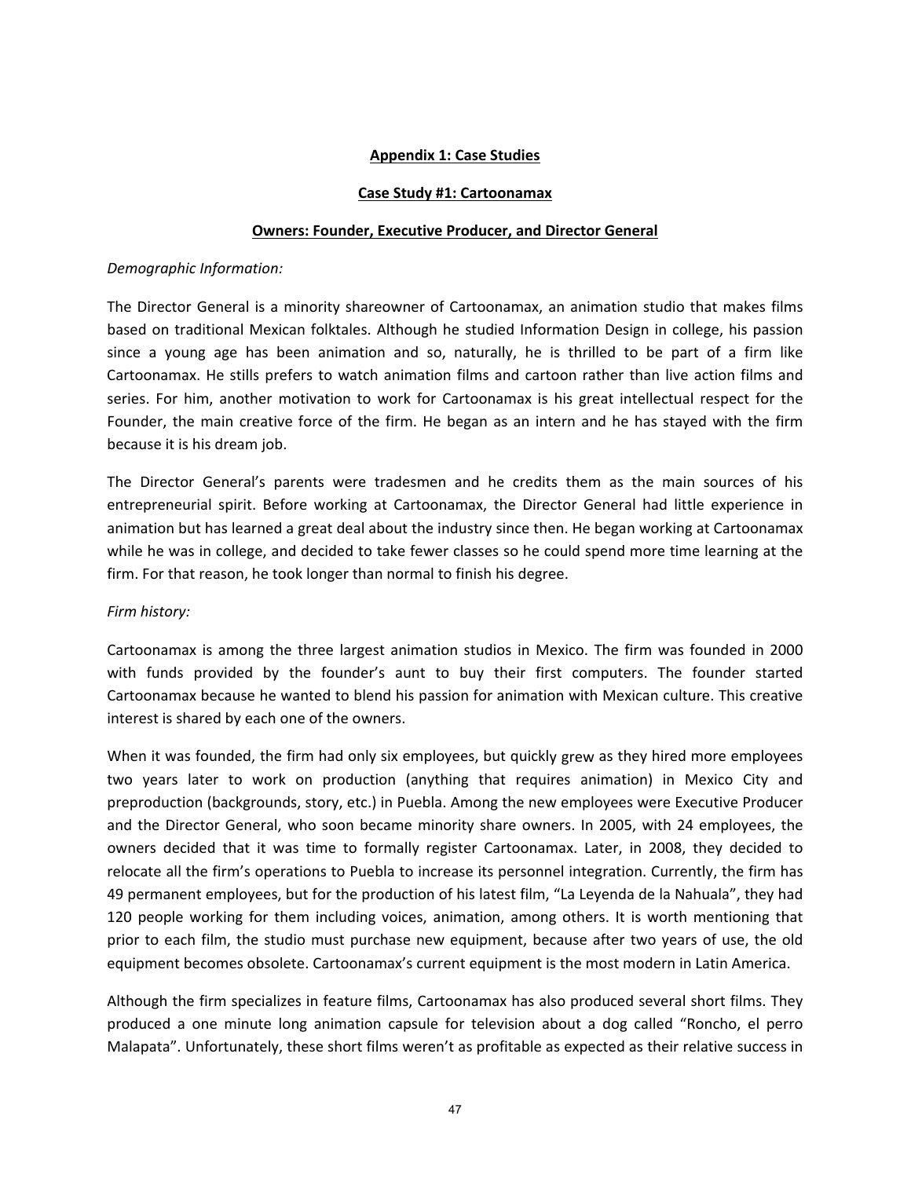## Appendix 1: Case Studies

### Case Study #1: Cartoonamax

### Owners: Founder, Executive Producer, and Director General

*Demographic Information:*

The Director General is a minority shareowner of Cartoonamax, an animation studio that makes films based on traditional Mexican folktales. Although he studied Information Design in college, his passion since a young age has been animation and so, naturally, he is thrilled to be part of a firm like Cartoonamax. He stills prefers to watch animation films and cartoon rather than live action films and series. For him, another motivation to work for Cartoonamax is his great intellectual respect for the Founder, the main creative force of the firm. He began as an intern and he has stayed with the firm because it is his dream job.

The Director General's parents were tradesmen and he credits them as the main sources of his entrepreneurial spirit. Before working at Cartoonamax, the Director General had little experience in animation but has learned a great deal about the industry since then. He began working at Cartoonamax while he was in college, and decided to take fewer classes so he could spend more time learning at the firm. For that reason, he took longer than normal to finish his degree.

*Firm history:*

Cartoonamax is among the three largest animation studios in Mexico. The firm was founded in 2000 with funds provided by the founder's aunt to buy their first computers. The founder started Cartoonamax because he wanted to blend his passion for animation with Mexican culture. This creative interest is shared by each one of the owners.

When it was founded, the firm had only six employees, but quickly grew as they hired more employees two years later to work on production (anything that requires animation) in Mexico City and preproduction (backgrounds, story, etc.) in Puebla. Among the new employees were Executive Producer and the Director General, who soon became minority share owners. In 2005, with 24 employees, the owners decided that it was time to formally register Cartoonamax. Later, in 2008, they decided to relocate all the firm's operations to Puebla to increase its personnel integration. Currently, the firm has 49 permanent employees, but for the production of his latest film, "La Leyenda de la Nahuala", they had 120 people working for them including voices, animation, among others. It is worth mentioning that prior to each film, the studio must purchase new equipment, because after two years of use, the old equipment becomes obsolete. Cartoonamax's current equipment is the most modern in Latin America.

Although the firm specializes in feature films, Cartoonamax has also produced several short films. They produced a one minute long animation capsule for television about a dog called "Roncho, el perro Malapata". Unfortunately, these short films weren't as profitable as expected as their relative success in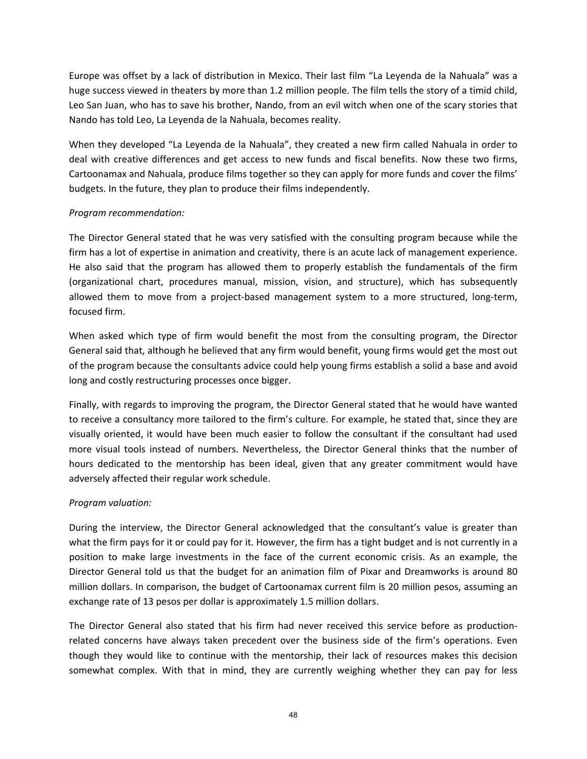Europe was offset by a lack of distribution in Mexico. Their last film “La Leyenda de la Nahuala” was a huge success viewed in theaters by more than 1.2 million people. The film tells the story of a timid child, Leo San Juan, who has to save his brother, Nando, from an evil witch when one of the scary stories that Nando has told Leo, La Leyenda de la Nahuala, becomes reality.

When they developed “La Leyenda de la Nahuala”, they created a new firm called Nahuala in order to deal with creative differences and get access to new funds and fiscal benefits. Now these two firms, Cartoonamax and Nahuala, produce films together so they can apply for more funds and cover the films’ budgets. In the future, they plan to produce their films independently.

*Program recommendation:*

The Director General stated that he was very satisfied with the consulting program because while the firm has a lot of expertise in animation and creativity, there is an acute lack of management experience. He also said that the program has allowed them to properly establish the fundamentals of the firm (organizational chart, procedures manual, mission, vision, and structure), which has subsequently allowed them to move from a project-based management system to a more structured, long-term, focused firm.

When asked which type of firm would benefit the most from the consulting program, the Director General said that, although he believed that any firm would benefit, young firms would get the most out of the program because the consultants advice could help young firms establish a solid a base and avoid long and costly restructuring processes once bigger.

Finally, with regards to improving the program, the Director General stated that he would have wanted to receive a consultancy more tailored to the firm’s culture. For example, he stated that, since they are visually oriented, it would have been much easier to follow the consultant if the consultant had used more visual tools instead of numbers. Nevertheless, the Director General thinks that the number of hours dedicated to the mentorship has been ideal, given that any greater commitment would have adversely affected their regular work schedule.

*Program valuation:*

During the interview, the Director General acknowledged that the consultant’s value is greater than what the firm pays for it or could pay for it. However, the firm has a tight budget and is not currently in a position to make large investments in the face of the current economic crisis. As an example, the Director General told us that the budget for an animation film of Pixar and Dreamworks is around 80 million dollars. In comparison, the budget of Cartoonamax current film is 20 million pesos, assuming an exchange rate of 13 pesos per dollar is approximately 1.5 million dollars.

The Director General also stated that his firm had never received this service before as production-related concerns have always taken precedent over the business side of the firm’s operations. Even though they would like to continue with the mentorship, their lack of resources makes this decision somewhat complex. With that in mind, they are currently weighing whether they can pay for less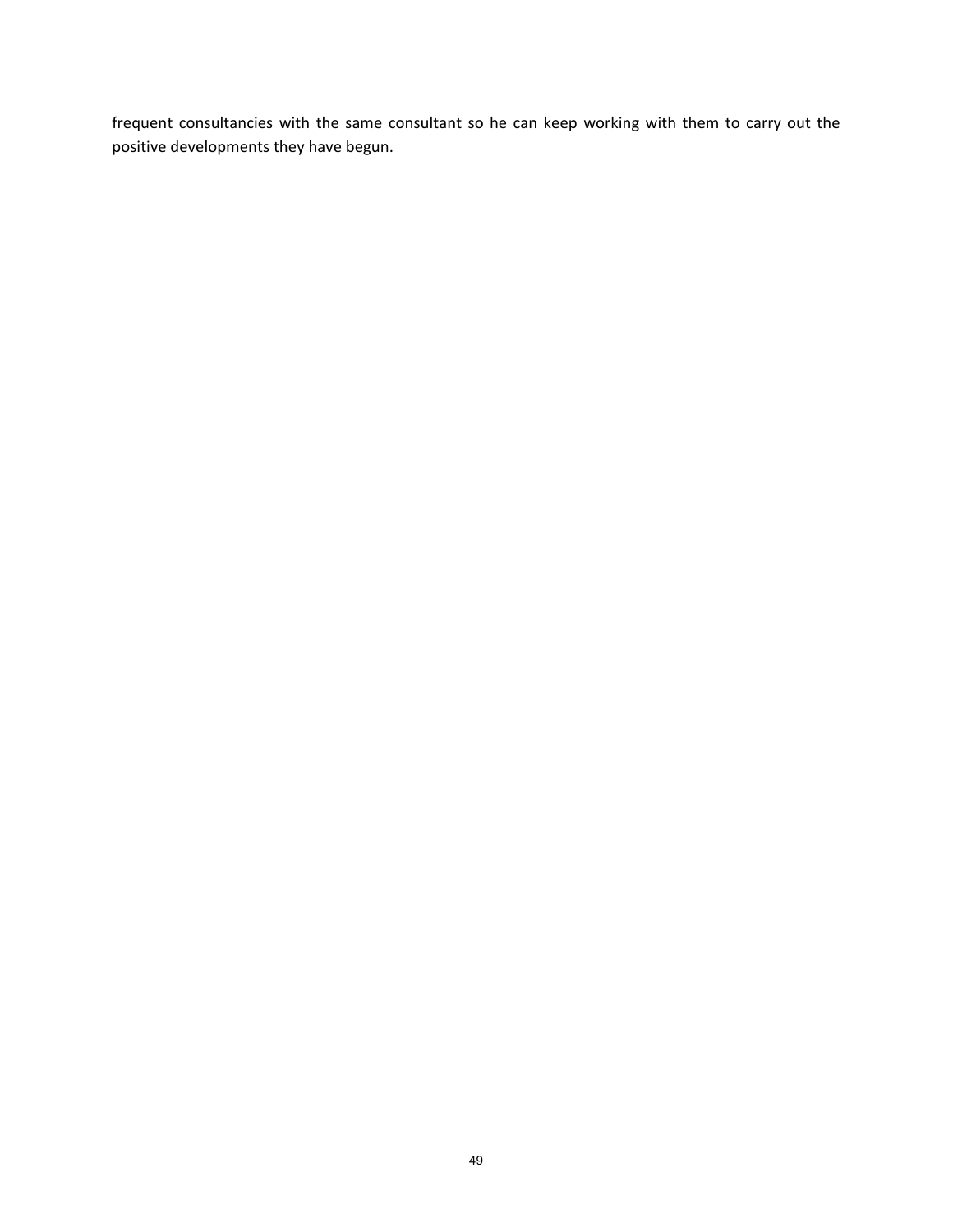frequent consultancies with the same consultant so he can keep working with them to carry out the positive developments they have begun.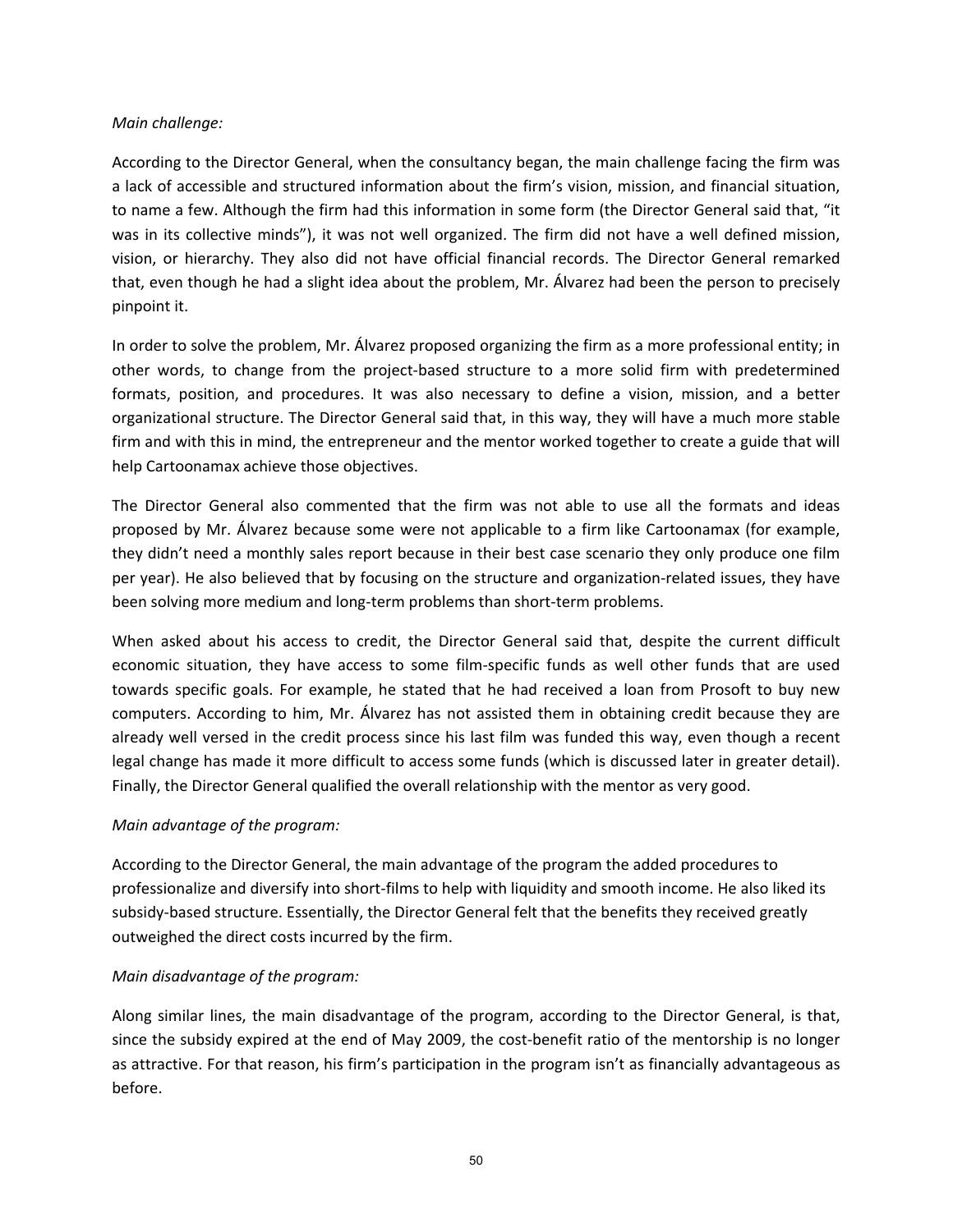*Main challenge:*

According to the Director General, when the consultancy began, the main challenge facing the firm was a lack of accessible and structured information about the firm's vision, mission, and financial situation, to name a few. Although the firm had this information in some form (the Director General said that, "it was in its collective minds"), it was not well organized. The firm did not have a well defined mission, vision, or hierarchy. They also did not have official financial records. The Director General remarked that, even though he had a slight idea about the problem, Mr. Álvarez had been the person to precisely pinpoint it.

In order to solve the problem, Mr. Álvarez proposed organizing the firm as a more professional entity; in other words, to change from the project-based structure to a more solid firm with predetermined formats, position, and procedures. It was also necessary to define a vision, mission, and a better organizational structure. The Director General said that, in this way, they will have a much more stable firm and with this in mind, the entrepreneur and the mentor worked together to create a guide that will help Cartoonamax achieve those objectives.

The Director General also commented that the firm was not able to use all the formats and ideas proposed by Mr. Álvarez because some were not applicable to a firm like Cartoonamax (for example, they didn't need a monthly sales report because in their best case scenario they only produce one film per year). He also believed that by focusing on the structure and organization-related issues, they have been solving more medium and long-term problems than short-term problems.

When asked about his access to credit, the Director General said that, despite the current difficult economic situation, they have access to some film-specific funds as well other funds that are used towards specific goals. For example, he stated that he had received a loan from Prosoft to buy new computers. According to him, Mr. Álvarez has not assisted them in obtaining credit because they are already well versed in the credit process since his last film was funded this way, even though a recent legal change has made it more difficult to access some funds (which is discussed later in greater detail). Finally, the Director General qualified the overall relationship with the mentor as very good.

*Main advantage of the program:*

According to the Director General, the main advantage of the program the added procedures to professionalize and diversify into short-films to help with liquidity and smooth income. He also liked its subsidy-based structure. Essentially, the Director General felt that the benefits they received greatly outweighed the direct costs incurred by the firm.

*Main disadvantage of the program:*

Along similar lines, the main disadvantage of the program, according to the Director General, is that, since the subsidy expired at the end of May 2009, the cost-benefit ratio of the mentorship is no longer as attractive. For that reason, his firm's participation in the program isn't as financially advantageous as before.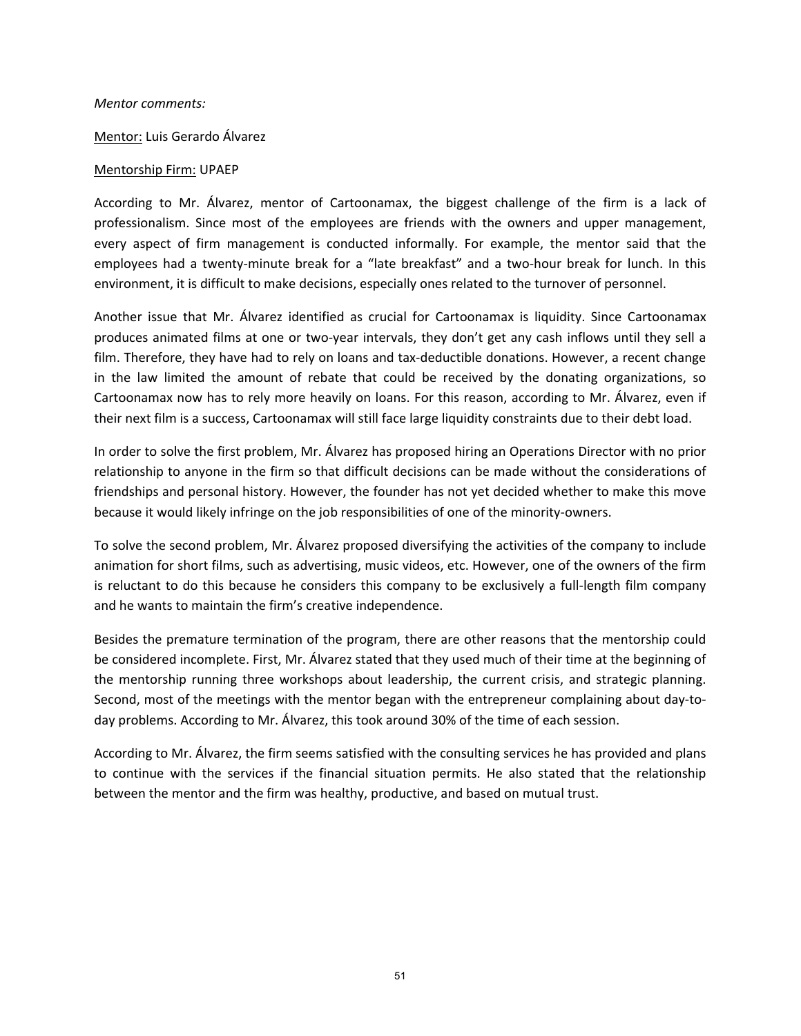*Mentor comments:*

<u>Mentor:</u> Luis Gerardo Álvarez

<u>Mentorship Firm:</u> UPAEP

According to Mr. Álvarez, mentor of Cartoonamax, the biggest challenge of the firm is a lack of professionalism. Since most of the employees are friends with the owners and upper management, every aspect of firm management is conducted informally. For example, the mentor said that the employees had a twenty-minute break for a "late breakfast" and a two-hour break for lunch. In this environment, it is difficult to make decisions, especially ones related to the turnover of personnel.

Another issue that Mr. Álvarez identified as crucial for Cartoonamax is liquidity. Since Cartoonamax produces animated films at one or two-year intervals, they don't get any cash inflows until they sell a film. Therefore, they have had to rely on loans and tax-deductible donations. However, a recent change in the law limited the amount of rebate that could be received by the donating organizations, so Cartoonamax now has to rely more heavily on loans. For this reason, according to Mr. Álvarez, even if their next film is a success, Cartoonamax will still face large liquidity constraints due to their debt load.

In order to solve the first problem, Mr. Álvarez has proposed hiring an Operations Director with no prior relationship to anyone in the firm so that difficult decisions can be made without the considerations of friendships and personal history. However, the founder has not yet decided whether to make this move because it would likely infringe on the job responsibilities of one of the minority-owners.

To solve the second problem, Mr. Álvarez proposed diversifying the activities of the company to include animation for short films, such as advertising, music videos, etc. However, one of the owners of the firm is reluctant to do this because he considers this company to be exclusively a full-length film company and he wants to maintain the firm's creative independence.

Besides the premature termination of the program, there are other reasons that the mentorship could be considered incomplete. First, Mr. Álvarez stated that they used much of their time at the beginning of the mentorship running three workshops about leadership, the current crisis, and strategic planning. Second, most of the meetings with the mentor began with the entrepreneur complaining about day-to-day problems. According to Mr. Álvarez, this took around 30% of the time of each session.

According to Mr. Álvarez, the firm seems satisfied with the consulting services he has provided and plans to continue with the services if the financial situation permits. He also stated that the relationship between the mentor and the firm was healthy, productive, and based on mutual trust.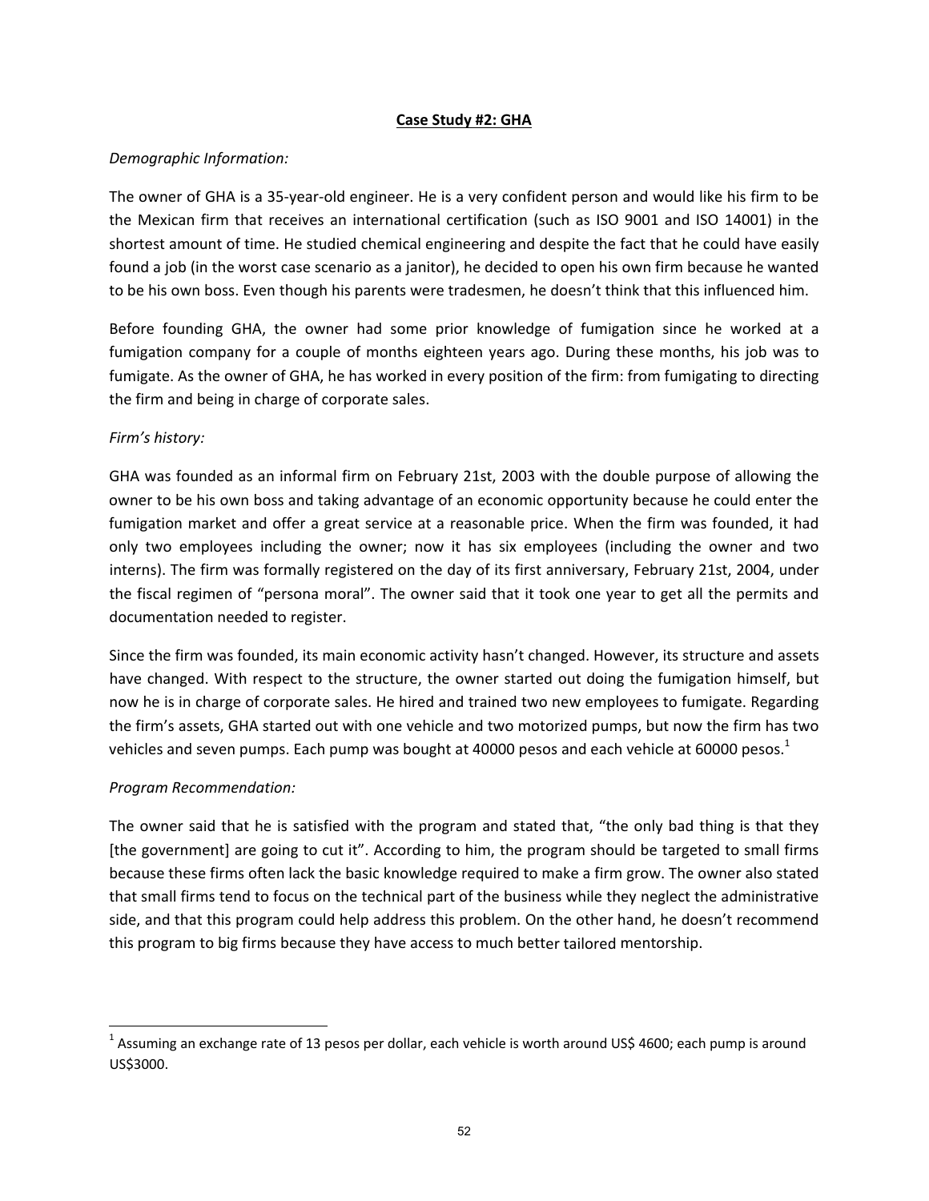**Case Study #2: GHA**

*Demographic Information:*

The owner of GHA is a 35-year-old engineer. He is a very confident person and would like his firm to be the Mexican firm that receives an international certification (such as ISO 9001 and ISO 14001) in the shortest amount of time. He studied chemical engineering and despite the fact that he could have easily found a job (in the worst case scenario as a janitor), he decided to open his own firm because he wanted to be his own boss. Even though his parents were tradesmen, he doesn't think that this influenced him.

Before founding GHA, the owner had some prior knowledge of fumigation since he worked at a fumigation company for a couple of months eighteen years ago. During these months, his job was to fumigate. As the owner of GHA, he has worked in every position of the firm: from fumigating to directing the firm and being in charge of corporate sales.

*Firm's history:*

GHA was founded as an informal firm on February 21st, 2003 with the double purpose of allowing the owner to be his own boss and taking advantage of an economic opportunity because he could enter the fumigation market and offer a great service at a reasonable price. When the firm was founded, it had only two employees including the owner; now it has six employees (including the owner and two interns). The firm was formally registered on the day of its first anniversary, February 21st, 2004, under the fiscal regimen of "persona moral". The owner said that it took one year to get all the permits and documentation needed to register.

Since the firm was founded, its main economic activity hasn't changed. However, its structure and assets have changed. With respect to the structure, the owner started out doing the fumigation himself, but now he is in charge of corporate sales. He hired and trained two new employees to fumigate. Regarding the firm's assets, GHA started out with one vehicle and two motorized pumps, but now the firm has two vehicles and seven pumps. Each pump was bought at 40000 pesos and each vehicle at 60000 pesos.[1]

*Program Recommendation:*

The owner said that he is satisfied with the program and stated that, "the only bad thing is that they [the government] are going to cut it". According to him, the program should be targeted to small firms because these firms often lack the basic knowledge required to make a firm grow. The owner also stated that small firms tend to focus on the technical part of the business while they neglect the administrative side, and that this program could help address this problem. On the other hand, he doesn't recommend this program to big firms because they have access to much better tailored mentorship.

---

[1] Assuming an exchange rate of 13 pesos per dollar, each vehicle is worth around US$ 4600; each pump is around US$3000.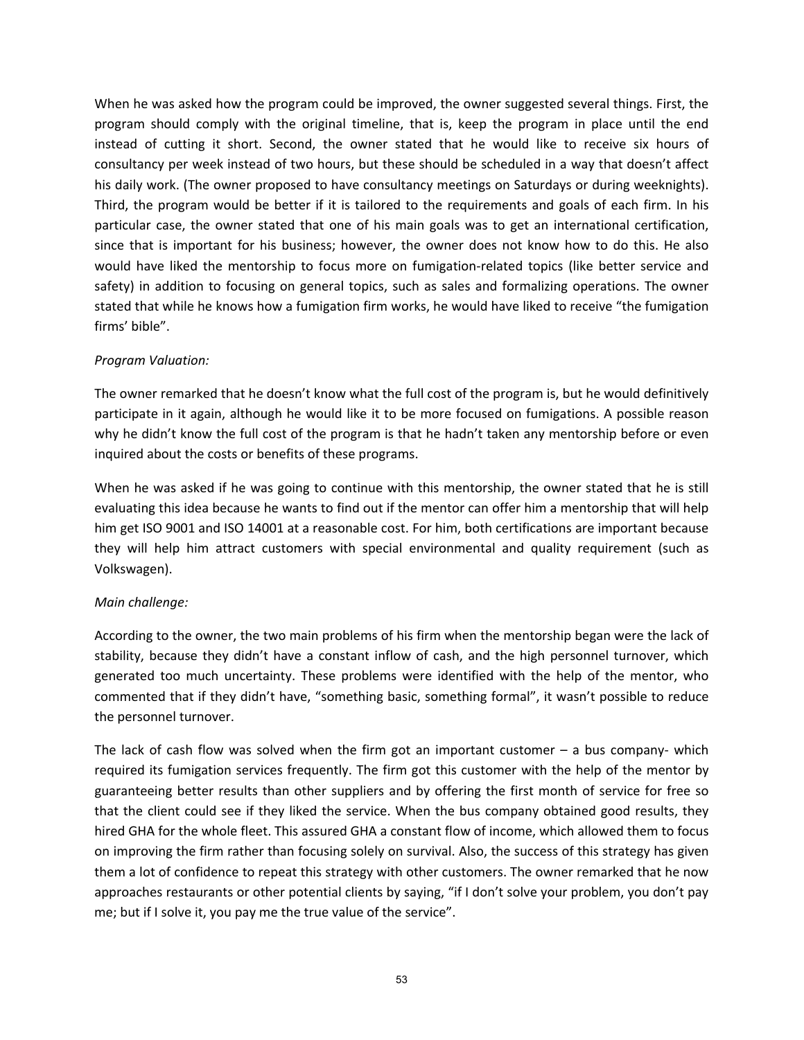When he was asked how the program could be improved, the owner suggested several things. First, the program should comply with the original timeline, that is, keep the program in place until the end instead of cutting it short. Second, the owner stated that he would like to receive six hours of consultancy per week instead of two hours, but these should be scheduled in a way that doesn't affect his daily work. (The owner proposed to have consultancy meetings on Saturdays or during weeknights). Third, the program would be better if it is tailored to the requirements and goals of each firm. In his particular case, the owner stated that one of his main goals was to get an international certification, since that is important for his business; however, the owner does not know how to do this. He also would have liked the mentorship to focus more on fumigation-related topics (like better service and safety) in addition to focusing on general topics, such as sales and formalizing operations. The owner stated that while he knows how a fumigation firm works, he would have liked to receive "the fumigation firms' bible".

*Program Valuation:*

The owner remarked that he doesn't know what the full cost of the program is, but he would definitively participate in it again, although he would like it to be more focused on fumigations. A possible reason why he didn't know the full cost of the program is that he hadn't taken any mentorship before or even inquired about the costs or benefits of these programs.

When he was asked if he was going to continue with this mentorship, the owner stated that he is still evaluating this idea because he wants to find out if the mentor can offer him a mentorship that will help him get ISO 9001 and ISO 14001 at a reasonable cost. For him, both certifications are important because they will help him attract customers with special environmental and quality requirement (such as Volkswagen).

*Main challenge:*

According to the owner, the two main problems of his firm when the mentorship began were the lack of stability, because they didn't have a constant inflow of cash, and the high personnel turnover, which generated too much uncertainty. These problems were identified with the help of the mentor, who commented that if they didn't have, "something basic, something formal", it wasn't possible to reduce the personnel turnover.

The lack of cash flow was solved when the firm got an important customer – a bus company- which required its fumigation services frequently. The firm got this customer with the help of the mentor by guaranteeing better results than other suppliers and by offering the first month of service for free so that the client could see if they liked the service. When the bus company obtained good results, they hired GHA for the whole fleet. This assured GHA a constant flow of income, which allowed them to focus on improving the firm rather than focusing solely on survival. Also, the success of this strategy has given them a lot of confidence to repeat this strategy with other customers. The owner remarked that he now approaches restaurants or other potential clients by saying, "if I don't solve your problem, you don't pay me; but if I solve it, you pay me the true value of the service".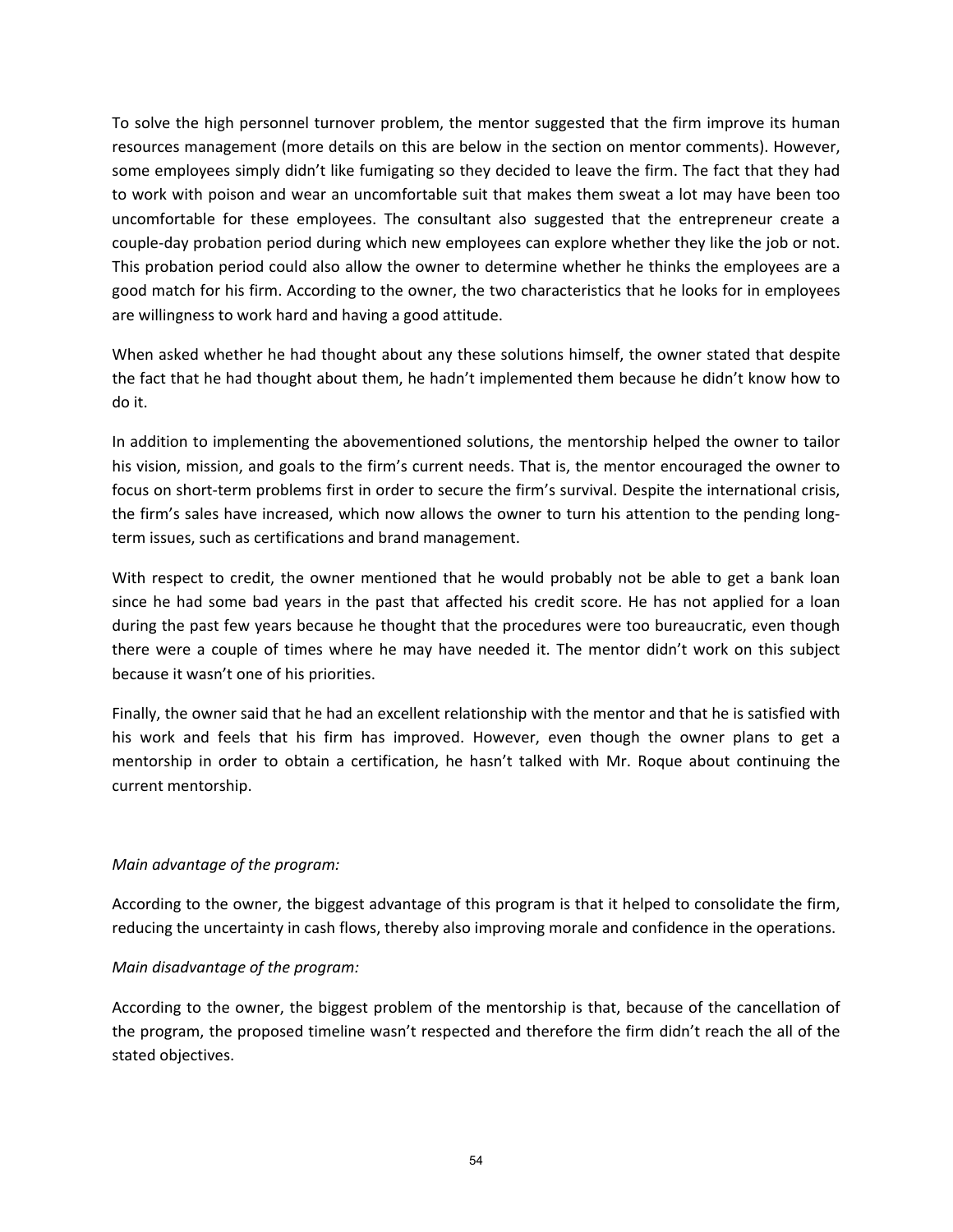To solve the high personnel turnover problem, the mentor suggested that the firm improve its human resources management (more details on this are below in the section on mentor comments). However, some employees simply didn't like fumigating so they decided to leave the firm. The fact that they had to work with poison and wear an uncomfortable suit that makes them sweat a lot may have been too uncomfortable for these employees. The consultant also suggested that the entrepreneur create a couple-day probation period during which new employees can explore whether they like the job or not. This probation period could also allow the owner to determine whether he thinks the employees are a good match for his firm. According to the owner, the two characteristics that he looks for in employees are willingness to work hard and having a good attitude.

When asked whether he had thought about any these solutions himself, the owner stated that despite the fact that he had thought about them, he hadn't implemented them because he didn't know how to do it.

In addition to implementing the abovementioned solutions, the mentorship helped the owner to tailor his vision, mission, and goals to the firm's current needs. That is, the mentor encouraged the owner to focus on short-term problems first in order to secure the firm's survival. Despite the international crisis, the firm's sales have increased, which now allows the owner to turn his attention to the pending long-term issues, such as certifications and brand management.

With respect to credit, the owner mentioned that he would probably not be able to get a bank loan since he had some bad years in the past that affected his credit score. He has not applied for a loan during the past few years because he thought that the procedures were too bureaucratic, even though there were a couple of times where he may have needed it. The mentor didn't work on this subject because it wasn't one of his priorities.

Finally, the owner said that he had an excellent relationship with the mentor and that he is satisfied with his work and feels that his firm has improved. However, even though the owner plans to get a mentorship in order to obtain a certification, he hasn't talked with Mr. Roque about continuing the current mentorship.

*Main advantage of the program:*

According to the owner, the biggest advantage of this program is that it helped to consolidate the firm, reducing the uncertainty in cash flows, thereby also improving morale and confidence in the operations.

*Main disadvantage of the program:*

According to the owner, the biggest problem of the mentorship is that, because of the cancellation of the program, the proposed timeline wasn't respected and therefore the firm didn't reach the all of the stated objectives.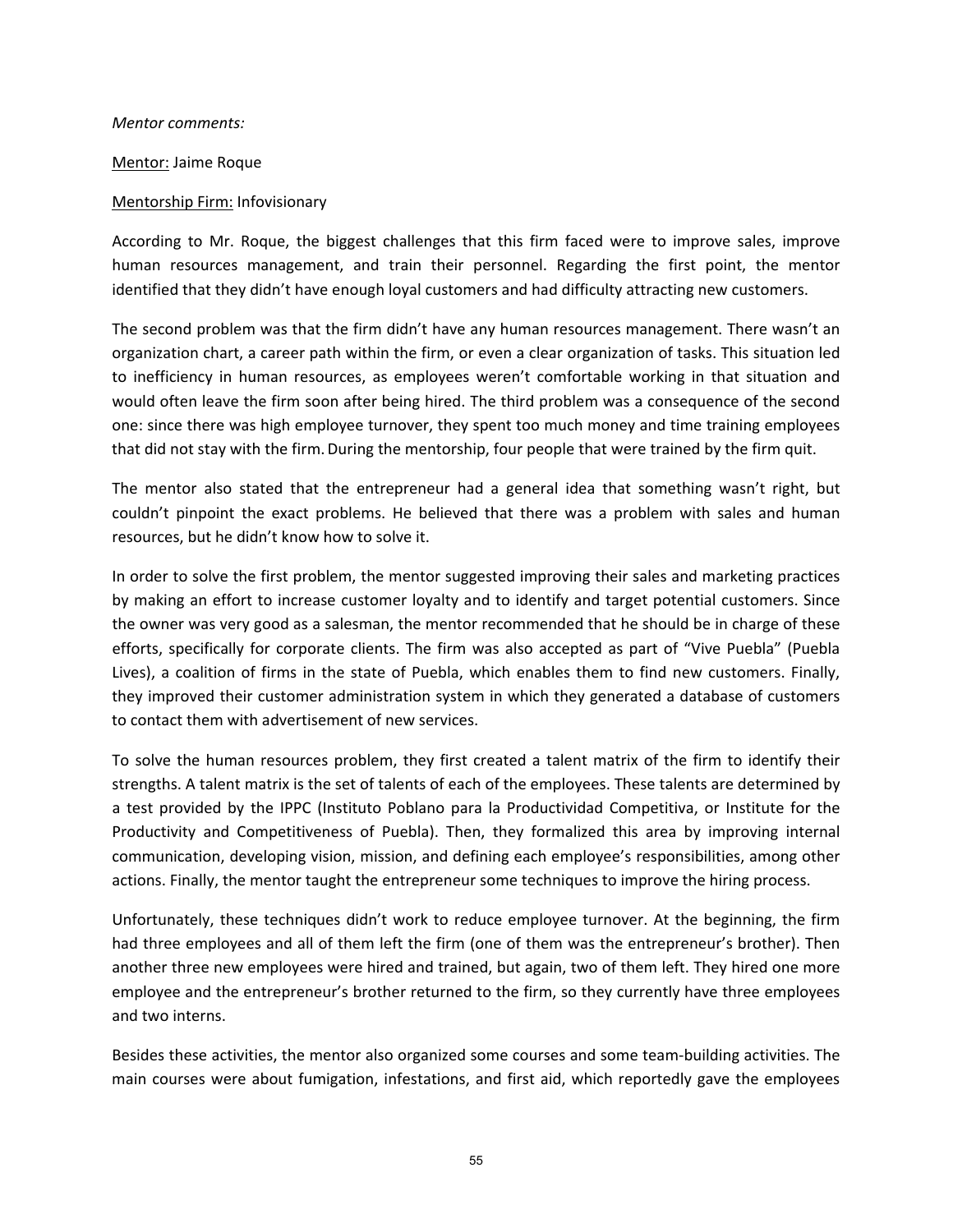*Mentor comments:*

<u>Mentor:</u> Jaime Roque

<u>Mentorship Firm:</u> Infovisionary

According to Mr. Roque, the biggest challenges that this firm faced were to improve sales, improve human resources management, and train their personnel. Regarding the first point, the mentor identified that they didn't have enough loyal customers and had difficulty attracting new customers.

The second problem was that the firm didn't have any human resources management. There wasn't an organization chart, a career path within the firm, or even a clear organization of tasks. This situation led to inefficiency in human resources, as employees weren't comfortable working in that situation and would often leave the firm soon after being hired. The third problem was a consequence of the second one: since there was high employee turnover, they spent too much money and time training employees that did not stay with the firm. During the mentorship, four people that were trained by the firm quit.

The mentor also stated that the entrepreneur had a general idea that something wasn't right, but couldn't pinpoint the exact problems. He believed that there was a problem with sales and human resources, but he didn't know how to solve it.

In order to solve the first problem, the mentor suggested improving their sales and marketing practices by making an effort to increase customer loyalty and to identify and target potential customers. Since the owner was very good as a salesman, the mentor recommended that he should be in charge of these efforts, specifically for corporate clients. The firm was also accepted as part of "Vive Puebla" (Puebla Lives), a coalition of firms in the state of Puebla, which enables them to find new customers. Finally, they improved their customer administration system in which they generated a database of customers to contact them with advertisement of new services.

To solve the human resources problem, they first created a talent matrix of the firm to identify their strengths. A talent matrix is the set of talents of each of the employees. These talents are determined by a test provided by the IPPC (Instituto Poblano para la Productividad Competitiva, or Institute for the Productivity and Competitiveness of Puebla). Then, they formalized this area by improving internal communication, developing vision, mission, and defining each employee's responsibilities, among other actions. Finally, the mentor taught the entrepreneur some techniques to improve the hiring process.

Unfortunately, these techniques didn't work to reduce employee turnover. At the beginning, the firm had three employees and all of them left the firm (one of them was the entrepreneur's brother). Then another three new employees were hired and trained, but again, two of them left. They hired one more employee and the entrepreneur's brother returned to the firm, so they currently have three employees and two interns.

Besides these activities, the mentor also organized some courses and some team-building activities. The main courses were about fumigation, infestations, and first aid, which reportedly gave the employees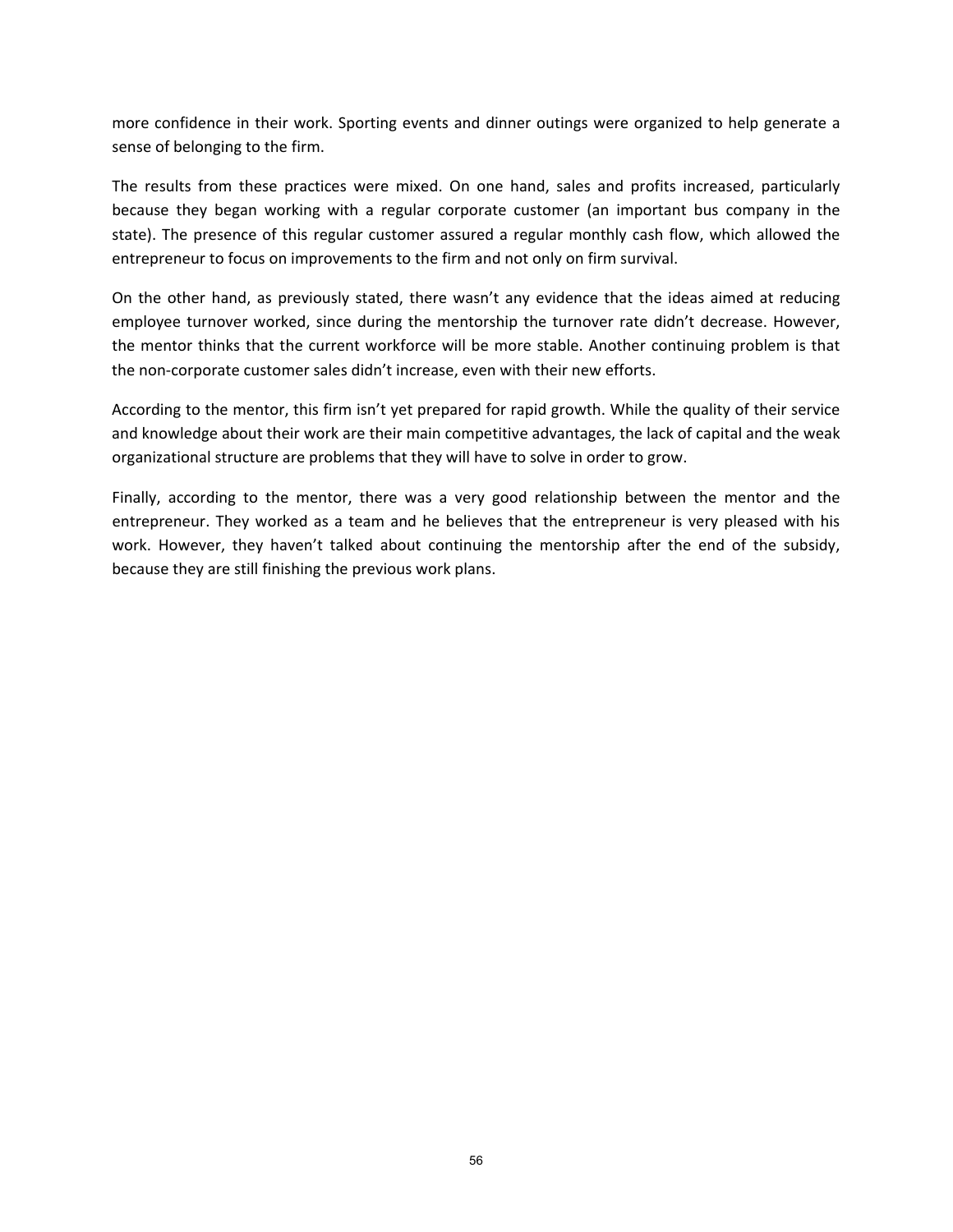more confidence in their work. Sporting events and dinner outings were organized to help generate a sense of belonging to the firm.

The results from these practices were mixed. On one hand, sales and profits increased, particularly because they began working with a regular corporate customer (an important bus company in the state). The presence of this regular customer assured a regular monthly cash flow, which allowed the entrepreneur to focus on improvements to the firm and not only on firm survival.

On the other hand, as previously stated, there wasn't any evidence that the ideas aimed at reducing employee turnover worked, since during the mentorship the turnover rate didn't decrease. However, the mentor thinks that the current workforce will be more stable. Another continuing problem is that the non-corporate customer sales didn't increase, even with their new efforts.

According to the mentor, this firm isn't yet prepared for rapid growth. While the quality of their service and knowledge about their work are their main competitive advantages, the lack of capital and the weak organizational structure are problems that they will have to solve in order to grow.

Finally, according to the mentor, there was a very good relationship between the mentor and the entrepreneur. They worked as a team and he believes that the entrepreneur is very pleased with his work. However, they haven't talked about continuing the mentorship after the end of the subsidy, because they are still finishing the previous work plans.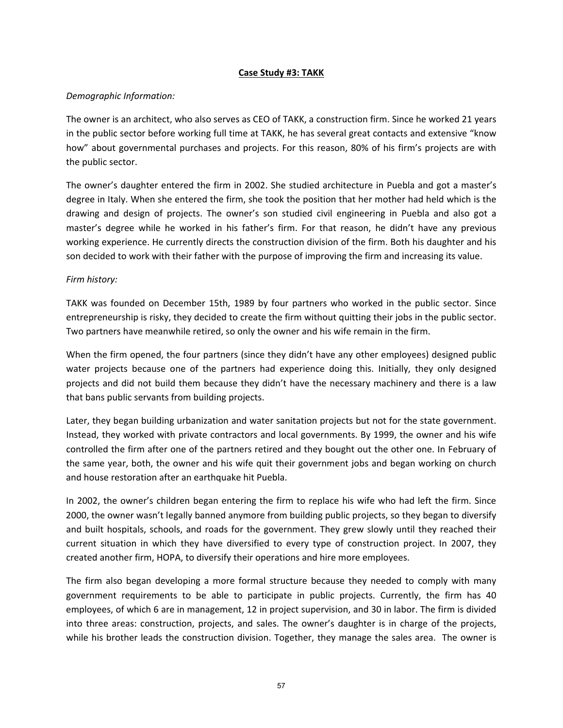**Case Study #3: TAKK**

*Demographic Information:*

The owner is an architect, who also serves as CEO of TAKK, a construction firm. Since he worked 21 years in the public sector before working full time at TAKK, he has several great contacts and extensive "know how" about governmental purchases and projects. For this reason, 80% of his firm's projects are with the public sector.

The owner's daughter entered the firm in 2002. She studied architecture in Puebla and got a master's degree in Italy. When she entered the firm, she took the position that her mother had held which is the drawing and design of projects. The owner's son studied civil engineering in Puebla and also got a master's degree while he worked in his father's firm. For that reason, he didn't have any previous working experience. He currently directs the construction division of the firm. Both his daughter and his son decided to work with their father with the purpose of improving the firm and increasing its value.

*Firm history:*

TAKK was founded on December 15th, 1989 by four partners who worked in the public sector. Since entrepreneurship is risky, they decided to create the firm without quitting their jobs in the public sector. Two partners have meanwhile retired, so only the owner and his wife remain in the firm.

When the firm opened, the four partners (since they didn't have any other employees) designed public water projects because one of the partners had experience doing this. Initially, they only designed projects and did not build them because they didn't have the necessary machinery and there is a law that bans public servants from building projects.

Later, they began building urbanization and water sanitation projects but not for the state government. Instead, they worked with private contractors and local governments. By 1999, the owner and his wife controlled the firm after one of the partners retired and they bought out the other one. In February of the same year, both, the owner and his wife quit their government jobs and began working on church and house restoration after an earthquake hit Puebla.

In 2002, the owner's children began entering the firm to replace his wife who had left the firm. Since 2000, the owner wasn't legally banned anymore from building public projects, so they began to diversify and built hospitals, schools, and roads for the government. They grew slowly until they reached their current situation in which they have diversified to every type of construction project. In 2007, they created another firm, HOPA, to diversify their operations and hire more employees.

The firm also began developing a more formal structure because they needed to comply with many government requirements to be able to participate in public projects. Currently, the firm has 40 employees, of which 6 are in management, 12 in project supervision, and 30 in labor. The firm is divided into three areas: construction, projects, and sales. The owner's daughter is in charge of the projects, while his brother leads the construction division. Together, they manage the sales area. The owner is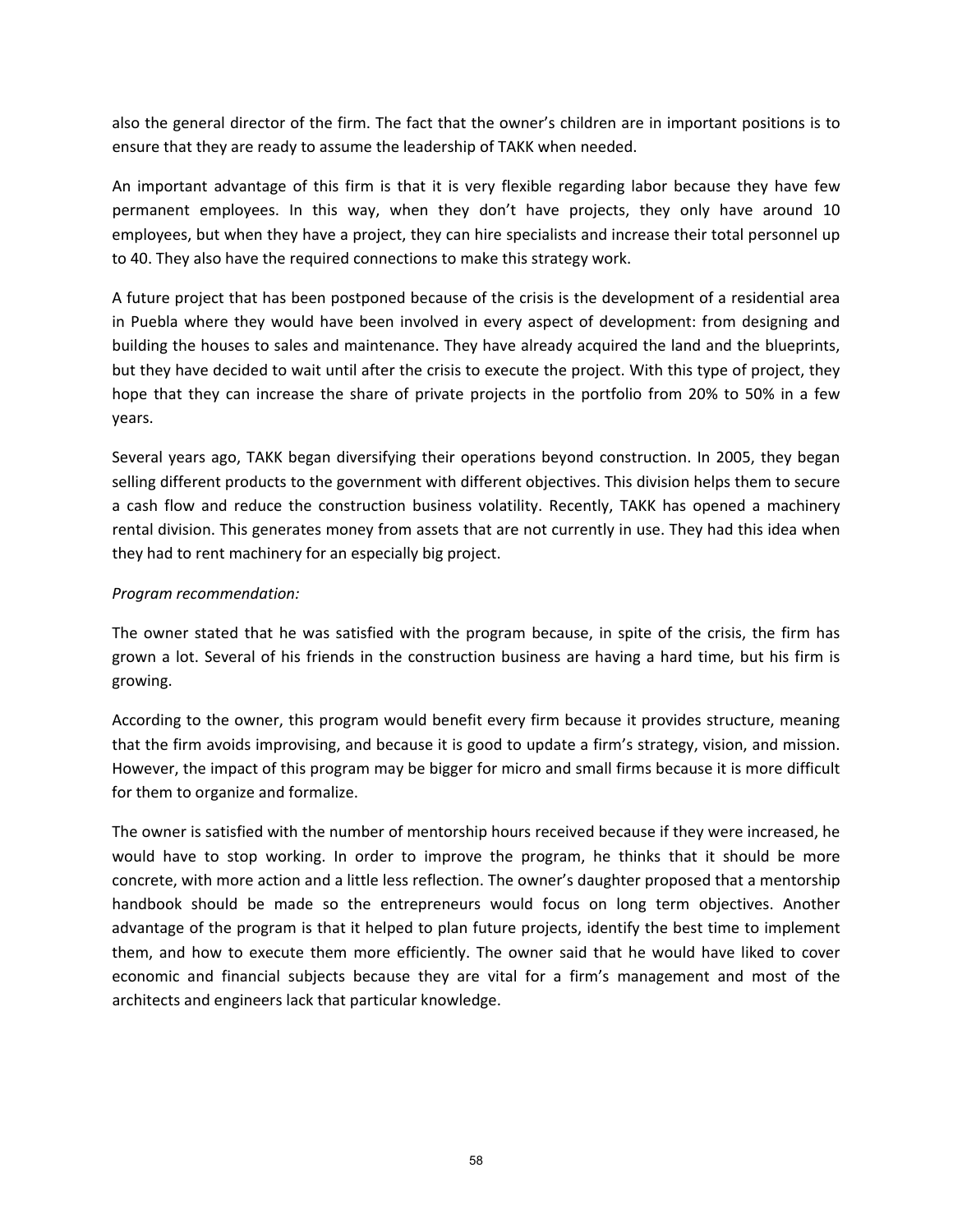also the general director of the firm. The fact that the owner's children are in important positions is to ensure that they are ready to assume the leadership of TAKK when needed.

An important advantage of this firm is that it is very flexible regarding labor because they have few permanent employees. In this way, when they don't have projects, they only have around 10 employees, but when they have a project, they can hire specialists and increase their total personnel up to 40. They also have the required connections to make this strategy work.

A future project that has been postponed because of the crisis is the development of a residential area in Puebla where they would have been involved in every aspect of development: from designing and building the houses to sales and maintenance. They have already acquired the land and the blueprints, but they have decided to wait until after the crisis to execute the project. With this type of project, they hope that they can increase the share of private projects in the portfolio from 20% to 50% in a few years.

Several years ago, TAKK began diversifying their operations beyond construction. In 2005, they began selling different products to the government with different objectives. This division helps them to secure a cash flow and reduce the construction business volatility. Recently, TAKK has opened a machinery rental division. This generates money from assets that are not currently in use. They had this idea when they had to rent machinery for an especially big project.

*Program recommendation:*

The owner stated that he was satisfied with the program because, in spite of the crisis, the firm has grown a lot. Several of his friends in the construction business are having a hard time, but his firm is growing.

According to the owner, this program would benefit every firm because it provides structure, meaning that the firm avoids improvising, and because it is good to update a firm's strategy, vision, and mission. However, the impact of this program may be bigger for micro and small firms because it is more difficult for them to organize and formalize.

The owner is satisfied with the number of mentorship hours received because if they were increased, he would have to stop working. In order to improve the program, he thinks that it should be more concrete, with more action and a little less reflection. The owner's daughter proposed that a mentorship handbook should be made so the entrepreneurs would focus on long term objectives. Another advantage of the program is that it helped to plan future projects, identify the best time to implement them, and how to execute them more efficiently. The owner said that he would have liked to cover economic and financial subjects because they are vital for a firm's management and most of the architects and engineers lack that particular knowledge.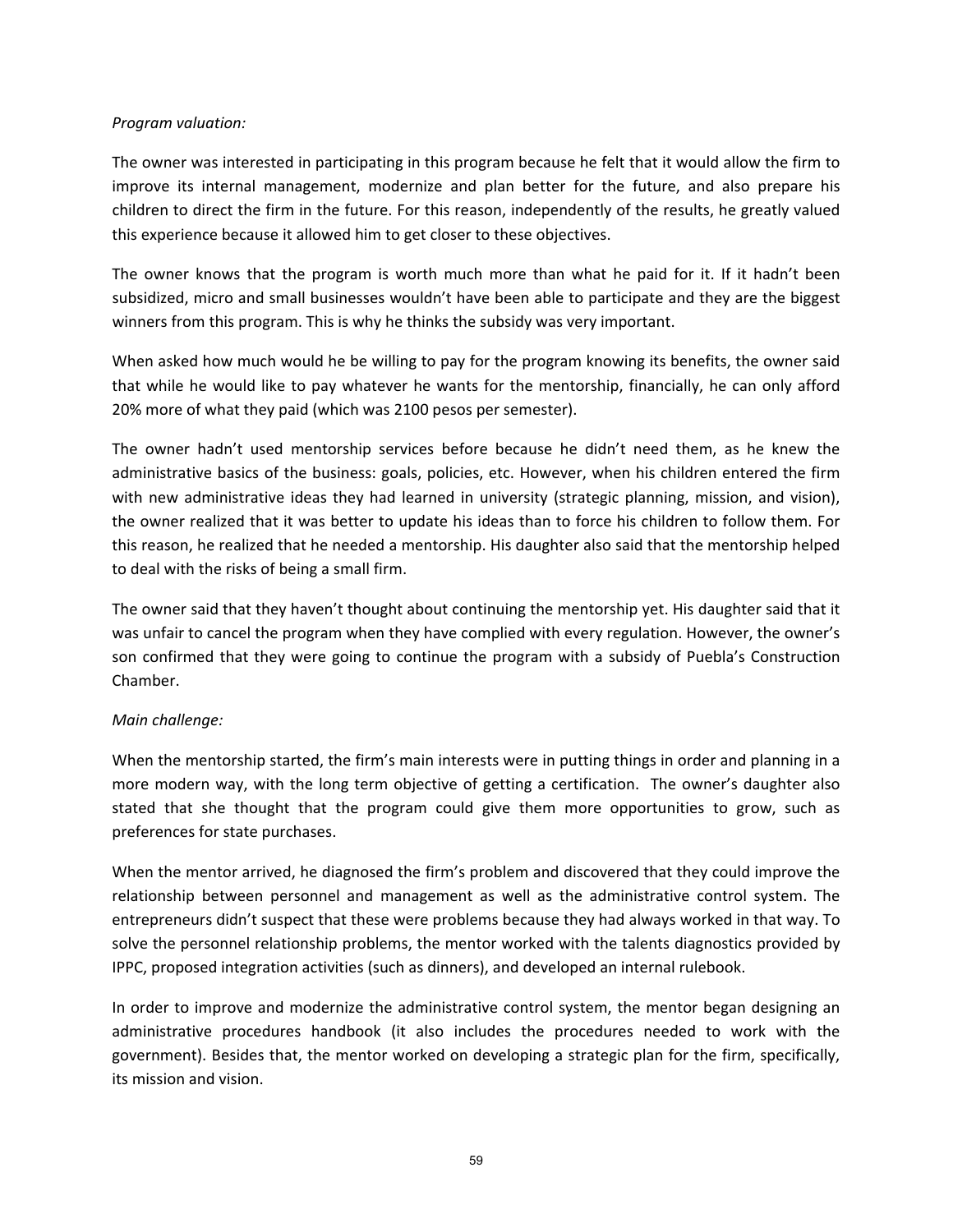*Program valuation:*

The owner was interested in participating in this program because he felt that it would allow the firm to improve its internal management, modernize and plan better for the future, and also prepare his children to direct the firm in the future. For this reason, independently of the results, he greatly valued this experience because it allowed him to get closer to these objectives.

The owner knows that the program is worth much more than what he paid for it. If it hadn't been subsidized, micro and small businesses wouldn't have been able to participate and they are the biggest winners from this program. This is why he thinks the subsidy was very important.

When asked how much would he be willing to pay for the program knowing its benefits, the owner said that while he would like to pay whatever he wants for the mentorship, financially, he can only afford 20% more of what they paid (which was 2100 pesos per semester).

The owner hadn't used mentorship services before because he didn't need them, as he knew the administrative basics of the business: goals, policies, etc. However, when his children entered the firm with new administrative ideas they had learned in university (strategic planning, mission, and vision), the owner realized that it was better to update his ideas than to force his children to follow them. For this reason, he realized that he needed a mentorship. His daughter also said that the mentorship helped to deal with the risks of being a small firm.

The owner said that they haven't thought about continuing the mentorship yet. His daughter said that it was unfair to cancel the program when they have complied with every regulation. However, the owner's son confirmed that they were going to continue the program with a subsidy of Puebla's Construction Chamber.

*Main challenge:*

When the mentorship started, the firm's main interests were in putting things in order and planning in a more modern way, with the long term objective of getting a certification. The owner's daughter also stated that she thought that the program could give them more opportunities to grow, such as preferences for state purchases.

When the mentor arrived, he diagnosed the firm's problem and discovered that they could improve the relationship between personnel and management as well as the administrative control system. The entrepreneurs didn't suspect that these were problems because they had always worked in that way. To solve the personnel relationship problems, the mentor worked with the talents diagnostics provided by IPPC, proposed integration activities (such as dinners), and developed an internal rulebook.

In order to improve and modernize the administrative control system, the mentor began designing an administrative procedures handbook (it also includes the procedures needed to work with the government). Besides that, the mentor worked on developing a strategic plan for the firm, specifically, its mission and vision.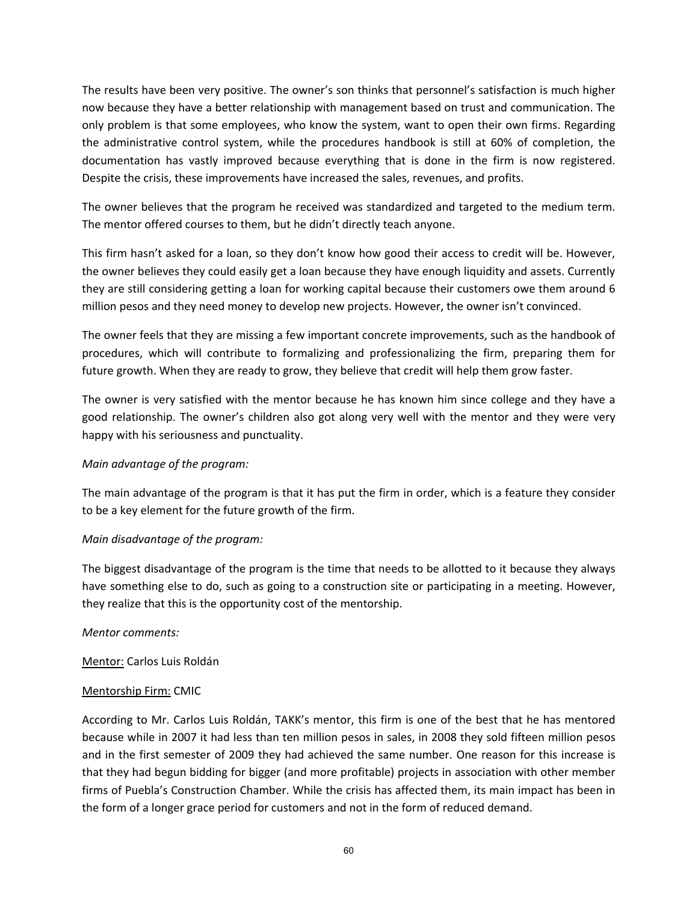The results have been very positive. The owner's son thinks that personnel's satisfaction is much higher now because they have a better relationship with management based on trust and communication. The only problem is that some employees, who know the system, want to open their own firms. Regarding the administrative control system, while the procedures handbook is still at 60% of completion, the documentation has vastly improved because everything that is done in the firm is now registered. Despite the crisis, these improvements have increased the sales, revenues, and profits.

The owner believes that the program he received was standardized and targeted to the medium term. The mentor offered courses to them, but he didn't directly teach anyone.

This firm hasn't asked for a loan, so they don't know how good their access to credit will be. However, the owner believes they could easily get a loan because they have enough liquidity and assets. Currently they are still considering getting a loan for working capital because their customers owe them around 6 million pesos and they need money to develop new projects. However, the owner isn't convinced.

The owner feels that they are missing a few important concrete improvements, such as the handbook of procedures, which will contribute to formalizing and professionalizing the firm, preparing them for future growth. When they are ready to grow, they believe that credit will help them grow faster.

The owner is very satisfied with the mentor because he has known him since college and they have a good relationship. The owner's children also got along very well with the mentor and they were very happy with his seriousness and punctuality.

*Main advantage of the program:*

The main advantage of the program is that it has put the firm in order, which is a feature they consider to be a key element for the future growth of the firm.

*Main disadvantage of the program:*

The biggest disadvantage of the program is the time that needs to be allotted to it because they always have something else to do, such as going to a construction site or participating in a meeting. However, they realize that this is the opportunity cost of the mentorship.

*Mentor comments:*

<u>Mentor:</u> Carlos Luis Roldán

<u>Mentorship Firm:</u> CMIC

According to Mr. Carlos Luis Roldán, TAKK's mentor, this firm is one of the best that he has mentored because while in 2007 it had less than ten million pesos in sales, in 2008 they sold fifteen million pesos and in the first semester of 2009 they had achieved the same number. One reason for this increase is that they had begun bidding for bigger (and more profitable) projects in association with other member firms of Puebla's Construction Chamber. While the crisis has affected them, its main impact has been in the form of a longer grace period for customers and not in the form of reduced demand.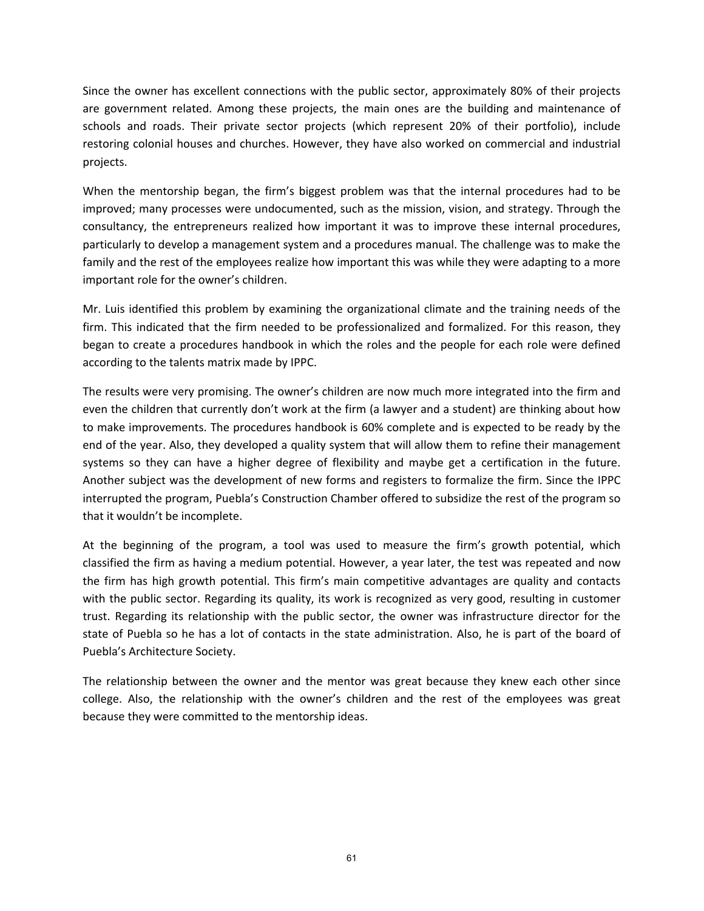Since the owner has excellent connections with the public sector, approximately 80% of their projects are government related. Among these projects, the main ones are the building and maintenance of schools and roads. Their private sector projects (which represent 20% of their portfolio), include restoring colonial houses and churches. However, they have also worked on commercial and industrial projects.

When the mentorship began, the firm's biggest problem was that the internal procedures had to be improved; many processes were undocumented, such as the mission, vision, and strategy. Through the consultancy, the entrepreneurs realized how important it was to improve these internal procedures, particularly to develop a management system and a procedures manual. The challenge was to make the family and the rest of the employees realize how important this was while they were adapting to a more important role for the owner's children.

Mr. Luis identified this problem by examining the organizational climate and the training needs of the firm. This indicated that the firm needed to be professionalized and formalized. For this reason, they began to create a procedures handbook in which the roles and the people for each role were defined according to the talents matrix made by IPPC.

The results were very promising. The owner's children are now much more integrated into the firm and even the children that currently don't work at the firm (a lawyer and a student) are thinking about how to make improvements. The procedures handbook is 60% complete and is expected to be ready by the end of the year. Also, they developed a quality system that will allow them to refine their management systems so they can have a higher degree of flexibility and maybe get a certification in the future. Another subject was the development of new forms and registers to formalize the firm. Since the IPPC interrupted the program, Puebla's Construction Chamber offered to subsidize the rest of the program so that it wouldn't be incomplete.

At the beginning of the program, a tool was used to measure the firm's growth potential, which classified the firm as having a medium potential. However, a year later, the test was repeated and now the firm has high growth potential. This firm's main competitive advantages are quality and contacts with the public sector. Regarding its quality, its work is recognized as very good, resulting in customer trust. Regarding its relationship with the public sector, the owner was infrastructure director for the state of Puebla so he has a lot of contacts in the state administration. Also, he is part of the board of Puebla's Architecture Society.

The relationship between the owner and the mentor was great because they knew each other since college. Also, the relationship with the owner's children and the rest of the employees was great because they were committed to the mentorship ideas.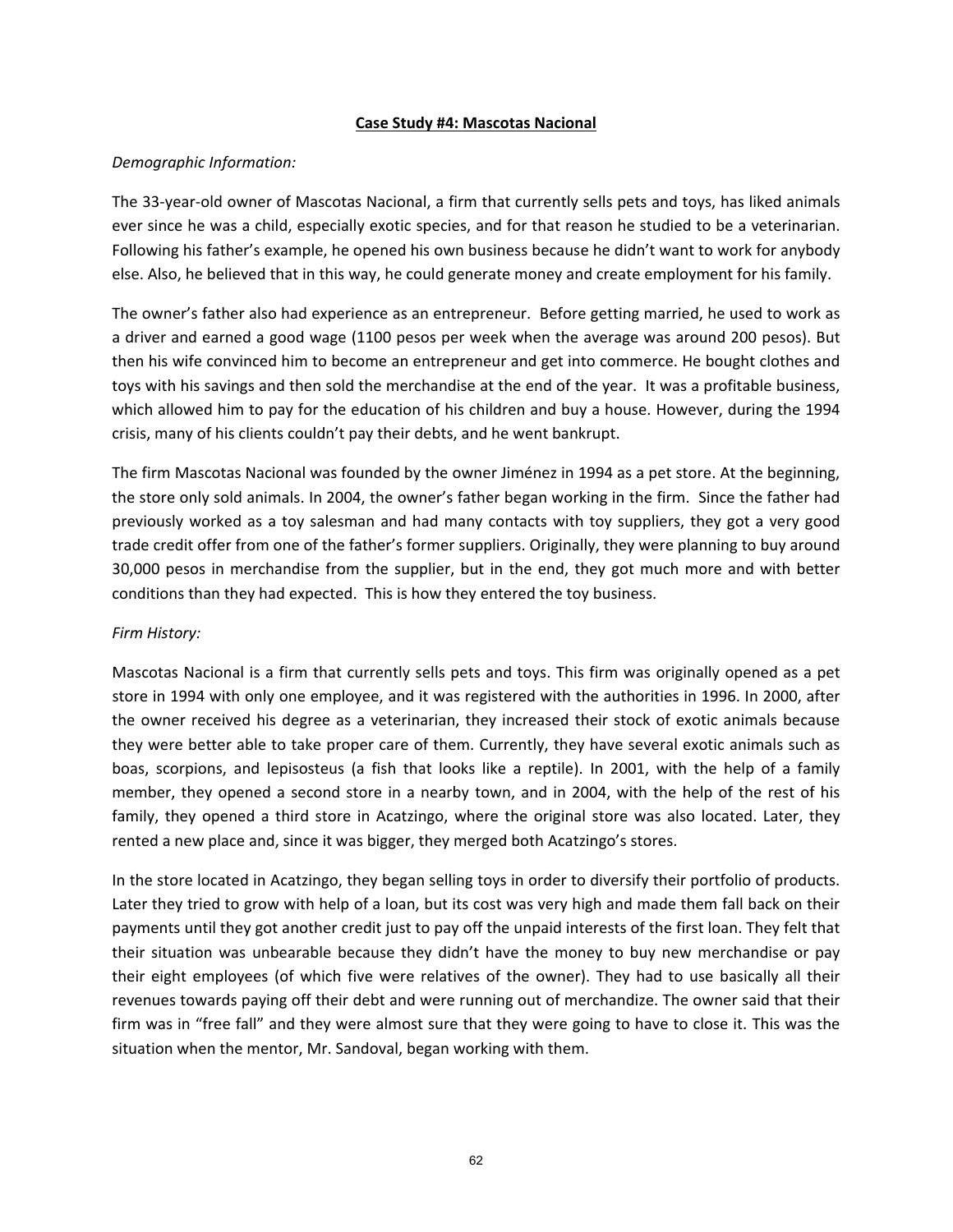## Case Study #4: Mascotas Nacional

*Demographic Information:*

The 33-year-old owner of Mascotas Nacional, a firm that currently sells pets and toys, has liked animals ever since he was a child, especially exotic species, and for that reason he studied to be a veterinarian. Following his father's example, he opened his own business because he didn't want to work for anybody else. Also, he believed that in this way, he could generate money and create employment for his family.

The owner's father also had experience as an entrepreneur. Before getting married, he used to work as a driver and earned a good wage (1100 pesos per week when the average was around 200 pesos). But then his wife convinced him to become an entrepreneur and get into commerce. He bought clothes and toys with his savings and then sold the merchandise at the end of the year. It was a profitable business, which allowed him to pay for the education of his children and buy a house. However, during the 1994 crisis, many of his clients couldn't pay their debts, and he went bankrupt.

The firm Mascotas Nacional was founded by the owner Jiménez in 1994 as a pet store. At the beginning, the store only sold animals. In 2004, the owner's father began working in the firm. Since the father had previously worked as a toy salesman and had many contacts with toy suppliers, they got a very good trade credit offer from one of the father's former suppliers. Originally, they were planning to buy around 30,000 pesos in merchandise from the supplier, but in the end, they got much more and with better conditions than they had expected. This is how they entered the toy business.

*Firm History:*

Mascotas Nacional is a firm that currently sells pets and toys. This firm was originally opened as a pet store in 1994 with only one employee, and it was registered with the authorities in 1996. In 2000, after the owner received his degree as a veterinarian, they increased their stock of exotic animals because they were better able to take proper care of them. Currently, they have several exotic animals such as boas, scorpions, and lepisosteus (a fish that looks like a reptile). In 2001, with the help of a family member, they opened a second store in a nearby town, and in 2004, with the help of the rest of his family, they opened a third store in Acatzingo, where the original store was also located. Later, they rented a new place and, since it was bigger, they merged both Acatzingo's stores.

In the store located in Acatzingo, they began selling toys in order to diversify their portfolio of products. Later they tried to grow with help of a loan, but its cost was very high and made them fall back on their payments until they got another credit just to pay off the unpaid interests of the first loan. They felt that their situation was unbearable because they didn't have the money to buy new merchandise or pay their eight employees (of which five were relatives of the owner). They had to use basically all their revenues towards paying off their debt and were running out of merchandize. The owner said that their firm was in "free fall" and they were almost sure that they were going to have to close it. This was the situation when the mentor, Mr. Sandoval, began working with them.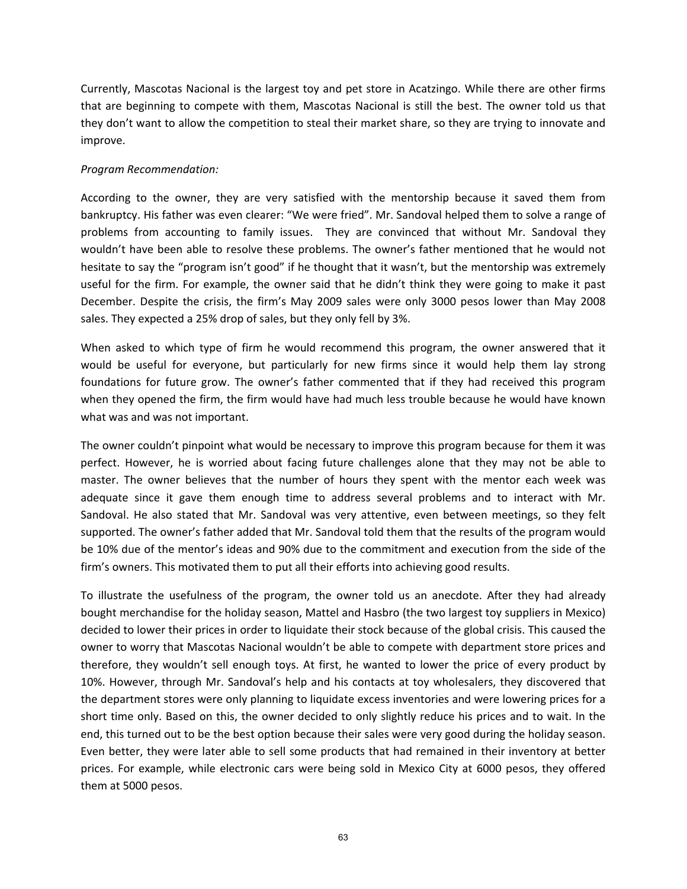Currently, Mascotas Nacional is the largest toy and pet store in Acatzingo. While there are other firms that are beginning to compete with them, Mascotas Nacional is still the best. The owner told us that they don't want to allow the competition to steal their market share, so they are trying to innovate and improve.

*Program Recommendation:*

According to the owner, they are very satisfied with the mentorship because it saved them from bankruptcy. His father was even clearer: "We were fried". Mr. Sandoval helped them to solve a range of problems from accounting to family issues. They are convinced that without Mr. Sandoval they wouldn't have been able to resolve these problems. The owner's father mentioned that he would not hesitate to say the "program isn't good" if he thought that it wasn't, but the mentorship was extremely useful for the firm. For example, the owner said that he didn't think they were going to make it past December. Despite the crisis, the firm's May 2009 sales were only 3000 pesos lower than May 2008 sales. They expected a 25% drop of sales, but they only fell by 3%.

When asked to which type of firm he would recommend this program, the owner answered that it would be useful for everyone, but particularly for new firms since it would help them lay strong foundations for future grow. The owner's father commented that if they had received this program when they opened the firm, the firm would have had much less trouble because he would have known what was and was not important.

The owner couldn't pinpoint what would be necessary to improve this program because for them it was perfect. However, he is worried about facing future challenges alone that they may not be able to master. The owner believes that the number of hours they spent with the mentor each week was adequate since it gave them enough time to address several problems and to interact with Mr. Sandoval. He also stated that Mr. Sandoval was very attentive, even between meetings, so they felt supported. The owner's father added that Mr. Sandoval told them that the results of the program would be 10% due of the mentor's ideas and 90% due to the commitment and execution from the side of the firm's owners. This motivated them to put all their efforts into achieving good results.

To illustrate the usefulness of the program, the owner told us an anecdote. After they had already bought merchandise for the holiday season, Mattel and Hasbro (the two largest toy suppliers in Mexico) decided to lower their prices in order to liquidate their stock because of the global crisis. This caused the owner to worry that Mascotas Nacional wouldn't be able to compete with department store prices and therefore, they wouldn't sell enough toys. At first, he wanted to lower the price of every product by 10%. However, through Mr. Sandoval's help and his contacts at toy wholesalers, they discovered that the department stores were only planning to liquidate excess inventories and were lowering prices for a short time only. Based on this, the owner decided to only slightly reduce his prices and to wait. In the end, this turned out to be the best option because their sales were very good during the holiday season. Even better, they were later able to sell some products that had remained in their inventory at better prices. For example, while electronic cars were being sold in Mexico City at 6000 pesos, they offered them at 5000 pesos.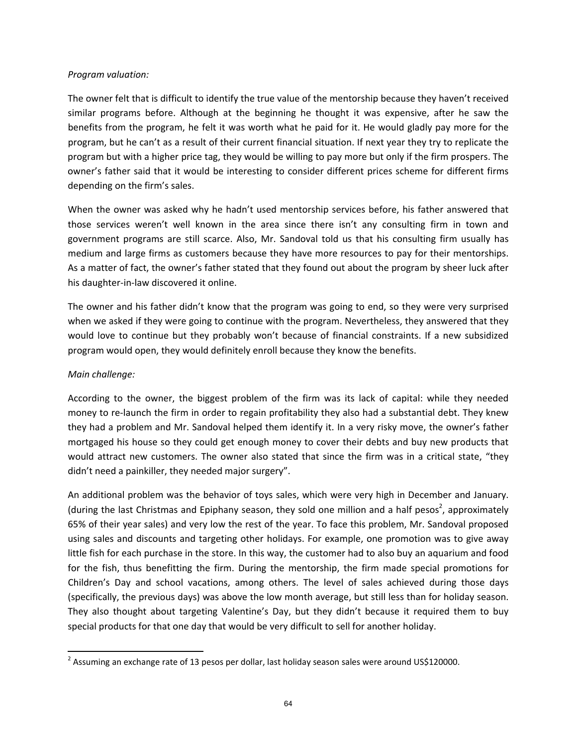*Program valuation:*

The owner felt that is difficult to identify the true value of the mentorship because they haven't received similar programs before. Although at the beginning he thought it was expensive, after he saw the benefits from the program, he felt it was worth what he paid for it. He would gladly pay more for the program, but he can't as a result of their current financial situation. If next year they try to replicate the program but with a higher price tag, they would be willing to pay more but only if the firm prospers. The owner's father said that it would be interesting to consider different prices scheme for different firms depending on the firm's sales.

When the owner was asked why he hadn't used mentorship services before, his father answered that those services weren't well known in the area since there isn't any consulting firm in town and government programs are still scarce. Also, Mr. Sandoval told us that his consulting firm usually has medium and large firms as customers because they have more resources to pay for their mentorships. As a matter of fact, the owner's father stated that they found out about the program by sheer luck after his daughter-in-law discovered it online.

The owner and his father didn't know that the program was going to end, so they were very surprised when we asked if they were going to continue with the program. Nevertheless, they answered that they would love to continue but they probably won't because of financial constraints. If a new subsidized program would open, they would definitely enroll because they know the benefits.

*Main challenge:*

According to the owner, the biggest problem of the firm was its lack of capital: while they needed money to re-launch the firm in order to regain profitability they also had a substantial debt. They knew they had a problem and Mr. Sandoval helped them identify it. In a very risky move, the owner's father mortgaged his house so they could get enough money to cover their debts and buy new products that would attract new customers. The owner also stated that since the firm was in a critical state, "they didn't need a painkiller, they needed major surgery".

An additional problem was the behavior of toys sales, which were very high in December and January. (during the last Christmas and Epiphany season, they sold one million and a half pesos[2], approximately 65% of their year sales) and very low the rest of the year. To face this problem, Mr. Sandoval proposed using sales and discounts and targeting other holidays. For example, one promotion was to give away little fish for each purchase in the store. In this way, the customer had to also buy an aquarium and food for the fish, thus benefitting the firm. During the mentorship, the firm made special promotions for Children's Day and school vacations, among others. The level of sales achieved during those days (specifically, the previous days) was above the low month average, but still less than for holiday season. They also thought about targeting Valentine's Day, but they didn't because it required them to buy special products for that one day that would be very difficult to sell for another holiday.

[2] Assuming an exchange rate of 13 pesos per dollar, last holiday season sales were around US$120000.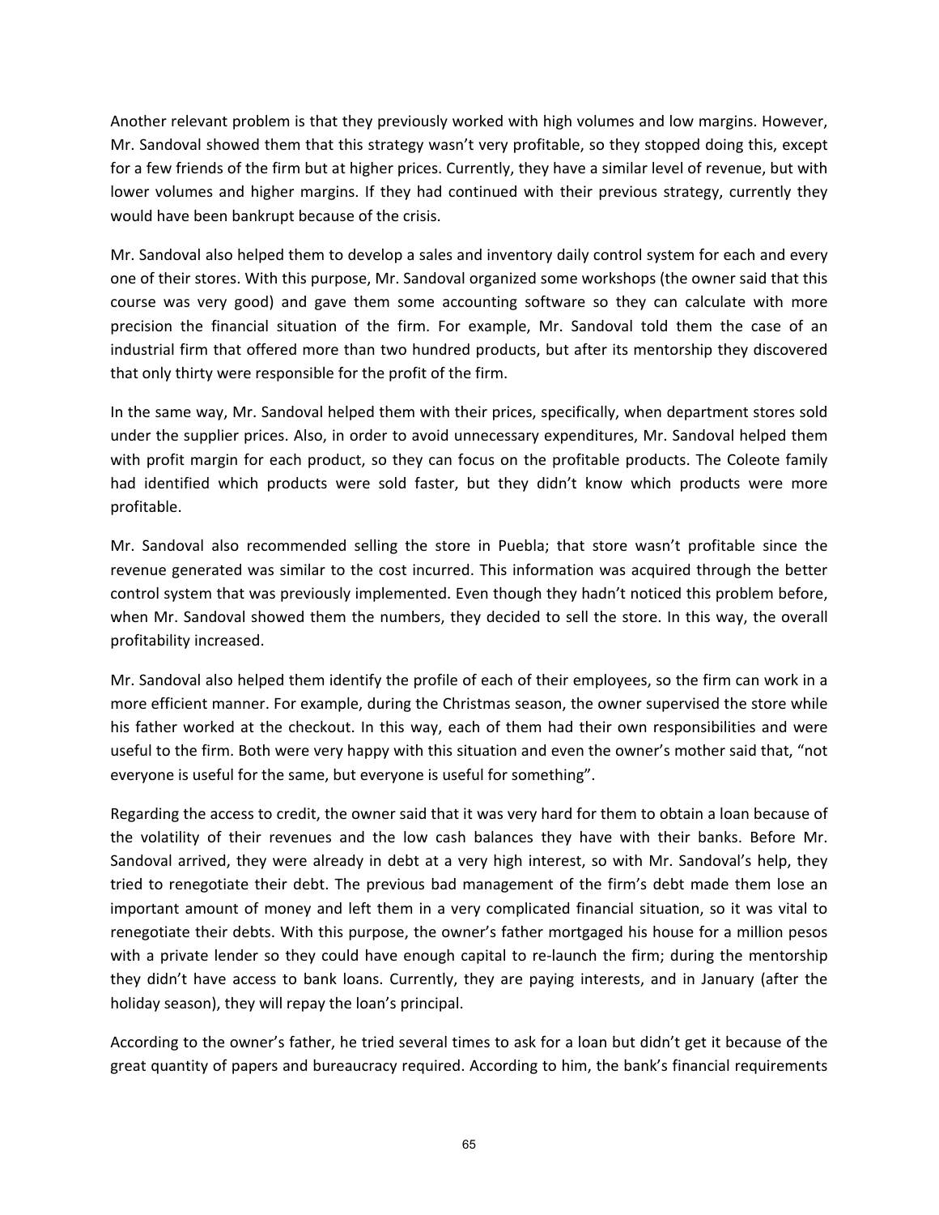Another relevant problem is that they previously worked with high volumes and low margins. However, Mr. Sandoval showed them that this strategy wasn't very profitable, so they stopped doing this, except for a few friends of the firm but at higher prices. Currently, they have a similar level of revenue, but with lower volumes and higher margins. If they had continued with their previous strategy, currently they would have been bankrupt because of the crisis.

Mr. Sandoval also helped them to develop a sales and inventory daily control system for each and every one of their stores. With this purpose, Mr. Sandoval organized some workshops (the owner said that this course was very good) and gave them some accounting software so they can calculate with more precision the financial situation of the firm. For example, Mr. Sandoval told them the case of an industrial firm that offered more than two hundred products, but after its mentorship they discovered that only thirty were responsible for the profit of the firm.

In the same way, Mr. Sandoval helped them with their prices, specifically, when department stores sold under the supplier prices. Also, in order to avoid unnecessary expenditures, Mr. Sandoval helped them with profit margin for each product, so they can focus on the profitable products. The Coleote family had identified which products were sold faster, but they didn't know which products were more profitable.

Mr. Sandoval also recommended selling the store in Puebla; that store wasn't profitable since the revenue generated was similar to the cost incurred. This information was acquired through the better control system that was previously implemented. Even though they hadn't noticed this problem before, when Mr. Sandoval showed them the numbers, they decided to sell the store. In this way, the overall profitability increased.

Mr. Sandoval also helped them identify the profile of each of their employees, so the firm can work in a more efficient manner. For example, during the Christmas season, the owner supervised the store while his father worked at the checkout. In this way, each of them had their own responsibilities and were useful to the firm. Both were very happy with this situation and even the owner's mother said that, "not everyone is useful for the same, but everyone is useful for something".

Regarding the access to credit, the owner said that it was very hard for them to obtain a loan because of the volatility of their revenues and the low cash balances they have with their banks. Before Mr. Sandoval arrived, they were already in debt at a very high interest, so with Mr. Sandoval's help, they tried to renegotiate their debt. The previous bad management of the firm's debt made them lose an important amount of money and left them in a very complicated financial situation, so it was vital to renegotiate their debts. With this purpose, the owner's father mortgaged his house for a million pesos with a private lender so they could have enough capital to re-launch the firm; during the mentorship they didn't have access to bank loans. Currently, they are paying interests, and in January (after the holiday season), they will repay the loan's principal.

According to the owner's father, he tried several times to ask for a loan but didn't get it because of the great quantity of papers and bureaucracy required. According to him, the bank's financial requirements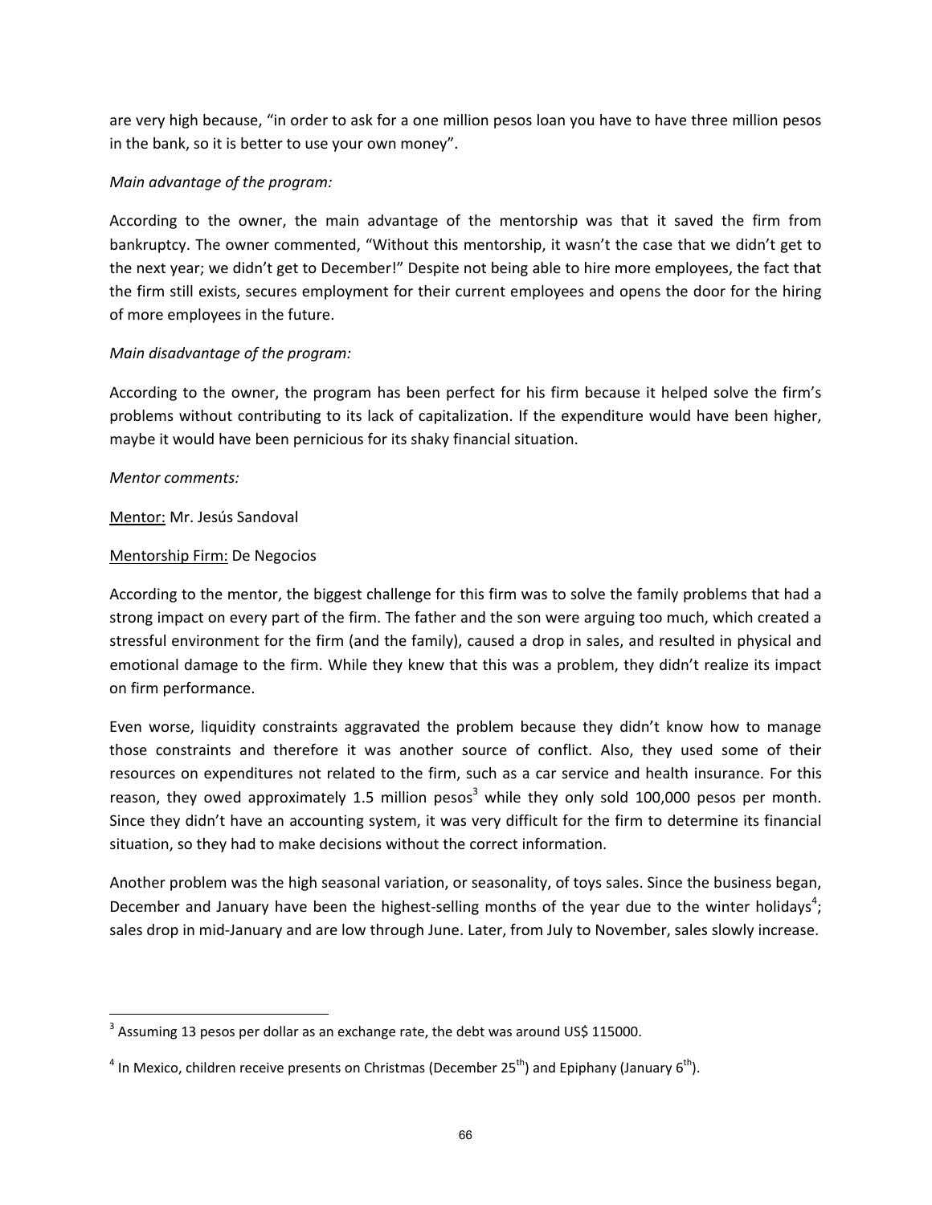are very high because, "in order to ask for a one million pesos loan you have to have three million pesos in the bank, so it is better to use your own money".

*Main advantage of the program:*

According to the owner, the main advantage of the mentorship was that it saved the firm from bankruptcy. The owner commented, "Without this mentorship, it wasn't the case that we didn't get to the next year; we didn't get to December!" Despite not being able to hire more employees, the fact that the firm still exists, secures employment for their current employees and opens the door for the hiring of more employees in the future.

*Main disadvantage of the program:*

According to the owner, the program has been perfect for his firm because it helped solve the firm's problems without contributing to its lack of capitalization. If the expenditure would have been higher, maybe it would have been pernicious for its shaky financial situation.

*Mentor comments:*

<u>Mentor:</u> Mr. Jesús Sandoval

<u>Mentorship Firm:</u> De Negocios

According to the mentor, the biggest challenge for this firm was to solve the family problems that had a strong impact on every part of the firm. The father and the son were arguing too much, which created a stressful environment for the firm (and the family), caused a drop in sales, and resulted in physical and emotional damage to the firm. While they knew that this was a problem, they didn't realize its impact on firm performance.

Even worse, liquidity constraints aggravated the problem because they didn't know how to manage those constraints and therefore it was another source of conflict. Also, they used some of their resources on expenditures not related to the firm, such as a car service and health insurance. For this reason, they owed approximately 1.5 million pesos[3] while they only sold 100,000 pesos per month. Since they didn't have an accounting system, it was very difficult for the firm to determine its financial situation, so they had to make decisions without the correct information.

Another problem was the high seasonal variation, or seasonality, of toys sales. Since the business began, December and January have been the highest-selling months of the year due to the winter holidays[4]; sales drop in mid-January and are low through June. Later, from July to November, sales slowly increase.

[3] Assuming 13 pesos per dollar as an exchange rate, the debt was around US$ 115000.

[4] In Mexico, children receive presents on Christmas (December 25th) and Epiphany (January 6th).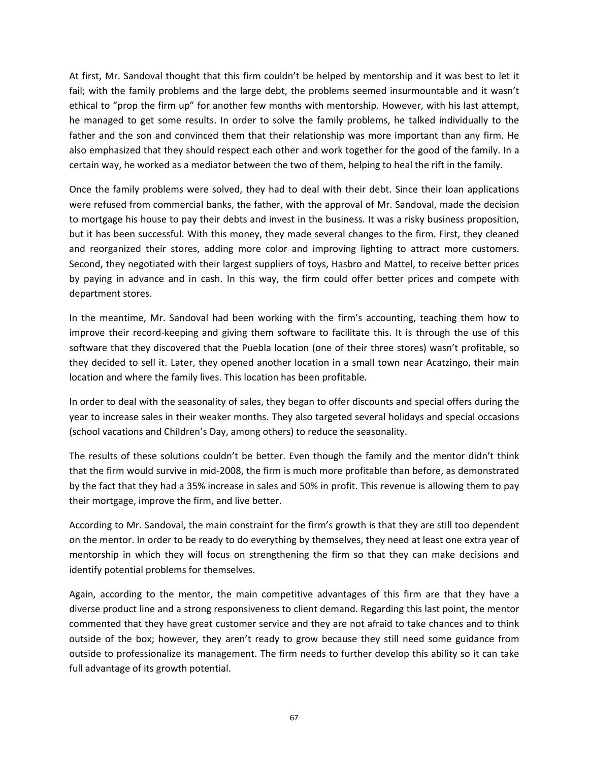At first, Mr. Sandoval thought that this firm couldn't be helped by mentorship and it was best to let it fail; with the family problems and the large debt, the problems seemed insurmountable and it wasn't ethical to "prop the firm up" for another few months with mentorship. However, with his last attempt, he managed to get some results. In order to solve the family problems, he talked individually to the father and the son and convinced them that their relationship was more important than any firm. He also emphasized that they should respect each other and work together for the good of the family. In a certain way, he worked as a mediator between the two of them, helping to heal the rift in the family.

Once the family problems were solved, they had to deal with their debt. Since their loan applications were refused from commercial banks, the father, with the approval of Mr. Sandoval, made the decision to mortgage his house to pay their debts and invest in the business. It was a risky business proposition, but it has been successful. With this money, they made several changes to the firm. First, they cleaned and reorganized their stores, adding more color and improving lighting to attract more customers. Second, they negotiated with their largest suppliers of toys, Hasbro and Mattel, to receive better prices by paying in advance and in cash. In this way, the firm could offer better prices and compete with department stores.

In the meantime, Mr. Sandoval had been working with the firm's accounting, teaching them how to improve their record-keeping and giving them software to facilitate this. It is through the use of this software that they discovered that the Puebla location (one of their three stores) wasn't profitable, so they decided to sell it. Later, they opened another location in a small town near Acatzingo, their main location and where the family lives. This location has been profitable.

In order to deal with the seasonality of sales, they began to offer discounts and special offers during the year to increase sales in their weaker months. They also targeted several holidays and special occasions (school vacations and Children's Day, among others) to reduce the seasonality.

The results of these solutions couldn't be better. Even though the family and the mentor didn't think that the firm would survive in mid-2008, the firm is much more profitable than before, as demonstrated by the fact that they had a 35% increase in sales and 50% in profit. This revenue is allowing them to pay their mortgage, improve the firm, and live better.

According to Mr. Sandoval, the main constraint for the firm's growth is that they are still too dependent on the mentor. In order to be ready to do everything by themselves, they need at least one extra year of mentorship in which they will focus on strengthening the firm so that they can make decisions and identify potential problems for themselves.

Again, according to the mentor, the main competitive advantages of this firm are that they have a diverse product line and a strong responsiveness to client demand. Regarding this last point, the mentor commented that they have great customer service and they are not afraid to take chances and to think outside of the box; however, they aren't ready to grow because they still need some guidance from outside to professionalize its management. The firm needs to further develop this ability so it can take full advantage of its growth potential.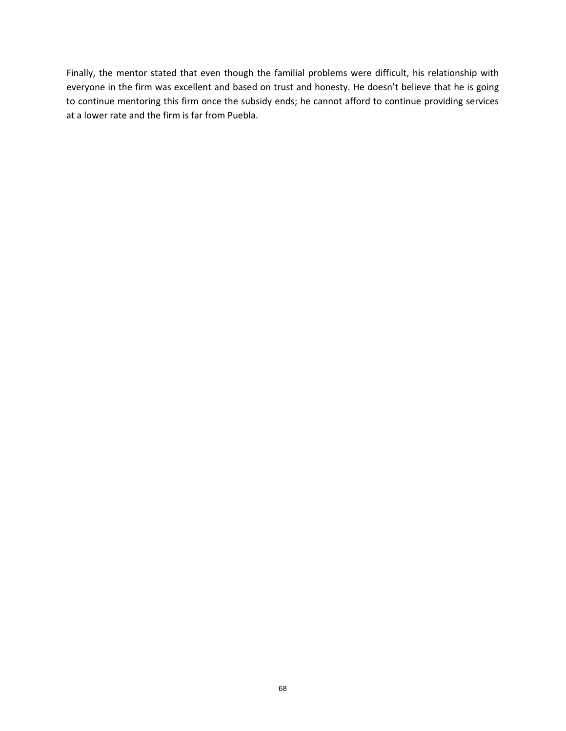Finally, the mentor stated that even though the familial problems were difficult, his relationship with everyone in the firm was excellent and based on trust and honesty. He doesn't believe that he is going to continue mentoring this firm once the subsidy ends; he cannot afford to continue providing services at a lower rate and the firm is far from Puebla.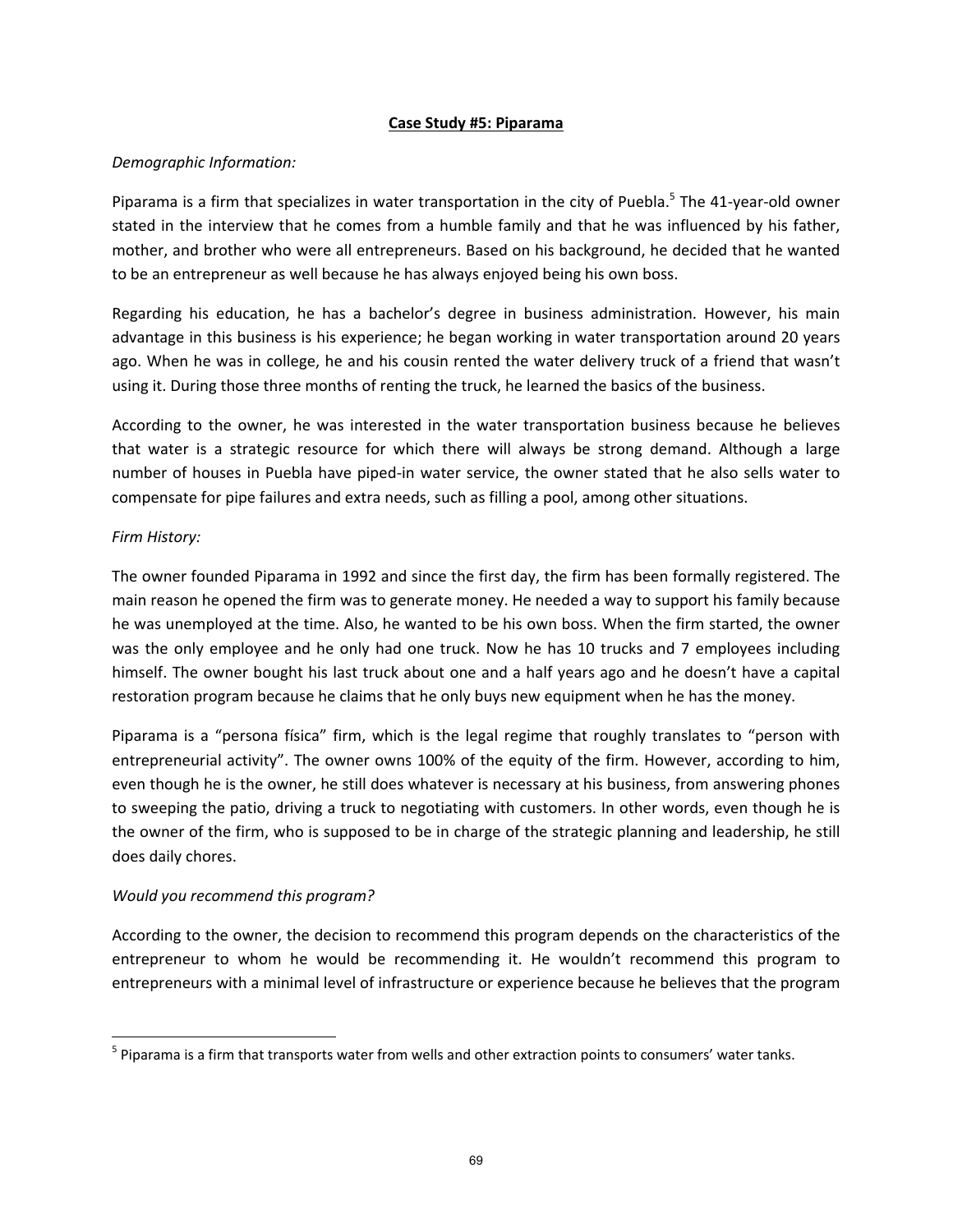**Case Study #5: Piparama**

*Demographic Information:*

Piparama is a firm that specializes in water transportation in the city of Puebla.[5] The 41-year-old owner stated in the interview that he comes from a humble family and that he was influenced by his father, mother, and brother who were all entrepreneurs. Based on his background, he decided that he wanted to be an entrepreneur as well because he has always enjoyed being his own boss.

Regarding his education, he has a bachelor's degree in business administration. However, his main advantage in this business is his experience; he began working in water transportation around 20 years ago. When he was in college, he and his cousin rented the water delivery truck of a friend that wasn't using it. During those three months of renting the truck, he learned the basics of the business.

According to the owner, he was interested in the water transportation business because he believes that water is a strategic resource for which there will always be strong demand. Although a large number of houses in Puebla have piped-in water service, the owner stated that he also sells water to compensate for pipe failures and extra needs, such as filling a pool, among other situations.

*Firm History:*

The owner founded Piparama in 1992 and since the first day, the firm has been formally registered. The main reason he opened the firm was to generate money. He needed a way to support his family because he was unemployed at the time. Also, he wanted to be his own boss. When the firm started, the owner was the only employee and he only had one truck. Now he has 10 trucks and 7 employees including himself. The owner bought his last truck about one and a half years ago and he doesn't have a capital restoration program because he claims that he only buys new equipment when he has the money.

Piparama is a "persona física" firm, which is the legal regime that roughly translates to "person with entrepreneurial activity". The owner owns 100% of the equity of the firm. However, according to him, even though he is the owner, he still does whatever is necessary at his business, from answering phones to sweeping the patio, driving a truck to negotiating with customers. In other words, even though he is the owner of the firm, who is supposed to be in charge of the strategic planning and leadership, he still does daily chores.

*Would you recommend this program?*

According to the owner, the decision to recommend this program depends on the characteristics of the entrepreneur to whom he would be recommending it. He wouldn't recommend this program to entrepreneurs with a minimal level of infrastructure or experience because he believes that the program

---

[5] Piparama is a firm that transports water from wells and other extraction points to consumers' water tanks.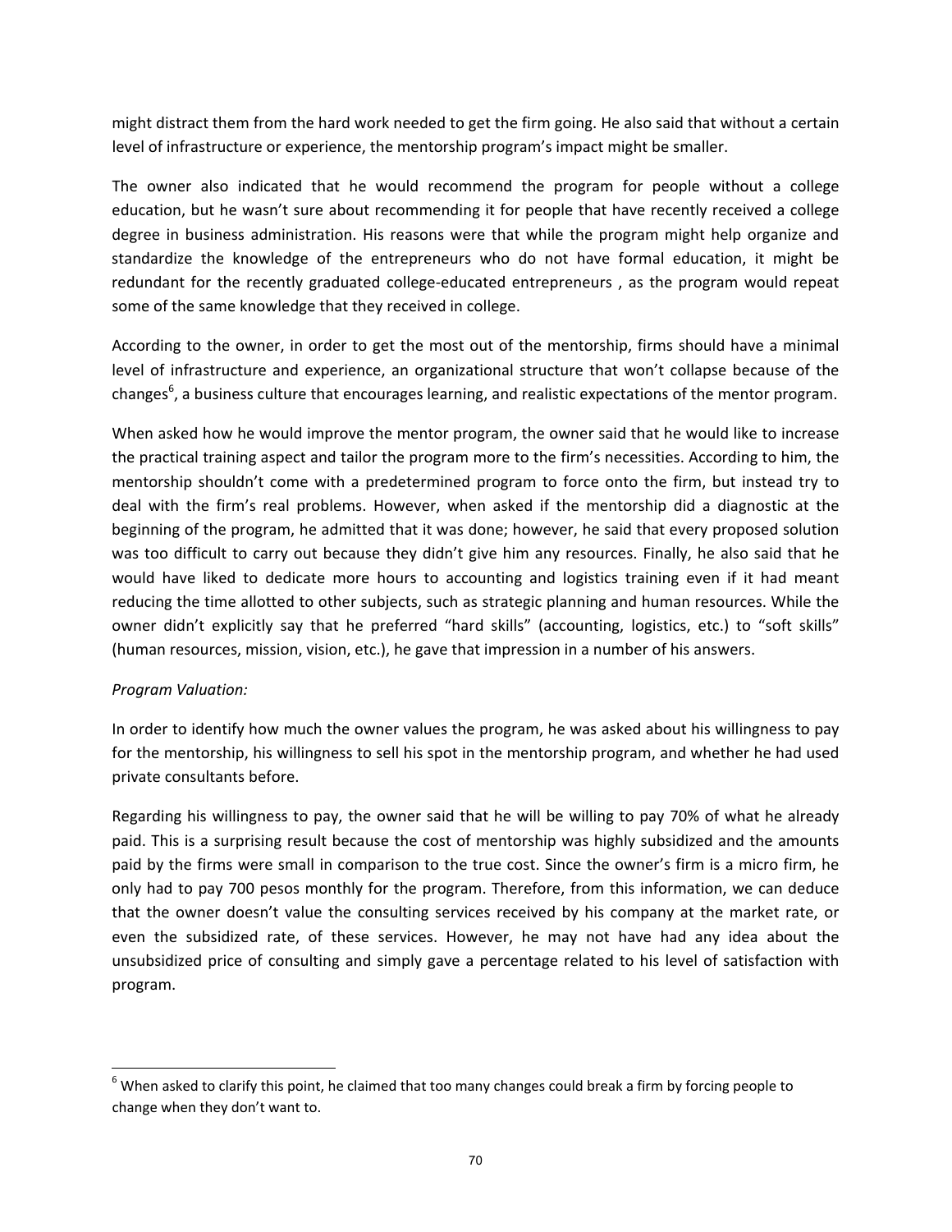might distract them from the hard work needed to get the firm going. He also said that without a certain level of infrastructure or experience, the mentorship program's impact might be smaller.

The owner also indicated that he would recommend the program for people without a college education, but he wasn't sure about recommending it for people that have recently received a college degree in business administration. His reasons were that while the program might help organize and standardize the knowledge of the entrepreneurs who do not have formal education, it might be redundant for the recently graduated college-educated entrepreneurs , as the program would repeat some of the same knowledge that they received in college.

According to the owner, in order to get the most out of the mentorship, firms should have a minimal level of infrastructure and experience, an organizational structure that won't collapse because of the changes[6], a business culture that encourages learning, and realistic expectations of the mentor program.

When asked how he would improve the mentor program, the owner said that he would like to increase the practical training aspect and tailor the program more to the firm's necessities. According to him, the mentorship shouldn't come with a predetermined program to force onto the firm, but instead try to deal with the firm's real problems. However, when asked if the mentorship did a diagnostic at the beginning of the program, he admitted that it was done; however, he said that every proposed solution was too difficult to carry out because they didn't give him any resources. Finally, he also said that he would have liked to dedicate more hours to accounting and logistics training even if it had meant reducing the time allotted to other subjects, such as strategic planning and human resources. While the owner didn't explicitly say that he preferred "hard skills" (accounting, logistics, etc.) to "soft skills" (human resources, mission, vision, etc.), he gave that impression in a number of his answers.

*Program Valuation:*

In order to identify how much the owner values the program, he was asked about his willingness to pay for the mentorship, his willingness to sell his spot in the mentorship program, and whether he had used private consultants before.

Regarding his willingness to pay, the owner said that he will be willing to pay 70% of what he already paid. This is a surprising result because the cost of mentorship was highly subsidized and the amounts paid by the firms were small in comparison to the true cost. Since the owner's firm is a micro firm, he only had to pay 700 pesos monthly for the program. Therefore, from this information, we can deduce that the owner doesn't value the consulting services received by his company at the market rate, or even the subsidized rate, of these services. However, he may not have had any idea about the unsubsidized price of consulting and simply gave a percentage related to his level of satisfaction with program.

---

[6] When asked to clarify this point, he claimed that too many changes could break a firm by forcing people to change when they don't want to.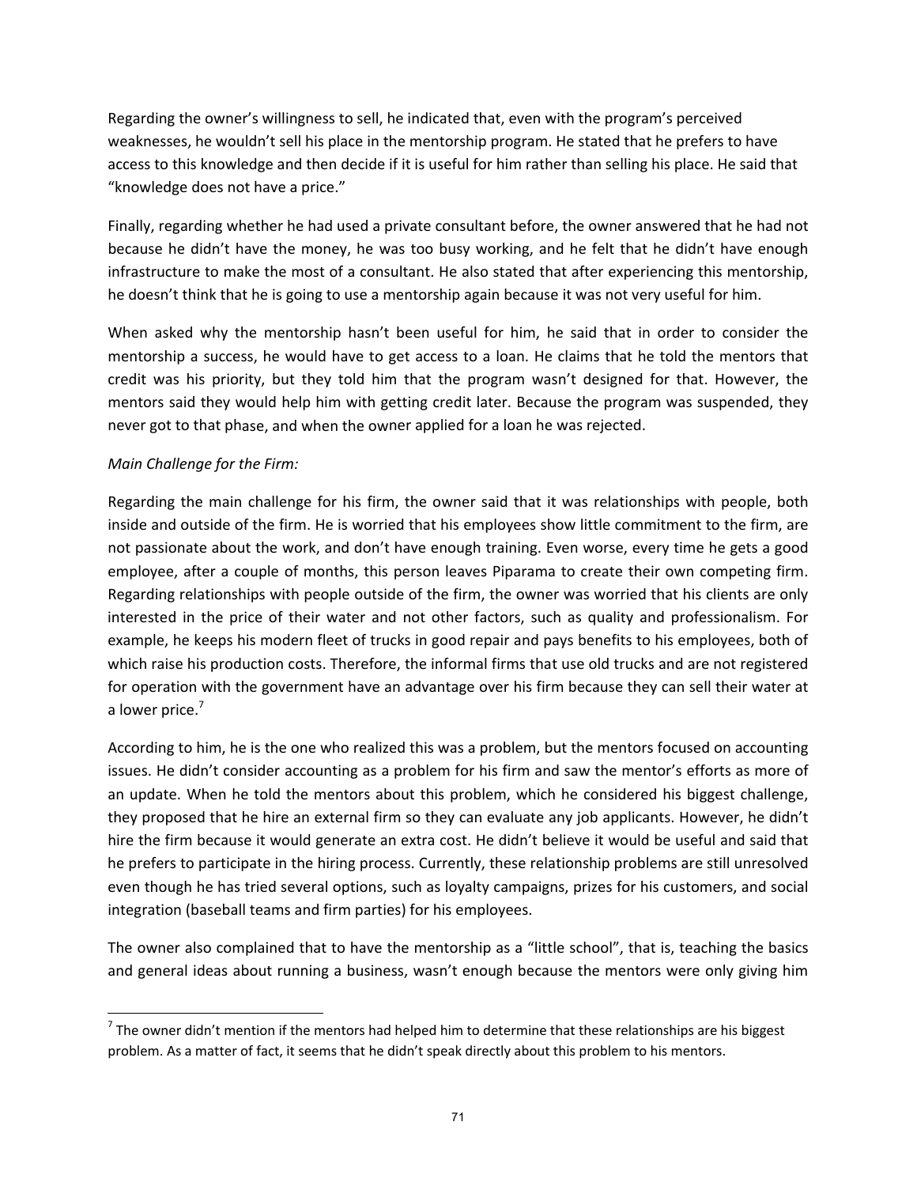Regarding the owner's willingness to sell, he indicated that, even with the program's perceived weaknesses, he wouldn't sell his place in the mentorship program. He stated that he prefers to have access to this knowledge and then decide if it is useful for him rather than selling his place. He said that "knowledge does not have a price."

Finally, regarding whether he had used a private consultant before, the owner answered that he had not because he didn't have the money, he was too busy working, and he felt that he didn't have enough infrastructure to make the most of a consultant. He also stated that after experiencing this mentorship, he doesn't think that he is going to use a mentorship again because it was not very useful for him.

When asked why the mentorship hasn't been useful for him, he said that in order to consider the mentorship a success, he would have to get access to a loan. He claims that he told the mentors that credit was his priority, but they told him that the program wasn't designed for that. However, the mentors said they would help him with getting credit later. Because the program was suspended, they never got to that phase, and when the owner applied for a loan he was rejected.

*Main Challenge for the Firm:*

Regarding the main challenge for his firm, the owner said that it was relationships with people, both inside and outside of the firm. He is worried that his employees show little commitment to the firm, are not passionate about the work, and don't have enough training. Even worse, every time he gets a good employee, after a couple of months, this person leaves Piparama to create their own competing firm. Regarding relationships with people outside of the firm, the owner was worried that his clients are only interested in the price of their water and not other factors, such as quality and professionalism. For example, he keeps his modern fleet of trucks in good repair and pays benefits to his employees, both of which raise his production costs. Therefore, the informal firms that use old trucks and are not registered for operation with the government have an advantage over his firm because they can sell their water at a lower price.[7]

According to him, he is the one who realized this was a problem, but the mentors focused on accounting issues. He didn't consider accounting as a problem for his firm and saw the mentor's efforts as more of an update. When he told the mentors about this problem, which he considered his biggest challenge, they proposed that he hire an external firm so they can evaluate any job applicants. However, he didn't hire the firm because it would generate an extra cost. He didn't believe it would be useful and said that he prefers to participate in the hiring process. Currently, these relationship problems are still unresolved even though he has tried several options, such as loyalty campaigns, prizes for his customers, and social integration (baseball teams and firm parties) for his employees.

The owner also complained that to have the mentorship as a "little school", that is, teaching the basics and general ideas about running a business, wasn't enough because the mentors were only giving him

[7] The owner didn't mention if the mentors had helped him to determine that these relationships are his biggest problem. As a matter of fact, it seems that he didn't speak directly about this problem to his mentors.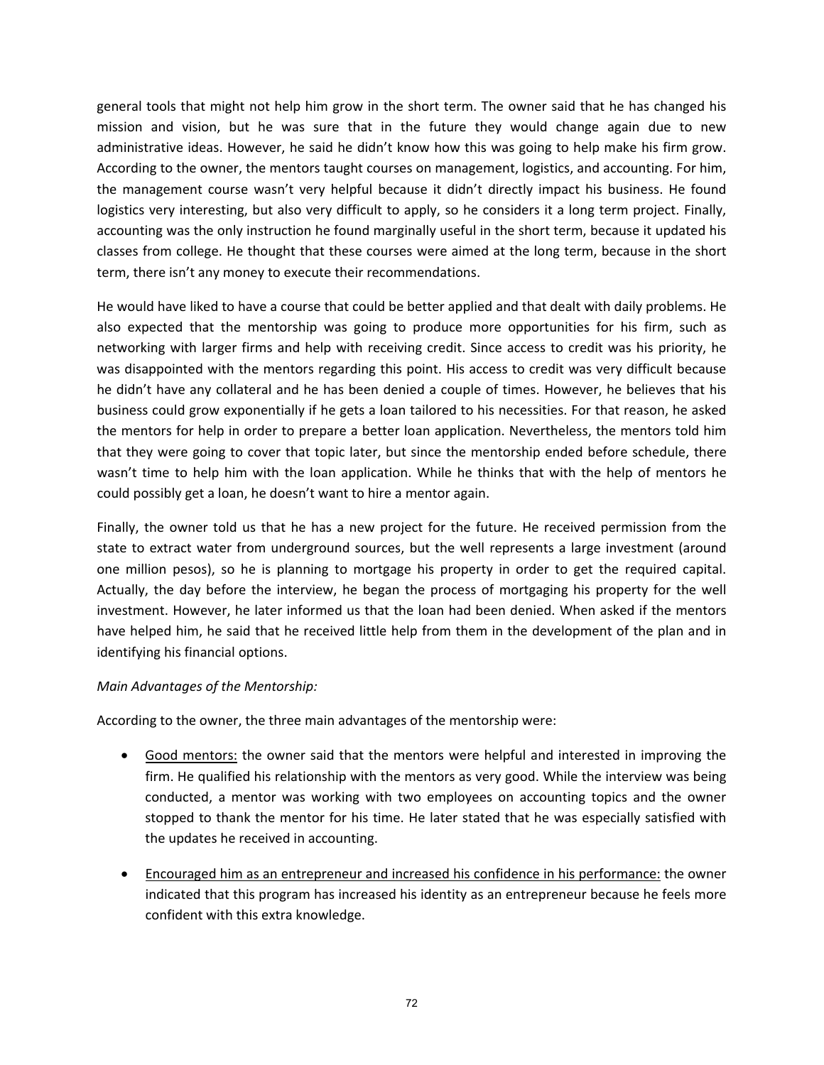general tools that might not help him grow in the short term. The owner said that he has changed his mission and vision, but he was sure that in the future they would change again due to new administrative ideas. However, he said he didn't know how this was going to help make his firm grow. According to the owner, the mentors taught courses on management, logistics, and accounting. For him, the management course wasn't very helpful because it didn't directly impact his business. He found logistics very interesting, but also very difficult to apply, so he considers it a long term project. Finally, accounting was the only instruction he found marginally useful in the short term, because it updated his classes from college. He thought that these courses were aimed at the long term, because in the short term, there isn't any money to execute their recommendations.

He would have liked to have a course that could be better applied and that dealt with daily problems. He also expected that the mentorship was going to produce more opportunities for his firm, such as networking with larger firms and help with receiving credit. Since access to credit was his priority, he was disappointed with the mentors regarding this point. His access to credit was very difficult because he didn't have any collateral and he has been denied a couple of times. However, he believes that his business could grow exponentially if he gets a loan tailored to his necessities. For that reason, he asked the mentors for help in order to prepare a better loan application. Nevertheless, the mentors told him that they were going to cover that topic later, but since the mentorship ended before schedule, there wasn't time to help him with the loan application. While he thinks that with the help of mentors he could possibly get a loan, he doesn't want to hire a mentor again.

Finally, the owner told us that he has a new project for the future. He received permission from the state to extract water from underground sources, but the well represents a large investment (around one million pesos), so he is planning to mortgage his property in order to get the required capital. Actually, the day before the interview, he began the process of mortgaging his property for the well investment. However, he later informed us that the loan had been denied. When asked if the mentors have helped him, he said that he received little help from them in the development of the plan and in identifying his financial options.

*Main Advantages of the Mentorship:*

According to the owner, the three main advantages of the mentorship were:

- <u>Good mentors:</u> the owner said that the mentors were helpful and interested in improving the firm. He qualified his relationship with the mentors as very good. While the interview was being conducted, a mentor was working with two employees on accounting topics and the owner stopped to thank the mentor for his time. He later stated that he was especially satisfied with the updates he received in accounting.

- <u>Encouraged him as an entrepreneur and increased his confidence in his performance:</u> the owner indicated that this program has increased his identity as an entrepreneur because he feels more confident with this extra knowledge.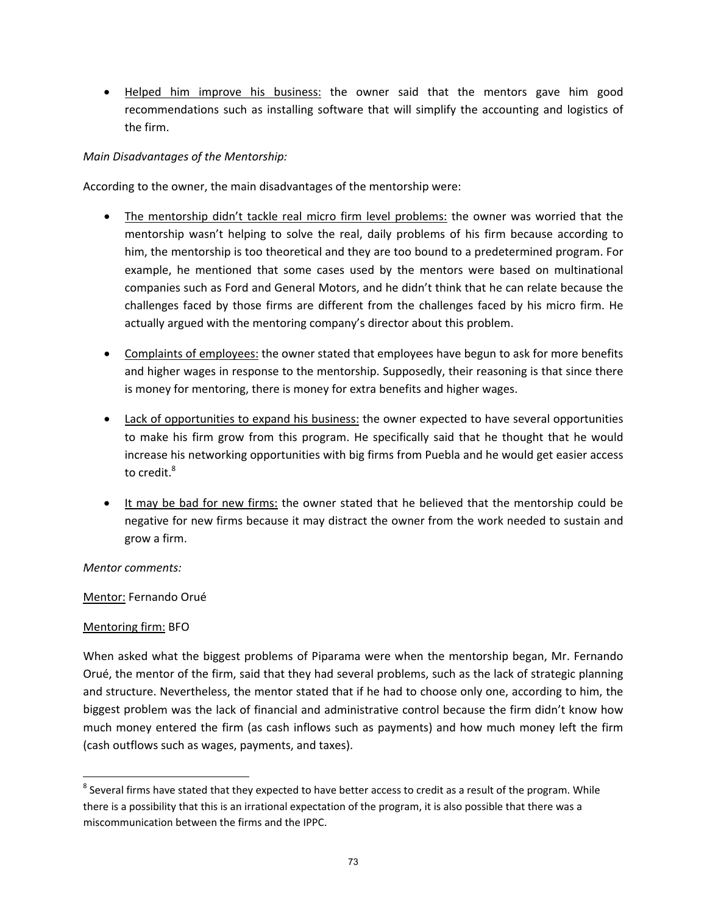- Helped him improve his business: the owner said that the mentors gave him good recommendations such as installing software that will simplify the accounting and logistics of the firm.

*Main Disadvantages of the Mentorship:*

According to the owner, the main disadvantages of the mentorship were:

- The mentorship didn't tackle real micro firm level problems: the owner was worried that the mentorship wasn't helping to solve the real, daily problems of his firm because according to him, the mentorship is too theoretical and they are too bound to a predetermined program. For example, he mentioned that some cases used by the mentors were based on multinational companies such as Ford and General Motors, and he didn't think that he can relate because the challenges faced by those firms are different from the challenges faced by his micro firm. He actually argued with the mentoring company's director about this problem.

- Complaints of employees: the owner stated that employees have begun to ask for more benefits and higher wages in response to the mentorship. Supposedly, their reasoning is that since there is money for mentoring, there is money for extra benefits and higher wages.

- Lack of opportunities to expand his business: the owner expected to have several opportunities to make his firm grow from this program. He specifically said that he thought that he would increase his networking opportunities with big firms from Puebla and he would get easier access to credit.[8]

- It may be bad for new firms: the owner stated that he believed that the mentorship could be negative for new firms because it may distract the owner from the work needed to sustain and grow a firm.

*Mentor comments:*

Mentor: Fernando Orué

Mentoring firm: BFO

When asked what the biggest problems of Piparama were when the mentorship began, Mr. Fernando Orué, the mentor of the firm, said that they had several problems, such as the lack of strategic planning and structure. Nevertheless, the mentor stated that if he had to choose only one, according to him, the biggest problem was the lack of financial and administrative control because the firm didn't know how much money entered the firm (as cash inflows such as payments) and how much money left the firm (cash outflows such as wages, payments, and taxes).

[8] Several firms have stated that they expected to have better access to credit as a result of the program. While there is a possibility that this is an irrational expectation of the program, it is also possible that there was a miscommunication between the firms and the IPPC.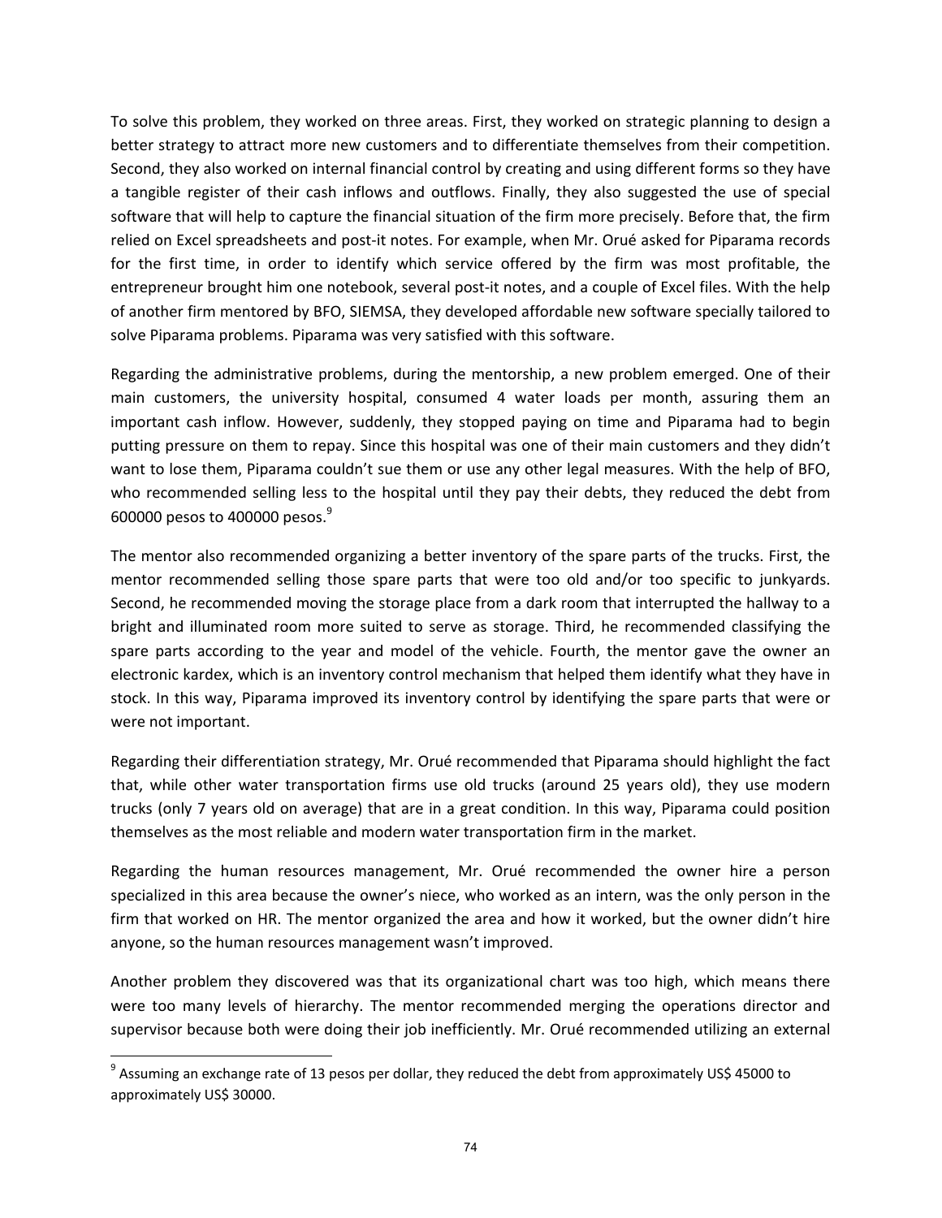To solve this problem, they worked on three areas. First, they worked on strategic planning to design a better strategy to attract more new customers and to differentiate themselves from their competition. Second, they also worked on internal financial control by creating and using different forms so they have a tangible register of their cash inflows and outflows. Finally, they also suggested the use of special software that will help to capture the financial situation of the firm more precisely. Before that, the firm relied on Excel spreadsheets and post-it notes. For example, when Mr. Orué asked for Piparama records for the first time, in order to identify which service offered by the firm was most profitable, the entrepreneur brought him one notebook, several post-it notes, and a couple of Excel files. With the help of another firm mentored by BFO, SIEMSA, they developed affordable new software specially tailored to solve Piparama problems. Piparama was very satisfied with this software.

Regarding the administrative problems, during the mentorship, a new problem emerged. One of their main customers, the university hospital, consumed 4 water loads per month, assuring them an important cash inflow. However, suddenly, they stopped paying on time and Piparama had to begin putting pressure on them to repay. Since this hospital was one of their main customers and they didn't want to lose them, Piparama couldn't sue them or use any other legal measures. With the help of BFO, who recommended selling less to the hospital until they pay their debts, they reduced the debt from 600000 pesos to 400000 pesos.[9]

The mentor also recommended organizing a better inventory of the spare parts of the trucks. First, the mentor recommended selling those spare parts that were too old and/or too specific to junkyards. Second, he recommended moving the storage place from a dark room that interrupted the hallway to a bright and illuminated room more suited to serve as storage. Third, he recommended classifying the spare parts according to the year and model of the vehicle. Fourth, the mentor gave the owner an electronic kardex, which is an inventory control mechanism that helped them identify what they have in stock. In this way, Piparama improved its inventory control by identifying the spare parts that were or were not important.

Regarding their differentiation strategy, Mr. Orué recommended that Piparama should highlight the fact that, while other water transportation firms use old trucks (around 25 years old), they use modern trucks (only 7 years old on average) that are in a great condition. In this way, Piparama could position themselves as the most reliable and modern water transportation firm in the market.

Regarding the human resources management, Mr. Orué recommended the owner hire a person specialized in this area because the owner's niece, who worked as an intern, was the only person in the firm that worked on HR. The mentor organized the area and how it worked, but the owner didn't hire anyone, so the human resources management wasn't improved.

Another problem they discovered was that its organizational chart was too high, which means there were too many levels of hierarchy. The mentor recommended merging the operations director and supervisor because both were doing their job inefficiently. Mr. Orué recommended utilizing an external

[9] Assuming an exchange rate of 13 pesos per dollar, they reduced the debt from approximately US$ 45000 to approximately US$ 30000.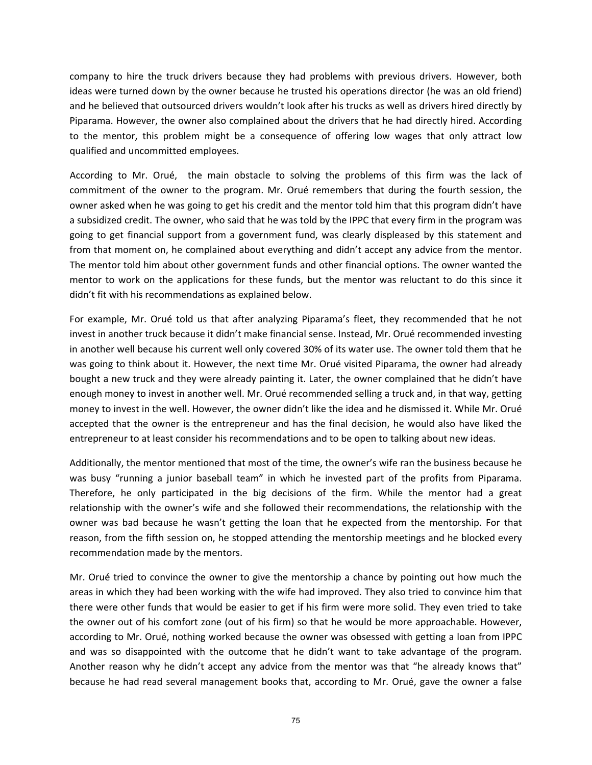company to hire the truck drivers because they had problems with previous drivers. However, both ideas were turned down by the owner because he trusted his operations director (he was an old friend) and he believed that outsourced drivers wouldn't look after his trucks as well as drivers hired directly by Piparama. However, the owner also complained about the drivers that he had directly hired. According to the mentor, this problem might be a consequence of offering low wages that only attract low qualified and uncommitted employees.

According to Mr. Orué, the main obstacle to solving the problems of this firm was the lack of commitment of the owner to the program. Mr. Orué remembers that during the fourth session, the owner asked when he was going to get his credit and the mentor told him that this program didn't have a subsidized credit. The owner, who said that he was told by the IPPC that every firm in the program was going to get financial support from a government fund, was clearly displeased by this statement and from that moment on, he complained about everything and didn't accept any advice from the mentor. The mentor told him about other government funds and other financial options. The owner wanted the mentor to work on the applications for these funds, but the mentor was reluctant to do this since it didn't fit with his recommendations as explained below.

For example, Mr. Orué told us that after analyzing Piparama's fleet, they recommended that he not invest in another truck because it didn't make financial sense. Instead, Mr. Orué recommended investing in another well because his current well only covered 30% of its water use. The owner told them that he was going to think about it. However, the next time Mr. Orué visited Piparama, the owner had already bought a new truck and they were already painting it. Later, the owner complained that he didn't have enough money to invest in another well. Mr. Orué recommended selling a truck and, in that way, getting money to invest in the well. However, the owner didn't like the idea and he dismissed it. While Mr. Orué accepted that the owner is the entrepreneur and has the final decision, he would also have liked the entrepreneur to at least consider his recommendations and to be open to talking about new ideas.

Additionally, the mentor mentioned that most of the time, the owner's wife ran the business because he was busy "running a junior baseball team" in which he invested part of the profits from Piparama. Therefore, he only participated in the big decisions of the firm. While the mentor had a great relationship with the owner's wife and she followed their recommendations, the relationship with the owner was bad because he wasn't getting the loan that he expected from the mentorship. For that reason, from the fifth session on, he stopped attending the mentorship meetings and he blocked every recommendation made by the mentors.

Mr. Orué tried to convince the owner to give the mentorship a chance by pointing out how much the areas in which they had been working with the wife had improved. They also tried to convince him that there were other funds that would be easier to get if his firm were more solid. They even tried to take the owner out of his comfort zone (out of his firm) so that he would be more approachable. However, according to Mr. Orué, nothing worked because the owner was obsessed with getting a loan from IPPC and was so disappointed with the outcome that he didn't want to take advantage of the program. Another reason why he didn't accept any advice from the mentor was that "he already knows that" because he had read several management books that, according to Mr. Orué, gave the owner a false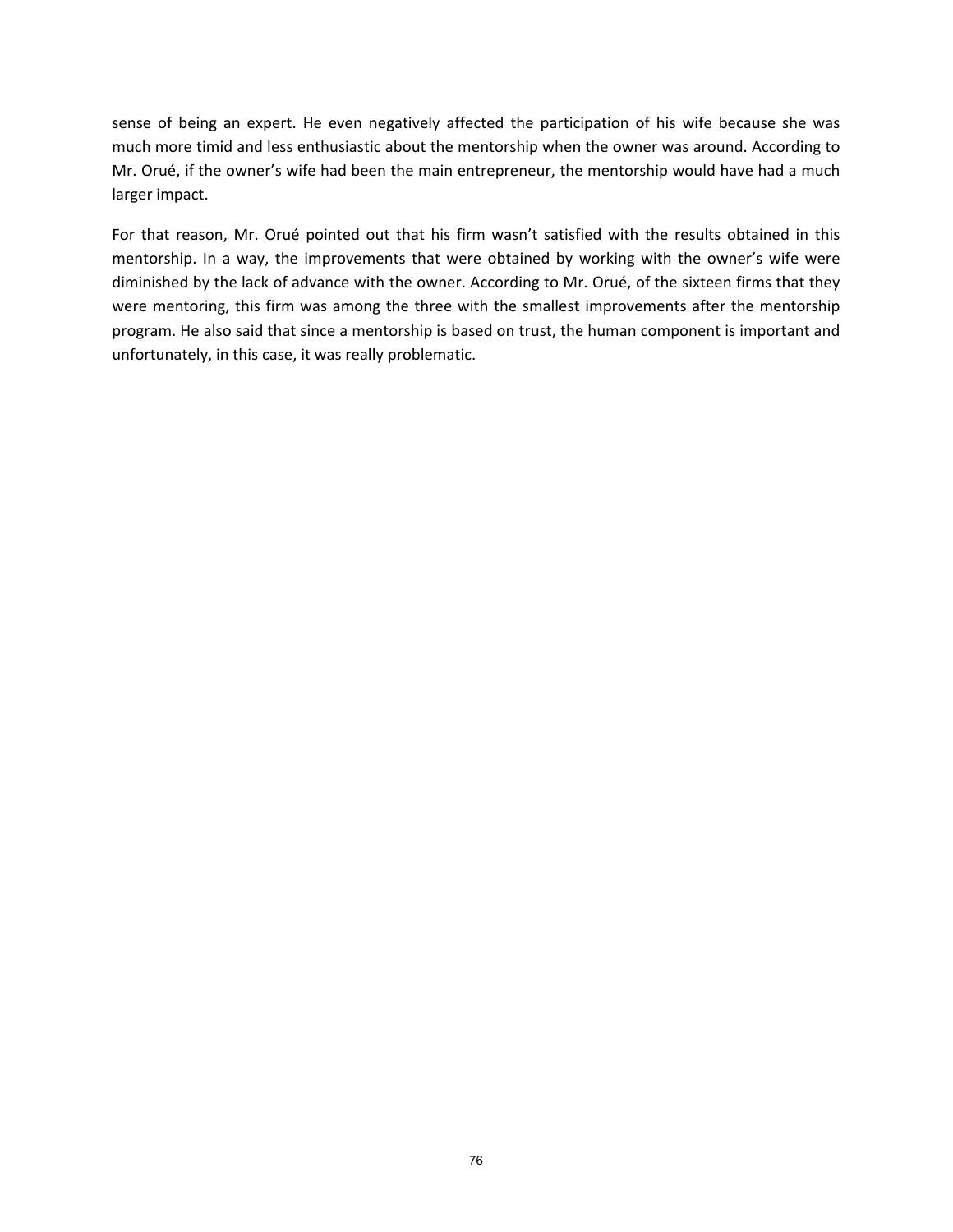sense of being an expert. He even negatively affected the participation of his wife because she was much more timid and less enthusiastic about the mentorship when the owner was around. According to Mr. Orué, if the owner's wife had been the main entrepreneur, the mentorship would have had a much larger impact.

For that reason, Mr. Orué pointed out that his firm wasn't satisfied with the results obtained in this mentorship. In a way, the improvements that were obtained by working with the owner's wife were diminished by the lack of advance with the owner. According to Mr. Orué, of the sixteen firms that they were mentoring, this firm was among the three with the smallest improvements after the mentorship program. He also said that since a mentorship is based on trust, the human component is important and unfortunately, in this case, it was really problematic.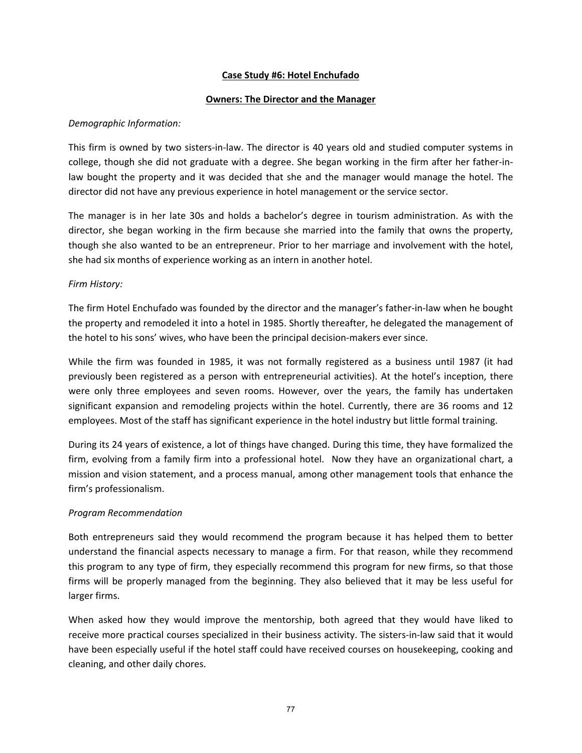**Case Study #6: Hotel Enchufado**

**Owners: The Director and the Manager**

*Demographic Information:*

This firm is owned by two sisters-in-law. The director is 40 years old and studied computer systems in college, though she did not graduate with a degree. She began working in the firm after her father-in-law bought the property and it was decided that she and the manager would manage the hotel. The director did not have any previous experience in hotel management or the service sector.

The manager is in her late 30s and holds a bachelor's degree in tourism administration. As with the director, she began working in the firm because she married into the family that owns the property, though she also wanted to be an entrepreneur. Prior to her marriage and involvement with the hotel, she had six months of experience working as an intern in another hotel.

*Firm History:*

The firm Hotel Enchufado was founded by the director and the manager's father-in-law when he bought the property and remodeled it into a hotel in 1985. Shortly thereafter, he delegated the management of the hotel to his sons' wives, who have been the principal decision-makers ever since.

While the firm was founded in 1985, it was not formally registered as a business until 1987 (it had previously been registered as a person with entrepreneurial activities). At the hotel's inception, there were only three employees and seven rooms. However, over the years, the family has undertaken significant expansion and remodeling projects within the hotel. Currently, there are 36 rooms and 12 employees. Most of the staff has significant experience in the hotel industry but little formal training.

During its 24 years of existence, a lot of things have changed. During this time, they have formalized the firm, evolving from a family firm into a professional hotel. Now they have an organizational chart, a mission and vision statement, and a process manual, among other management tools that enhance the firm's professionalism.

*Program Recommendation*

Both entrepreneurs said they would recommend the program because it has helped them to better understand the financial aspects necessary to manage a firm. For that reason, while they recommend this program to any type of firm, they especially recommend this program for new firms, so that those firms will be properly managed from the beginning. They also believed that it may be less useful for larger firms.

When asked how they would improve the mentorship, both agreed that they would have liked to receive more practical courses specialized in their business activity. The sisters-in-law said that it would have been especially useful if the hotel staff could have received courses on housekeeping, cooking and cleaning, and other daily chores.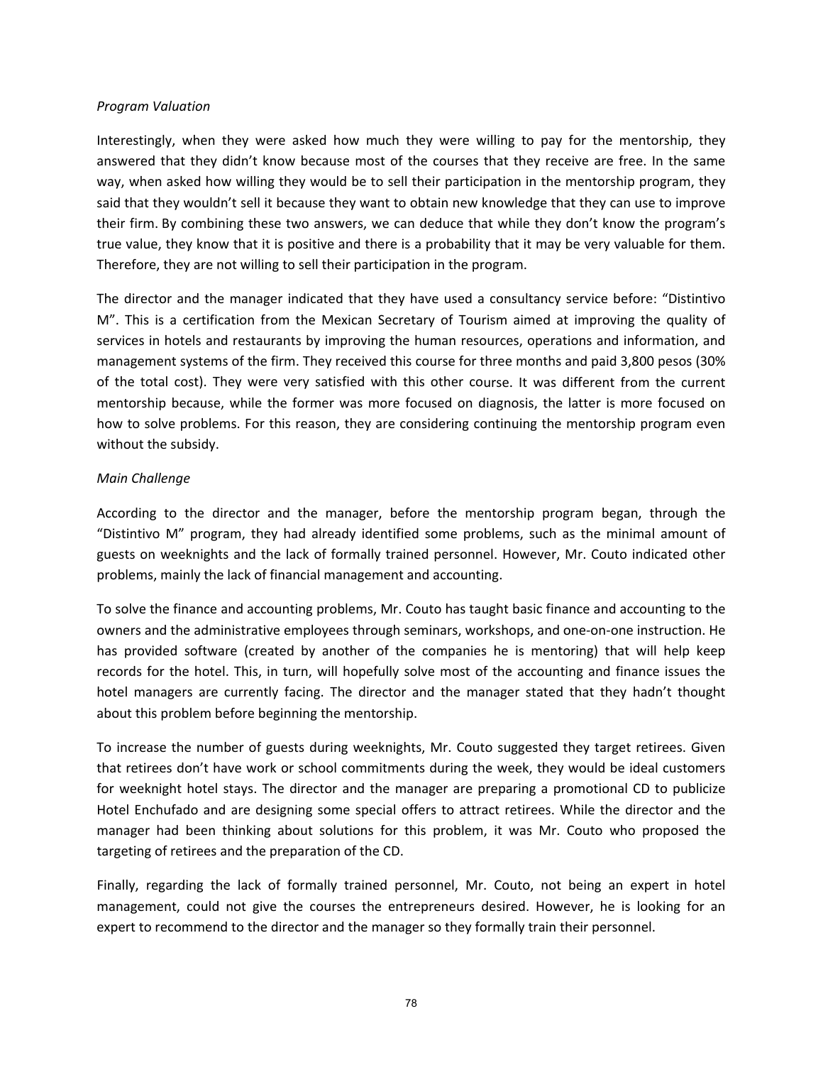*Program Valuation*

Interestingly, when they were asked how much they were willing to pay for the mentorship, they answered that they didn't know because most of the courses that they receive are free. In the same way, when asked how willing they would be to sell their participation in the mentorship program, they said that they wouldn't sell it because they want to obtain new knowledge that they can use to improve their firm. By combining these two answers, we can deduce that while they don't know the program's true value, they know that it is positive and there is a probability that it may be very valuable for them. Therefore, they are not willing to sell their participation in the program.

The director and the manager indicated that they have used a consultancy service before: "Distintivo M". This is a certification from the Mexican Secretary of Tourism aimed at improving the quality of services in hotels and restaurants by improving the human resources, operations and information, and management systems of the firm. They received this course for three months and paid 3,800 pesos (30% of the total cost). They were very satisfied with this other course. It was different from the current mentorship because, while the former was more focused on diagnosis, the latter is more focused on how to solve problems. For this reason, they are considering continuing the mentorship program even without the subsidy.

*Main Challenge*

According to the director and the manager, before the mentorship program began, through the "Distintivo M" program, they had already identified some problems, such as the minimal amount of guests on weeknights and the lack of formally trained personnel. However, Mr. Couto indicated other problems, mainly the lack of financial management and accounting.

To solve the finance and accounting problems, Mr. Couto has taught basic finance and accounting to the owners and the administrative employees through seminars, workshops, and one-on-one instruction. He has provided software (created by another of the companies he is mentoring) that will help keep records for the hotel. This, in turn, will hopefully solve most of the accounting and finance issues the hotel managers are currently facing. The director and the manager stated that they hadn't thought about this problem before beginning the mentorship.

To increase the number of guests during weeknights, Mr. Couto suggested they target retirees. Given that retirees don't have work or school commitments during the week, they would be ideal customers for weeknight hotel stays. The director and the manager are preparing a promotional CD to publicize Hotel Enchufado and are designing some special offers to attract retirees. While the director and the manager had been thinking about solutions for this problem, it was Mr. Couto who proposed the targeting of retirees and the preparation of the CD.

Finally, regarding the lack of formally trained personnel, Mr. Couto, not being an expert in hotel management, could not give the courses the entrepreneurs desired. However, he is looking for an expert to recommend to the director and the manager so they formally train their personnel.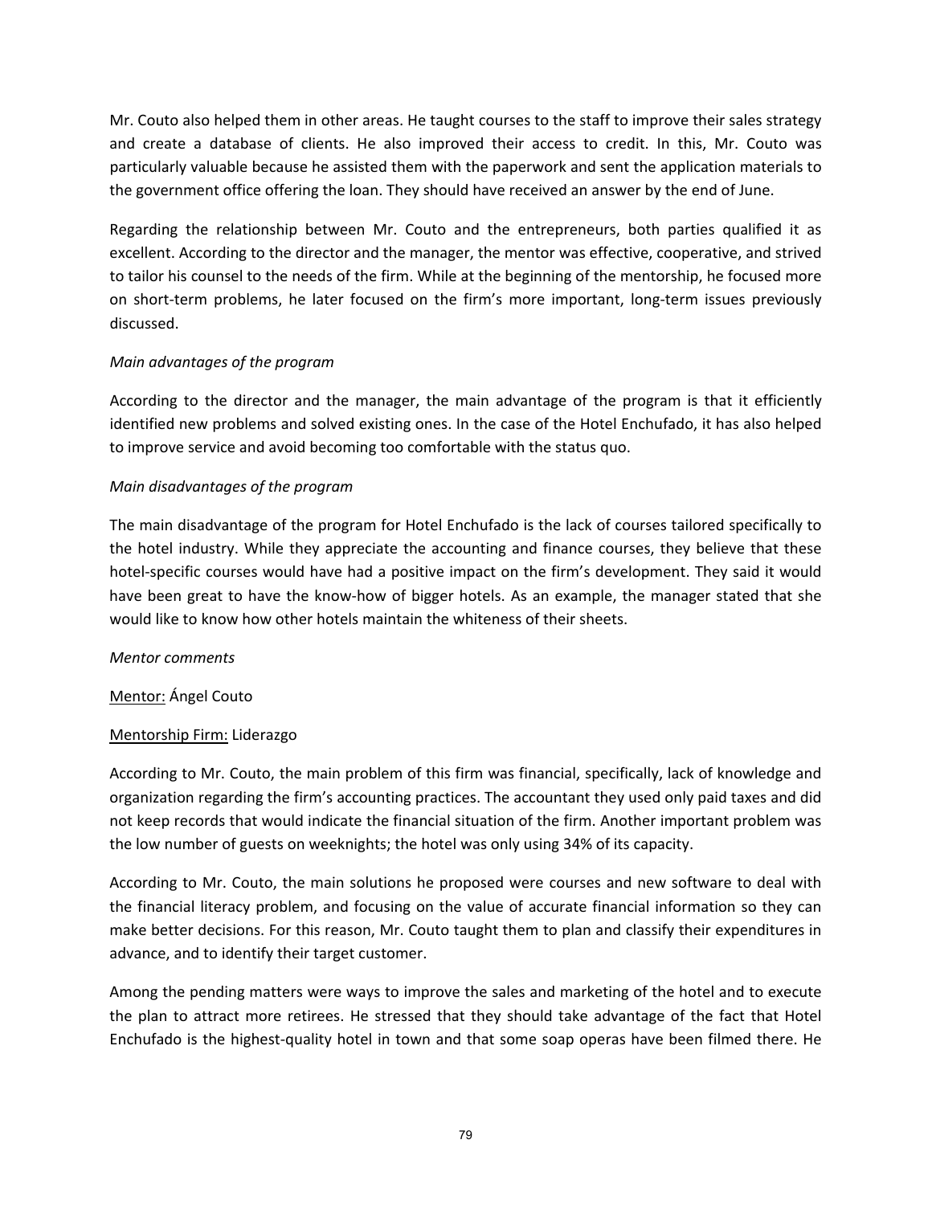Mr. Couto also helped them in other areas. He taught courses to the staff to improve their sales strategy and create a database of clients. He also improved their access to credit. In this, Mr. Couto was particularly valuable because he assisted them with the paperwork and sent the application materials to the government office offering the loan. They should have received an answer by the end of June.

Regarding the relationship between Mr. Couto and the entrepreneurs, both parties qualified it as excellent. According to the director and the manager, the mentor was effective, cooperative, and strived to tailor his counsel to the needs of the firm. While at the beginning of the mentorship, he focused more on short-term problems, he later focused on the firm's more important, long-term issues previously discussed.

*Main advantages of the program*

According to the director and the manager, the main advantage of the program is that it efficiently identified new problems and solved existing ones. In the case of the Hotel Enchufado, it has also helped to improve service and avoid becoming too comfortable with the status quo.

*Main disadvantages of the program*

The main disadvantage of the program for Hotel Enchufado is the lack of courses tailored specifically to the hotel industry. While they appreciate the accounting and finance courses, they believe that these hotel-specific courses would have had a positive impact on the firm's development. They said it would have been great to have the know-how of bigger hotels. As an example, the manager stated that she would like to know how other hotels maintain the whiteness of their sheets.

*Mentor comments*

<u>Mentor:</u> Ángel Couto

<u>Mentorship Firm:</u> Liderazgo

According to Mr. Couto, the main problem of this firm was financial, specifically, lack of knowledge and organization regarding the firm's accounting practices. The accountant they used only paid taxes and did not keep records that would indicate the financial situation of the firm. Another important problem was the low number of guests on weeknights; the hotel was only using 34% of its capacity.

According to Mr. Couto, the main solutions he proposed were courses and new software to deal with the financial literacy problem, and focusing on the value of accurate financial information so they can make better decisions. For this reason, Mr. Couto taught them to plan and classify their expenditures in advance, and to identify their target customer.

Among the pending matters were ways to improve the sales and marketing of the hotel and to execute the plan to attract more retirees. He stressed that they should take advantage of the fact that Hotel Enchufado is the highest-quality hotel in town and that some soap operas have been filmed there. He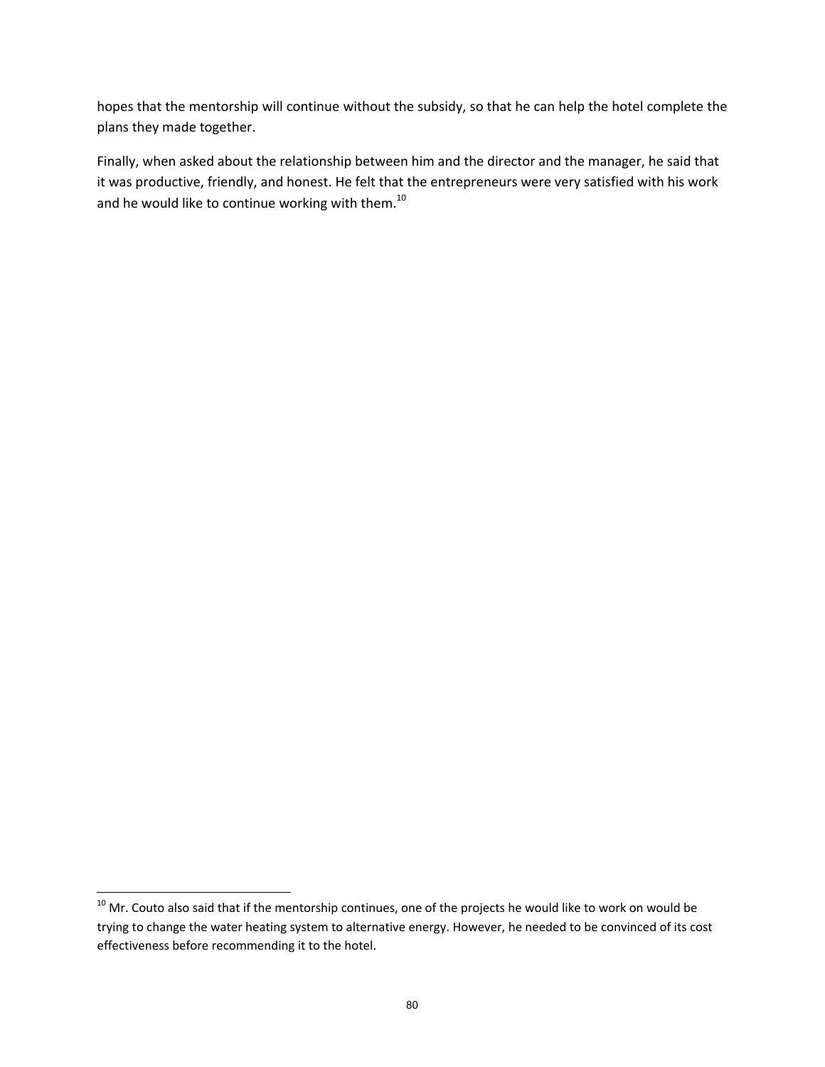hopes that the mentorship will continue without the subsidy, so that he can help the hotel complete the plans they made together.

Finally, when asked about the relationship between him and the director and the manager, he said that it was productive, friendly, and honest. He felt that the entrepreneurs were very satisfied with his work and he would like to continue working with them.[10]

---

[10] Mr. Couto also said that if the mentorship continues, one of the projects he would like to work on would be trying to change the water heating system to alternative energy. However, he needed to be convinced of its cost effectiveness before recommending it to the hotel.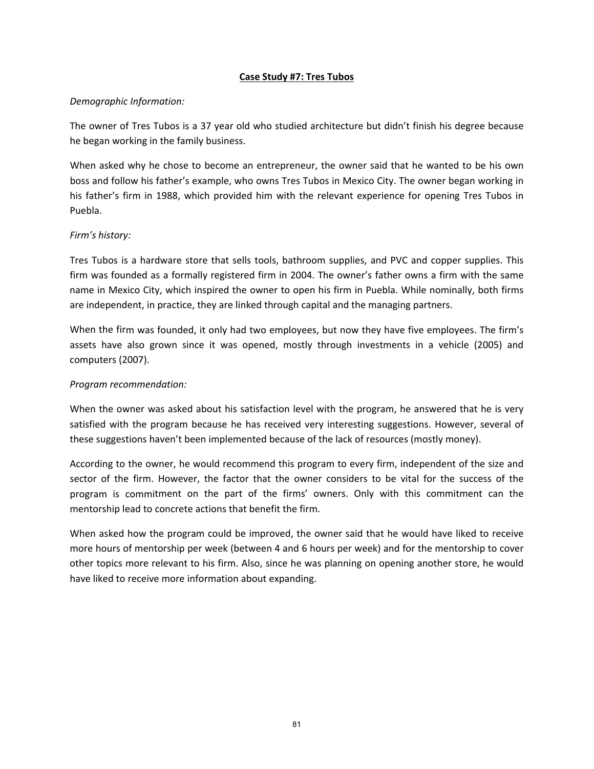## **Case Study #7: Tres Tubos**

*Demographic Information:*

The owner of Tres Tubos is a 37 year old who studied architecture but didn't finish his degree because he began working in the family business.

When asked why he chose to become an entrepreneur, the owner said that he wanted to be his own boss and follow his father's example, who owns Tres Tubos in Mexico City. The owner began working in his father's firm in 1988, which provided him with the relevant experience for opening Tres Tubos in Puebla.

*Firm's history:*

Tres Tubos is a hardware store that sells tools, bathroom supplies, and PVC and copper supplies. This firm was founded as a formally registered firm in 2004. The owner's father owns a firm with the same name in Mexico City, which inspired the owner to open his firm in Puebla. While nominally, both firms are independent, in practice, they are linked through capital and the managing partners.

When the firm was founded, it only had two employees, but now they have five employees. The firm's assets have also grown since it was opened, mostly through investments in a vehicle (2005) and computers (2007).

*Program recommendation:*

When the owner was asked about his satisfaction level with the program, he answered that he is very satisfied with the program because he has received very interesting suggestions. However, several of these suggestions haven't been implemented because of the lack of resources (mostly money).

According to the owner, he would recommend this program to every firm, independent of the size and sector of the firm. However, the factor that the owner considers to be vital for the success of the program is commitment on the part of the firms' owners. Only with this commitment can the mentorship lead to concrete actions that benefit the firm.

When asked how the program could be improved, the owner said that he would have liked to receive more hours of mentorship per week (between 4 and 6 hours per week) and for the mentorship to cover other topics more relevant to his firm. Also, since he was planning on opening another store, he would have liked to receive more information about expanding.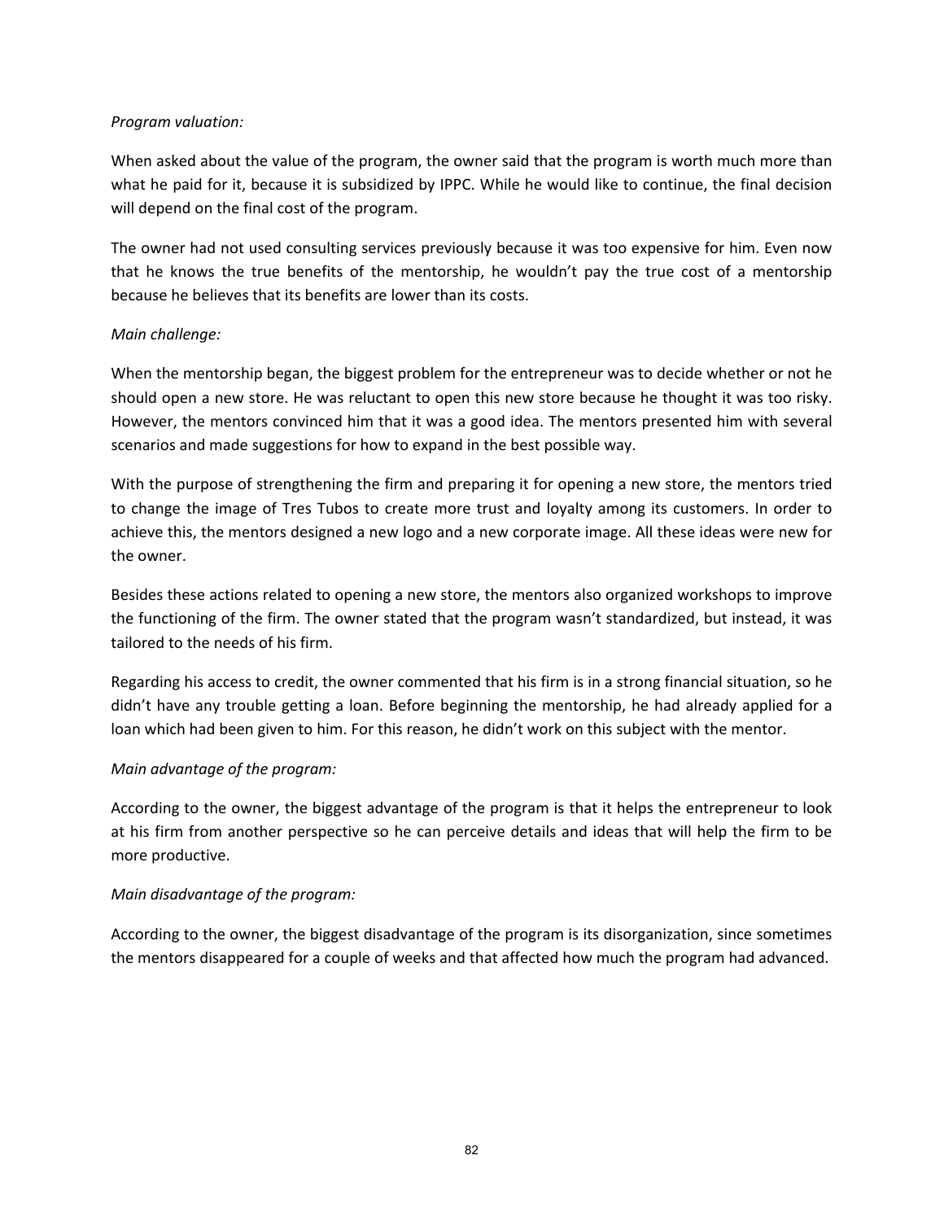*Program valuation:*

When asked about the value of the program, the owner said that the program is worth much more than what he paid for it, because it is subsidized by IPPC. While he would like to continue, the final decision will depend on the final cost of the program.

The owner had not used consulting services previously because it was too expensive for him. Even now that he knows the true benefits of the mentorship, he wouldn't pay the true cost of a mentorship because he believes that its benefits are lower than its costs.

*Main challenge:*

When the mentorship began, the biggest problem for the entrepreneur was to decide whether or not he should open a new store. He was reluctant to open this new store because he thought it was too risky. However, the mentors convinced him that it was a good idea. The mentors presented him with several scenarios and made suggestions for how to expand in the best possible way.

With the purpose of strengthening the firm and preparing it for opening a new store, the mentors tried to change the image of Tres Tubos to create more trust and loyalty among its customers. In order to achieve this, the mentors designed a new logo and a new corporate image. All these ideas were new for the owner.

Besides these actions related to opening a new store, the mentors also organized workshops to improve the functioning of the firm. The owner stated that the program wasn't standardized, but instead, it was tailored to the needs of his firm.

Regarding his access to credit, the owner commented that his firm is in a strong financial situation, so he didn't have any trouble getting a loan. Before beginning the mentorship, he had already applied for a loan which had been given to him. For this reason, he didn't work on this subject with the mentor.

*Main advantage of the program:*

According to the owner, the biggest advantage of the program is that it helps the entrepreneur to look at his firm from another perspective so he can perceive details and ideas that will help the firm to be more productive.

*Main disadvantage of the program:*

According to the owner, the biggest disadvantage of the program is its disorganization, since sometimes the mentors disappeared for a couple of weeks and that affected how much the program had advanced.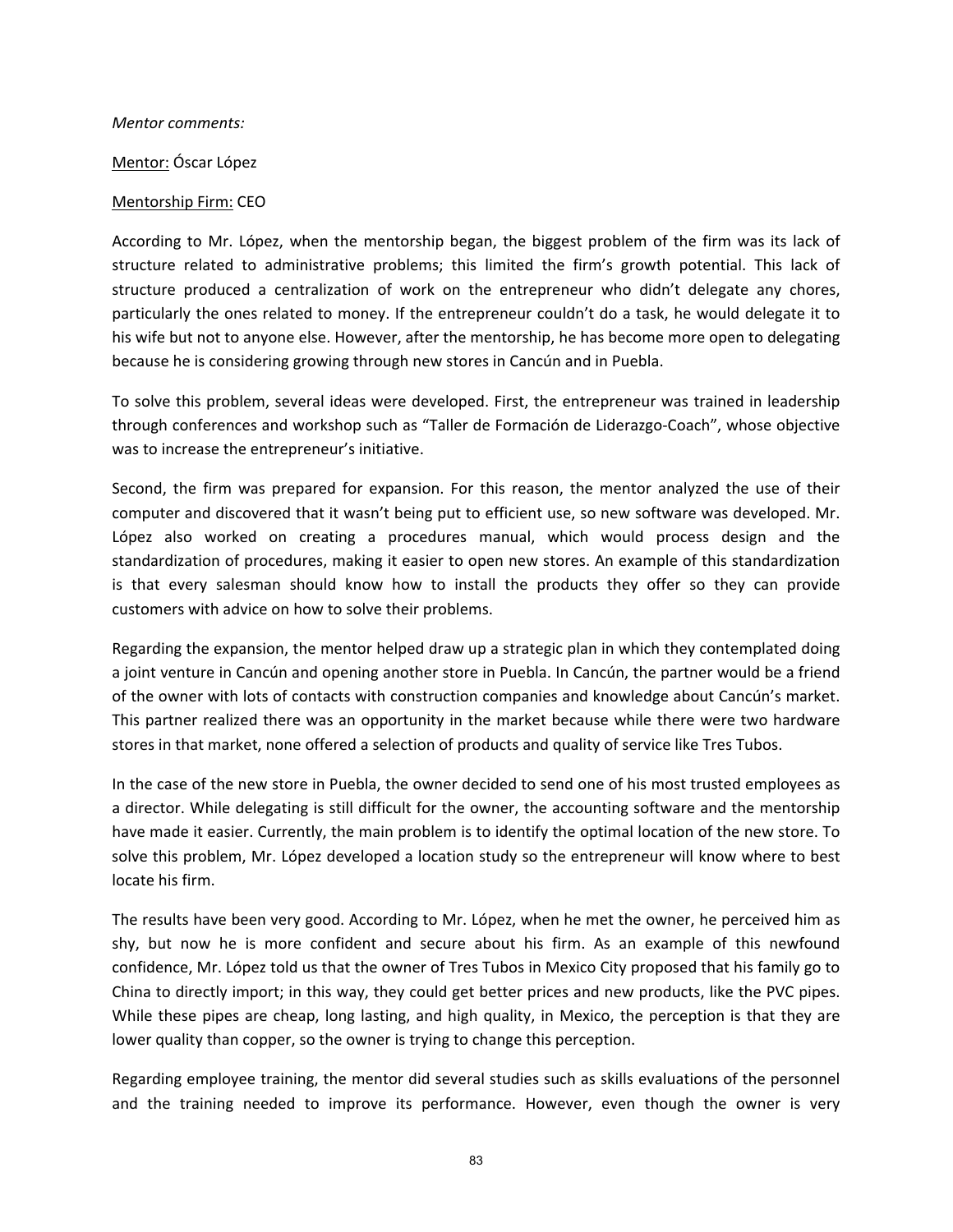*Mentor comments:*

Mentor: Óscar López

Mentorship Firm: CEO

According to Mr. López, when the mentorship began, the biggest problem of the firm was its lack of structure related to administrative problems; this limited the firm's growth potential. This lack of structure produced a centralization of work on the entrepreneur who didn't delegate any chores, particularly the ones related to money. If the entrepreneur couldn't do a task, he would delegate it to his wife but not to anyone else. However, after the mentorship, he has become more open to delegating because he is considering growing through new stores in Cancún and in Puebla.

To solve this problem, several ideas were developed. First, the entrepreneur was trained in leadership through conferences and workshop such as "Taller de Formación de Liderazgo-Coach", whose objective was to increase the entrepreneur's initiative.

Second, the firm was prepared for expansion. For this reason, the mentor analyzed the use of their computer and discovered that it wasn't being put to efficient use, so new software was developed. Mr. López also worked on creating a procedures manual, which would process design and the standardization of procedures, making it easier to open new stores. An example of this standardization is that every salesman should know how to install the products they offer so they can provide customers with advice on how to solve their problems.

Regarding the expansion, the mentor helped draw up a strategic plan in which they contemplated doing a joint venture in Cancún and opening another store in Puebla. In Cancún, the partner would be a friend of the owner with lots of contacts with construction companies and knowledge about Cancún's market. This partner realized there was an opportunity in the market because while there were two hardware stores in that market, none offered a selection of products and quality of service like Tres Tubos.

In the case of the new store in Puebla, the owner decided to send one of his most trusted employees as a director. While delegating is still difficult for the owner, the accounting software and the mentorship have made it easier. Currently, the main problem is to identify the optimal location of the new store. To solve this problem, Mr. López developed a location study so the entrepreneur will know where to best locate his firm.

The results have been very good. According to Mr. López, when he met the owner, he perceived him as shy, but now he is more confident and secure about his firm. As an example of this newfound confidence, Mr. López told us that the owner of Tres Tubos in Mexico City proposed that his family go to China to directly import; in this way, they could get better prices and new products, like the PVC pipes. While these pipes are cheap, long lasting, and high quality, in Mexico, the perception is that they are lower quality than copper, so the owner is trying to change this perception.

Regarding employee training, the mentor did several studies such as skills evaluations of the personnel and the training needed to improve its performance. However, even though the owner is very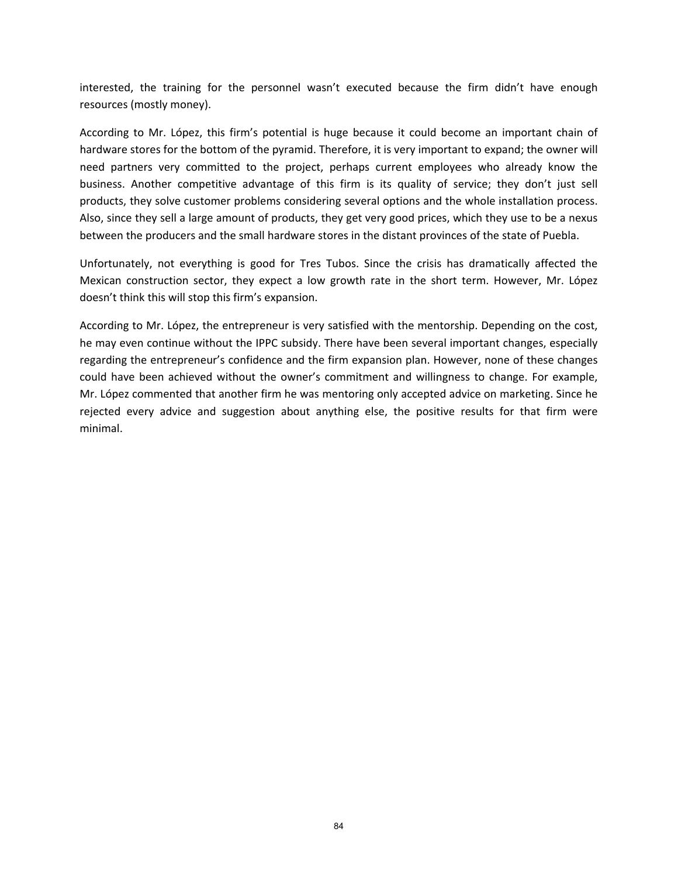interested, the training for the personnel wasn't executed because the firm didn't have enough resources (mostly money).

According to Mr. López, this firm's potential is huge because it could become an important chain of hardware stores for the bottom of the pyramid. Therefore, it is very important to expand; the owner will need partners very committed to the project, perhaps current employees who already know the business. Another competitive advantage of this firm is its quality of service; they don't just sell products, they solve customer problems considering several options and the whole installation process. Also, since they sell a large amount of products, they get very good prices, which they use to be a nexus between the producers and the small hardware stores in the distant provinces of the state of Puebla.

Unfortunately, not everything is good for Tres Tubos. Since the crisis has dramatically affected the Mexican construction sector, they expect a low growth rate in the short term. However, Mr. López doesn't think this will stop this firm's expansion.

According to Mr. López, the entrepreneur is very satisfied with the mentorship. Depending on the cost, he may even continue without the IPPC subsidy. There have been several important changes, especially regarding the entrepreneur's confidence and the firm expansion plan. However, none of these changes could have been achieved without the owner's commitment and willingness to change. For example, Mr. López commented that another firm he was mentoring only accepted advice on marketing. Since he rejected every advice and suggestion about anything else, the positive results for that firm were minimal.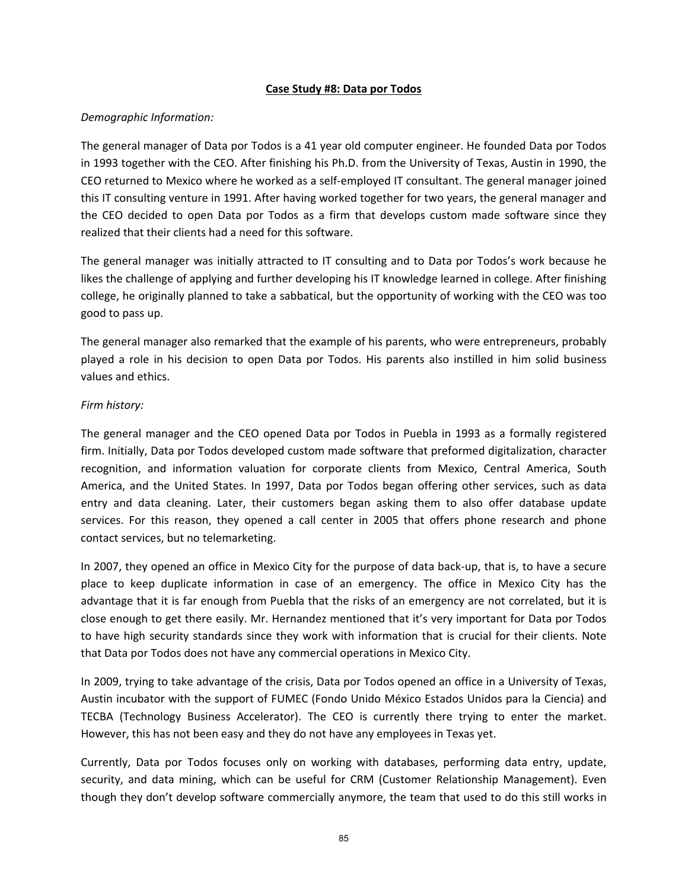**Case Study #8: Data por Todos**

*Demographic Information:*

The general manager of Data por Todos is a 41 year old computer engineer. He founded Data por Todos in 1993 together with the CEO. After finishing his Ph.D. from the University of Texas, Austin in 1990, the CEO returned to Mexico where he worked as a self-employed IT consultant. The general manager joined this IT consulting venture in 1991. After having worked together for two years, the general manager and the CEO decided to open Data por Todos as a firm that develops custom made software since they realized that their clients had a need for this software.

The general manager was initially attracted to IT consulting and to Data por Todos's work because he likes the challenge of applying and further developing his IT knowledge learned in college. After finishing college, he originally planned to take a sabbatical, but the opportunity of working with the CEO was too good to pass up.

The general manager also remarked that the example of his parents, who were entrepreneurs, probably played a role in his decision to open Data por Todos. His parents also instilled in him solid business values and ethics.

*Firm history:*

The general manager and the CEO opened Data por Todos in Puebla in 1993 as a formally registered firm. Initially, Data por Todos developed custom made software that preformed digitalization, character recognition, and information valuation for corporate clients from Mexico, Central America, South America, and the United States. In 1997, Data por Todos began offering other services, such as data entry and data cleaning. Later, their customers began asking them to also offer database update services. For this reason, they opened a call center in 2005 that offers phone research and phone contact services, but no telemarketing.

In 2007, they opened an office in Mexico City for the purpose of data back-up, that is, to have a secure place to keep duplicate information in case of an emergency. The office in Mexico City has the advantage that it is far enough from Puebla that the risks of an emergency are not correlated, but it is close enough to get there easily. Mr. Hernandez mentioned that it's very important for Data por Todos to have high security standards since they work with information that is crucial for their clients. Note that Data por Todos does not have any commercial operations in Mexico City.

In 2009, trying to take advantage of the crisis, Data por Todos opened an office in a University of Texas, Austin incubator with the support of FUMEC (Fondo Unido México Estados Unidos para la Ciencia) and TECBA (Technology Business Accelerator). The CEO is currently there trying to enter the market. However, this has not been easy and they do not have any employees in Texas yet.

Currently, Data por Todos focuses only on working with databases, performing data entry, update, security, and data mining, which can be useful for CRM (Customer Relationship Management). Even though they don't develop software commercially anymore, the team that used to do this still works in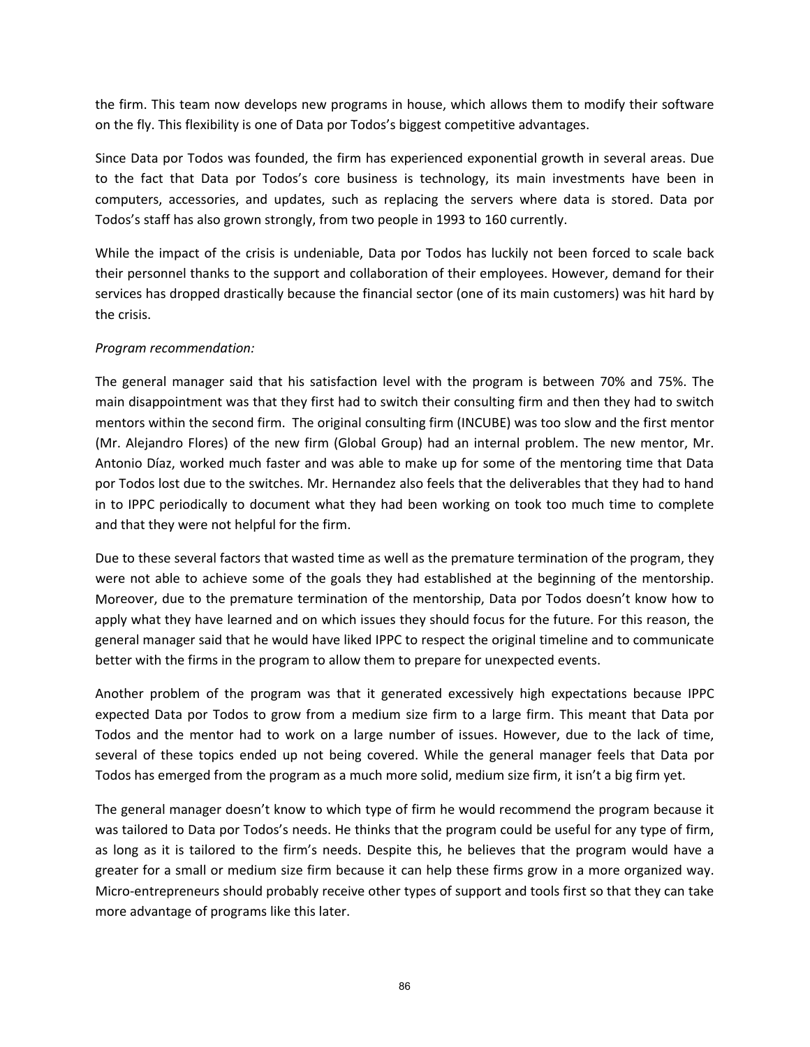the firm. This team now develops new programs in house, which allows them to modify their software on the fly. This flexibility is one of Data por Todos's biggest competitive advantages.

Since Data por Todos was founded, the firm has experienced exponential growth in several areas. Due to the fact that Data por Todos's core business is technology, its main investments have been in computers, accessories, and updates, such as replacing the servers where data is stored. Data por Todos's staff has also grown strongly, from two people in 1993 to 160 currently.

While the impact of the crisis is undeniable, Data por Todos has luckily not been forced to scale back their personnel thanks to the support and collaboration of their employees. However, demand for their services has dropped drastically because the financial sector (one of its main customers) was hit hard by the crisis.

*Program recommendation:*

The general manager said that his satisfaction level with the program is between 70% and 75%. The main disappointment was that they first had to switch their consulting firm and then they had to switch mentors within the second firm. The original consulting firm (INCUBE) was too slow and the first mentor (Mr. Alejandro Flores) of the new firm (Global Group) had an internal problem. The new mentor, Mr. Antonio Díaz, worked much faster and was able to make up for some of the mentoring time that Data por Todos lost due to the switches. Mr. Hernandez also feels that the deliverables that they had to hand in to IPPC periodically to document what they had been working on took too much time to complete and that they were not helpful for the firm.

Due to these several factors that wasted time as well as the premature termination of the program, they were not able to achieve some of the goals they had established at the beginning of the mentorship. Moreover, due to the premature termination of the mentorship, Data por Todos doesn't know how to apply what they have learned and on which issues they should focus for the future. For this reason, the general manager said that he would have liked IPPC to respect the original timeline and to communicate better with the firms in the program to allow them to prepare for unexpected events.

Another problem of the program was that it generated excessively high expectations because IPPC expected Data por Todos to grow from a medium size firm to a large firm. This meant that Data por Todos and the mentor had to work on a large number of issues. However, due to the lack of time, several of these topics ended up not being covered. While the general manager feels that Data por Todos has emerged from the program as a much more solid, medium size firm, it isn't a big firm yet.

The general manager doesn't know to which type of firm he would recommend the program because it was tailored to Data por Todos's needs. He thinks that the program could be useful for any type of firm, as long as it is tailored to the firm's needs. Despite this, he believes that the program would have a greater for a small or medium size firm because it can help these firms grow in a more organized way. Micro-entrepreneurs should probably receive other types of support and tools first so that they can take more advantage of programs like this later.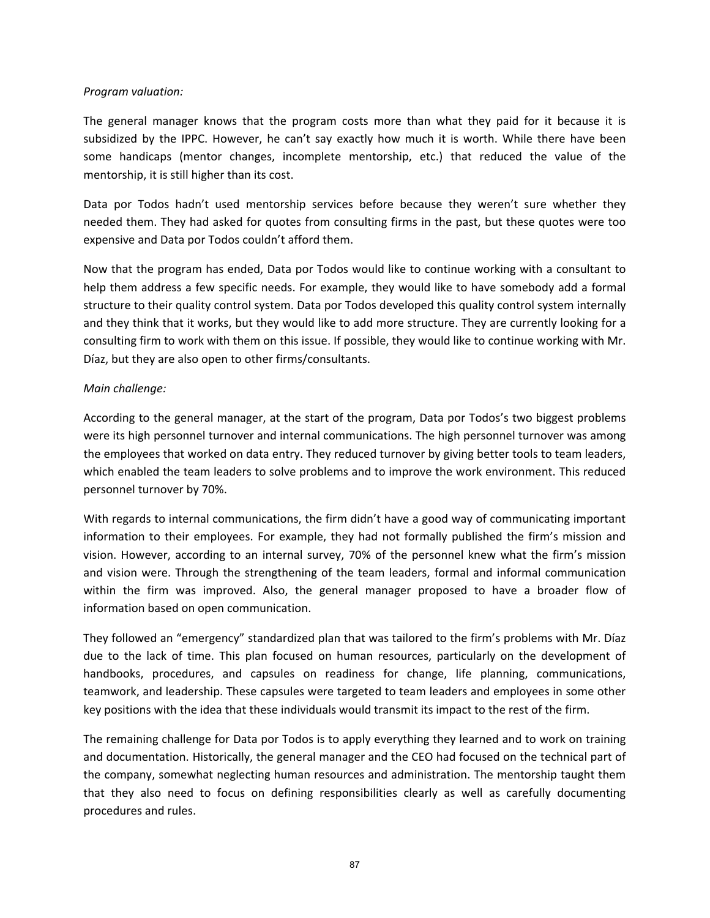*Program valuation:*

The general manager knows that the program costs more than what they paid for it because it is subsidized by the IPPC. However, he can't say exactly how much it is worth. While there have been some handicaps (mentor changes, incomplete mentorship, etc.) that reduced the value of the mentorship, it is still higher than its cost.

Data por Todos hadn't used mentorship services before because they weren't sure whether they needed them. They had asked for quotes from consulting firms in the past, but these quotes were too expensive and Data por Todos couldn't afford them.

Now that the program has ended, Data por Todos would like to continue working with a consultant to help them address a few specific needs. For example, they would like to have somebody add a formal structure to their quality control system. Data por Todos developed this quality control system internally and they think that it works, but they would like to add more structure. They are currently looking for a consulting firm to work with them on this issue. If possible, they would like to continue working with Mr. Díaz, but they are also open to other firms/consultants.

*Main challenge:*

According to the general manager, at the start of the program, Data por Todos's two biggest problems were its high personnel turnover and internal communications. The high personnel turnover was among the employees that worked on data entry. They reduced turnover by giving better tools to team leaders, which enabled the team leaders to solve problems and to improve the work environment. This reduced personnel turnover by 70%.

With regards to internal communications, the firm didn't have a good way of communicating important information to their employees. For example, they had not formally published the firm's mission and vision. However, according to an internal survey, 70% of the personnel knew what the firm's mission and vision were. Through the strengthening of the team leaders, formal and informal communication within the firm was improved. Also, the general manager proposed to have a broader flow of information based on open communication.

They followed an "emergency" standardized plan that was tailored to the firm's problems with Mr. Díaz due to the lack of time. This plan focused on human resources, particularly on the development of handbooks, procedures, and capsules on readiness for change, life planning, communications, teamwork, and leadership. These capsules were targeted to team leaders and employees in some other key positions with the idea that these individuals would transmit its impact to the rest of the firm.

The remaining challenge for Data por Todos is to apply everything they learned and to work on training and documentation. Historically, the general manager and the CEO had focused on the technical part of the company, somewhat neglecting human resources and administration. The mentorship taught them that they also need to focus on defining responsibilities clearly as well as carefully documenting procedures and rules.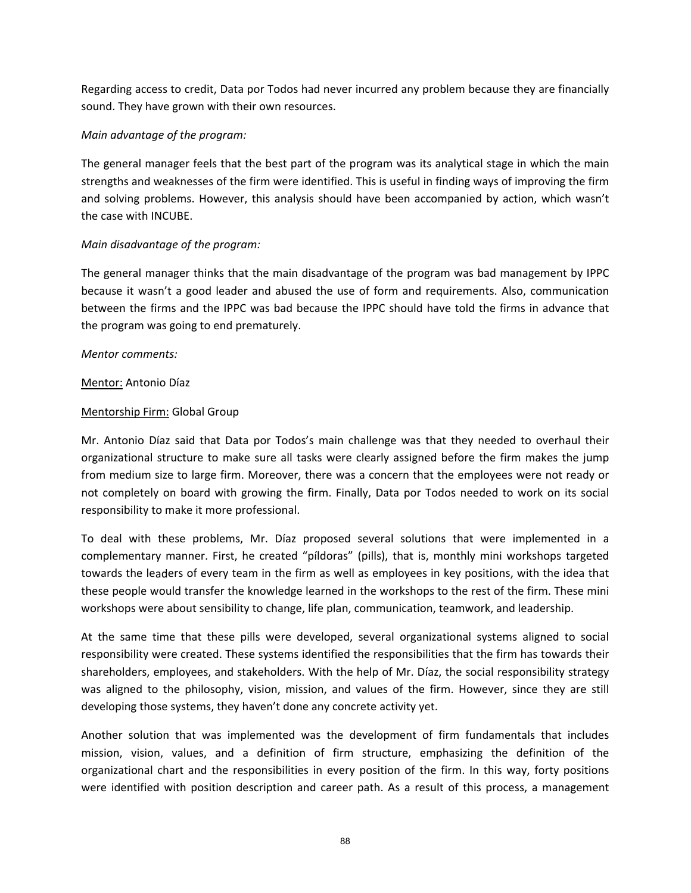Regarding access to credit, Data por Todos had never incurred any problem because they are financially sound. They have grown with their own resources.

*Main advantage of the program:*

The general manager feels that the best part of the program was its analytical stage in which the main strengths and weaknesses of the firm were identified. This is useful in finding ways of improving the firm and solving problems. However, this analysis should have been accompanied by action, which wasn't the case with INCUBE.

*Main disadvantage of the program:*

The general manager thinks that the main disadvantage of the program was bad management by IPPC because it wasn't a good leader and abused the use of form and requirements. Also, communication between the firms and the IPPC was bad because the IPPC should have told the firms in advance that the program was going to end prematurely.

*Mentor comments:*

<u>Mentor:</u> Antonio Díaz

<u>Mentorship Firm:</u> Global Group

Mr. Antonio Díaz said that Data por Todos's main challenge was that they needed to overhaul their organizational structure to make sure all tasks were clearly assigned before the firm makes the jump from medium size to large firm. Moreover, there was a concern that the employees were not ready or not completely on board with growing the firm. Finally, Data por Todos needed to work on its social responsibility to make it more professional.

To deal with these problems, Mr. Díaz proposed several solutions that were implemented in a complementary manner. First, he created "píldoras" (pills), that is, monthly mini workshops targeted towards the leaders of every team in the firm as well as employees in key positions, with the idea that these people would transfer the knowledge learned in the workshops to the rest of the firm. These mini workshops were about sensibility to change, life plan, communication, teamwork, and leadership.

At the same time that these pills were developed, several organizational systems aligned to social responsibility were created. These systems identified the responsibilities that the firm has towards their shareholders, employees, and stakeholders. With the help of Mr. Díaz, the social responsibility strategy was aligned to the philosophy, vision, mission, and values of the firm. However, since they are still developing those systems, they haven't done any concrete activity yet.

Another solution that was implemented was the development of firm fundamentals that includes mission, vision, values, and a definition of firm structure, emphasizing the definition of the organizational chart and the responsibilities in every position of the firm. In this way, forty positions were identified with position description and career path. As a result of this process, a management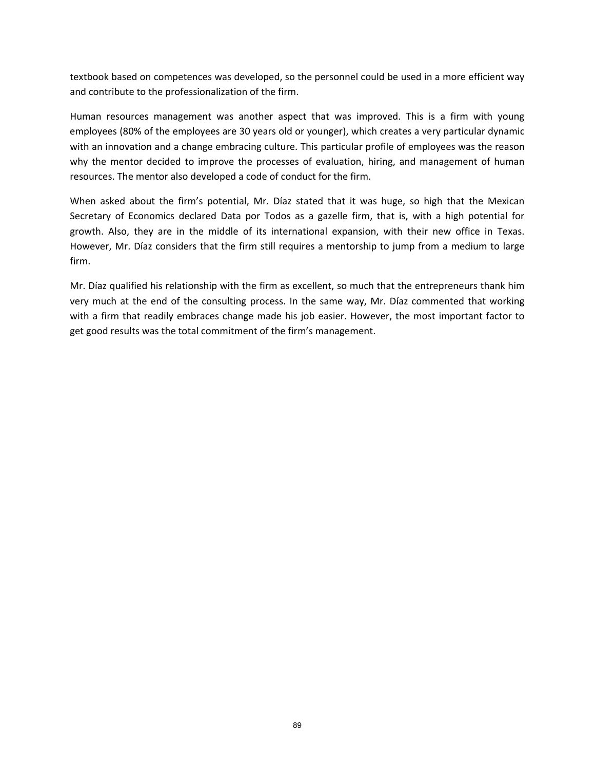textbook based on competences was developed, so the personnel could be used in a more efficient way and contribute to the professionalization of the firm.

Human resources management was another aspect that was improved. This is a firm with young employees (80% of the employees are 30 years old or younger), which creates a very particular dynamic with an innovation and a change embracing culture. This particular profile of employees was the reason why the mentor decided to improve the processes of evaluation, hiring, and management of human resources. The mentor also developed a code of conduct for the firm.

When asked about the firm's potential, Mr. Díaz stated that it was huge, so high that the Mexican Secretary of Economics declared Data por Todos as a gazelle firm, that is, with a high potential for growth. Also, they are in the middle of its international expansion, with their new office in Texas. However, Mr. Díaz considers that the firm still requires a mentorship to jump from a medium to large firm.

Mr. Díaz qualified his relationship with the firm as excellent, so much that the entrepreneurs thank him very much at the end of the consulting process. In the same way, Mr. Díaz commented that working with a firm that readily embraces change made his job easier. However, the most important factor to get good results was the total commitment of the firm's management.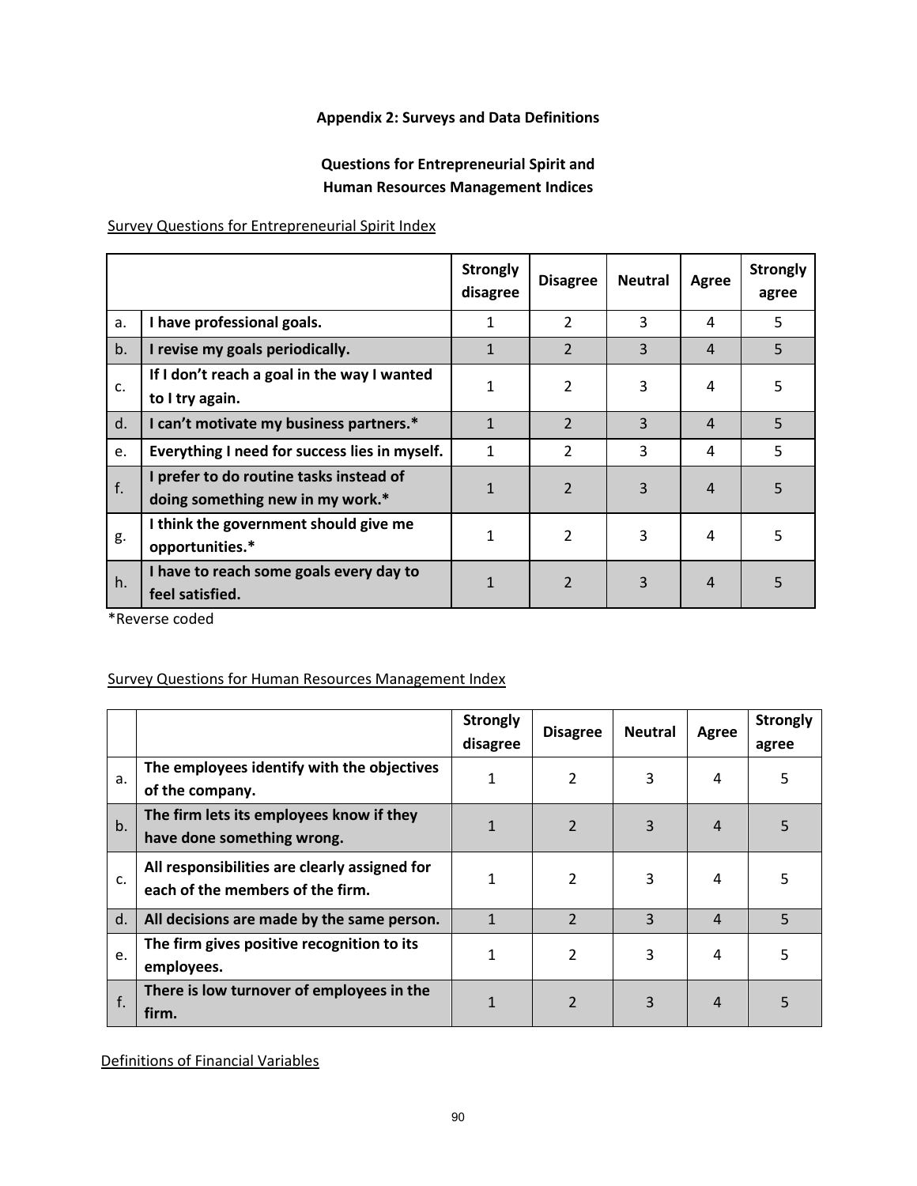**Appendix 2: Surveys and Data Definitions**

**Questions for Entrepreneurial Spirit and Human Resources Management Indices**

Survey Questions for Entrepreneurial Spirit Index

| | | Strongly disagree | Disagree | Neutral | Agree | Strongly agree |
|---|---|---|---|---|---|---|
| a. | **I have professional goals.** | 1 | 2 | 3 | 4 | 5 |
| b. | **I revise my goals periodically.** | 1 | 2 | 3 | 4 | 5 |
| c. | **If I don't reach a goal in the way I wanted to I try again.** | 1 | 2 | 3 | 4 | 5 |
| d. | **I can't motivate my business partners.*** | 1 | 2 | 3 | 4 | 5 |
| e. | **Everything I need for success lies in myself.** | 1 | 2 | 3 | 4 | 5 |
| f. | **I prefer to do routine tasks instead of doing something new in my work.*** | 1 | 2 | 3 | 4 | 5 |
| g. | **I think the government should give me opportunities.*** | 1 | 2 | 3 | 4 | 5 |
| h. | **I have to reach some goals every day to feel satisfied.** | 1 | 2 | 3 | 4 | 5 |

*Reverse coded

Survey Questions for Human Resources Management Index

| | | Strongly disagree | Disagree | Neutral | Agree | Strongly agree |
|---|---|---|---|---|---|---|
| a. | **The employees identify with the objectives of the company.** | 1 | 2 | 3 | 4 | 5 |
| b. | **The firm lets its employees know if they have done something wrong.** | 1 | 2 | 3 | 4 | 5 |
| c. | **All responsibilities are clearly assigned for each of the members of the firm.** | 1 | 2 | 3 | 4 | 5 |
| d. | **All decisions are made by the same person.** | 1 | 2 | 3 | 4 | 5 |
| e. | **The firm gives positive recognition to its employees.** | 1 | 2 | 3 | 4 | 5 |
| f. | **There is low turnover of employees in the firm.** | 1 | 2 | 3 | 4 | 5 |

Definitions of Financial Variables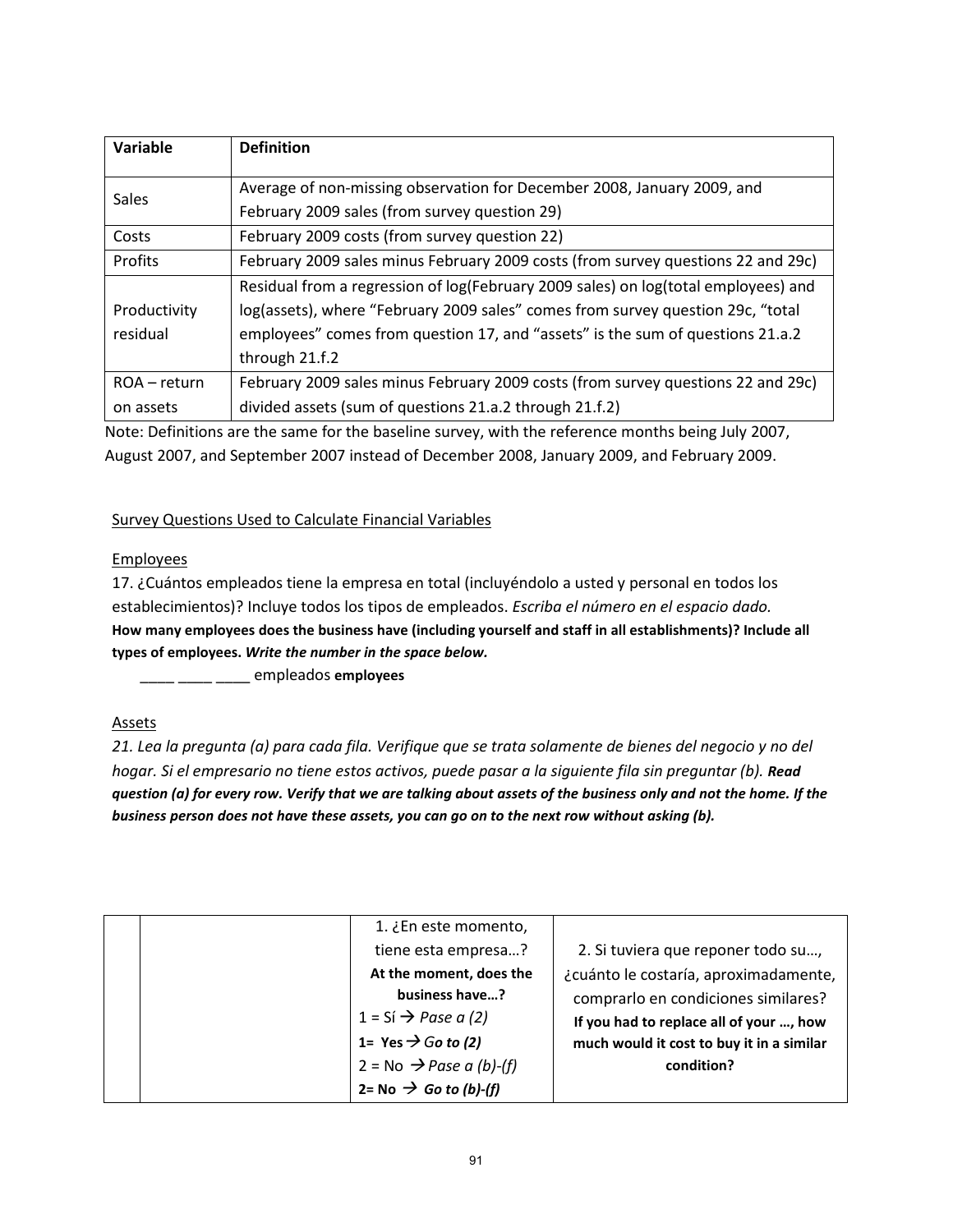| Variable | Definition |
|---|---|
| Sales | Average of non-missing observation for December 2008, January 2009, and February 2009 sales (from survey question 29) |
| Costs | February 2009 costs (from survey question 22) |
| Profits | February 2009 sales minus February 2009 costs (from survey questions 22 and 29c) |
| Productivity residual | Residual from a regression of log(February 2009 sales) on log(total employees) and log(assets), where "February 2009 sales" comes from survey question 29c, "total employees" comes from question 17, and "assets" is the sum of questions 21.a.2 through 21.f.2 |
| ROA – return on assets | February 2009 sales minus February 2009 costs (from survey questions 22 and 29c) divided assets (sum of questions 21.a.2 through 21.f.2) |

Note: Definitions are the same for the baseline survey, with the reference months being July 2007, August 2007, and September 2007 instead of December 2008, January 2009, and February 2009.

Survey Questions Used to Calculate Financial Variables

Employees

17. ¿Cuántos empleados tiene la empresa en total (incluyéndolo a usted y personal en todos los establecimientos)? Incluye todos los tipos de empleados. *Escriba el número en el espacio dado.*
**How many employees does the business have (including yourself and staff in all establishments)? Include all types of employees.** ***Write the number in the space below.***

____ ____ ____ empleados **employees**

Assets

*21. Lea la pregunta (a) para cada fila. Verifique que se trata solamente de bienes del negocio y no del hogar. Si el empresario no tiene estos activos, puede pasar a la siguiente fila sin preguntar (b).* ***Read question (a) for every row. Verify that we are talking about assets of the business only and not the home. If the business person does not have these assets, you can go on to the next row without asking (b).***

| | | 1. ¿En este momento, tiene esta empresa…? **At the moment, does the business have…?** 1 = Sí → *Pase a (2)* **1= Yes →** ***Go to (2)*** 2 = No → *Pase a (b)-(f)* **2= No →** ***Go to (b)-(f)*** | 2. Si tuviera que reponer todo su…, ¿cuánto le costaría, aproximadamente, comprarlo en condiciones similares? **If you had to replace all of your …, how much would it cost to buy it in a similar condition?** |
|---|---|---|---|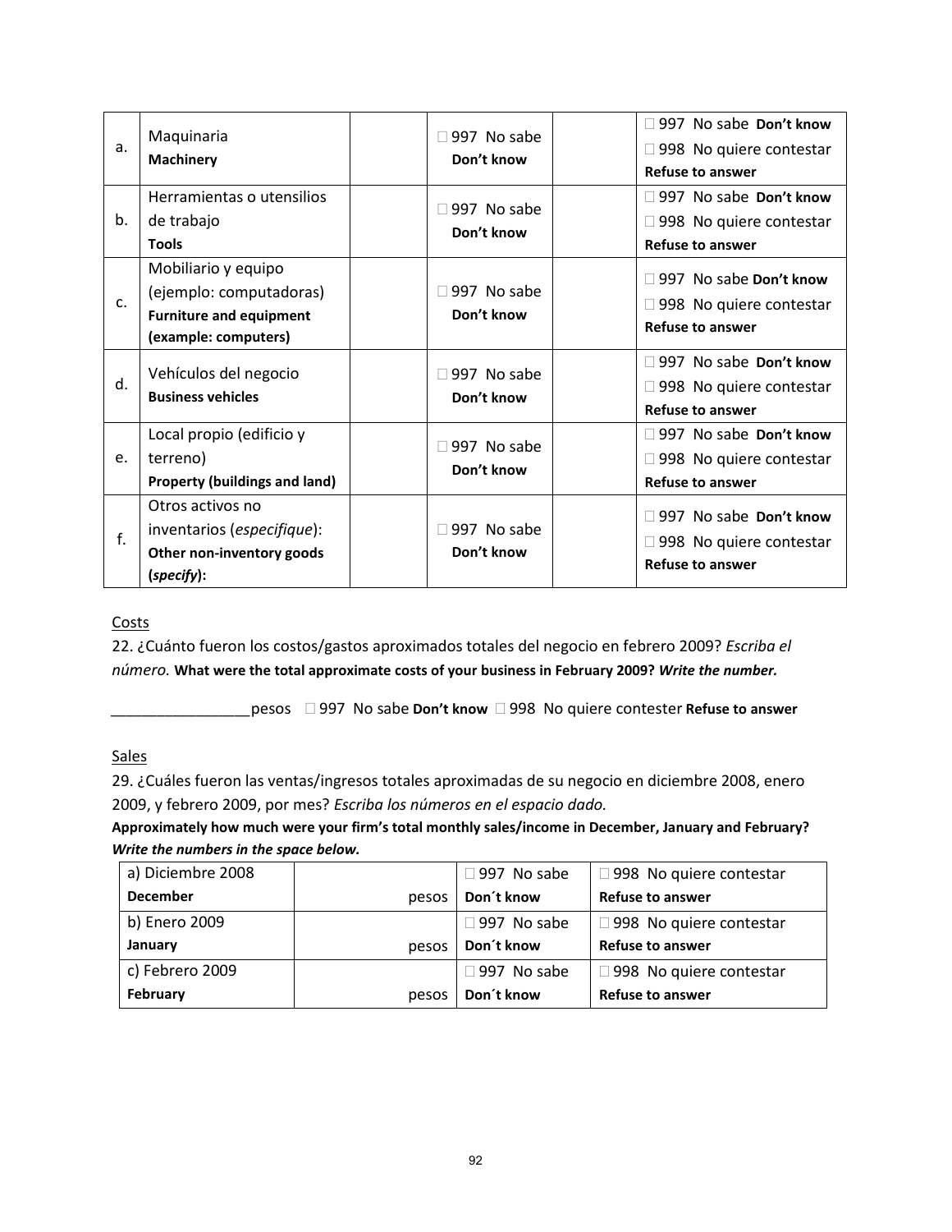| | | | | | |
|---|---|---|---|---|---|
| a. | Maquinaria **Machinery** | | □ 997 No sabe **Don't know** | | □ 997 No sabe **Don't know** □ 998 No quiere contestar **Refuse to answer** |
| b. | Herramientas o utensilios de trabajo **Tools** | | □ 997 No sabe **Don't know** | | □ 997 No sabe **Don't know** □ 998 No quiere contestar **Refuse to answer** |
| c. | Mobiliario y equipo (ejemplo: computadoras) **Furniture and equipment (example: computers)** | | □ 997 No sabe **Don't know** | | □ 997 No sabe **Don't know** □ 998 No quiere contestar **Refuse to answer** |
| d. | Vehículos del negocio **Business vehicles** | | □ 997 No sabe **Don't know** | | □ 997 No sabe **Don't know** □ 998 No quiere contestar **Refuse to answer** |
| e. | Local propio (edificio y terreno) **Property (buildings and land)** | | □ 997 No sabe **Don't know** | | □ 997 No sabe **Don't know** □ 998 No quiere contestar **Refuse to answer** |
| f. | Otros activos no inventarios (*especifique*): **Other non-inventory goods (*specify*):** | | □ 997 No sabe **Don't know** | | □ 997 No sabe **Don't know** □ 998 No quiere contestar **Refuse to answer** |

Costs

22. ¿Cuánto fueron los costos/gastos aproximados totales del negocio en febrero 2009? *Escriba el número.* **What were the total approximate costs of your business in February 2009? *Write the number.***

_________________pesos □ 997 No sabe **Don't know** □ 998 No quiere contester **Refuse to answer**

Sales

29. ¿Cuáles fueron las ventas/ingresos totales aproximadas de su negocio en diciembre 2008, enero 2009, y febrero 2009, por mes? *Escriba los números en el espacio dado.*

**Approximately how much were your firm's total monthly sales/income in December, January and February? *Write the numbers in the space below.***

| | | | |
|---|---|---|---|
| a) Diciembre 2008 **December** | pesos | □ 997 No sabe **Don´t know** | □ 998 No quiere contestar **Refuse to answer** |
| b) Enero 2009 **January** | pesos | □ 997 No sabe **Don´t know** | □ 998 No quiere contestar **Refuse to answer** |
| c) Febrero 2009 **February** | pesos | □ 997 No sabe **Don´t know** | □ 998 No quiere contestar **Refuse to answer** |